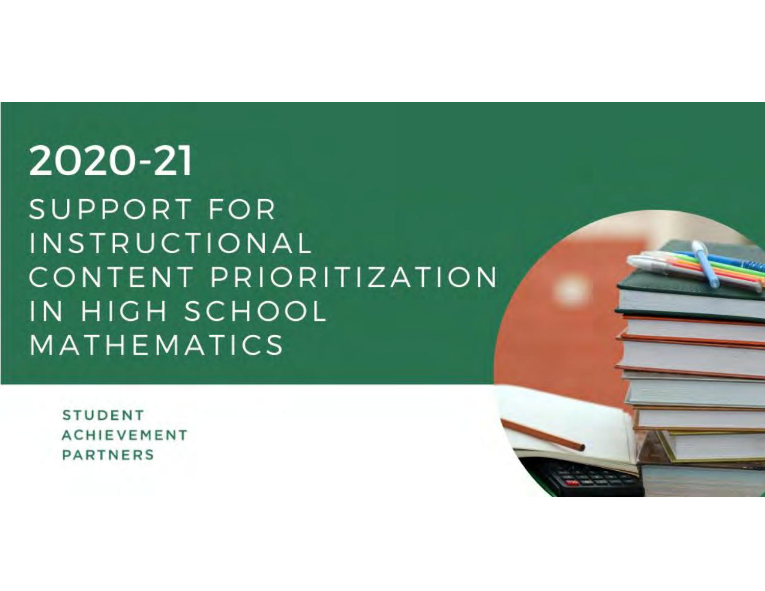# 2020-21

## SUPPORT FOR INSTRUCTIONAL CONTENT PRIORITIZATION IN HIGH SCHOOL MATHEMATICS

**STUDENT ACHIEVEMENT PARTNERS**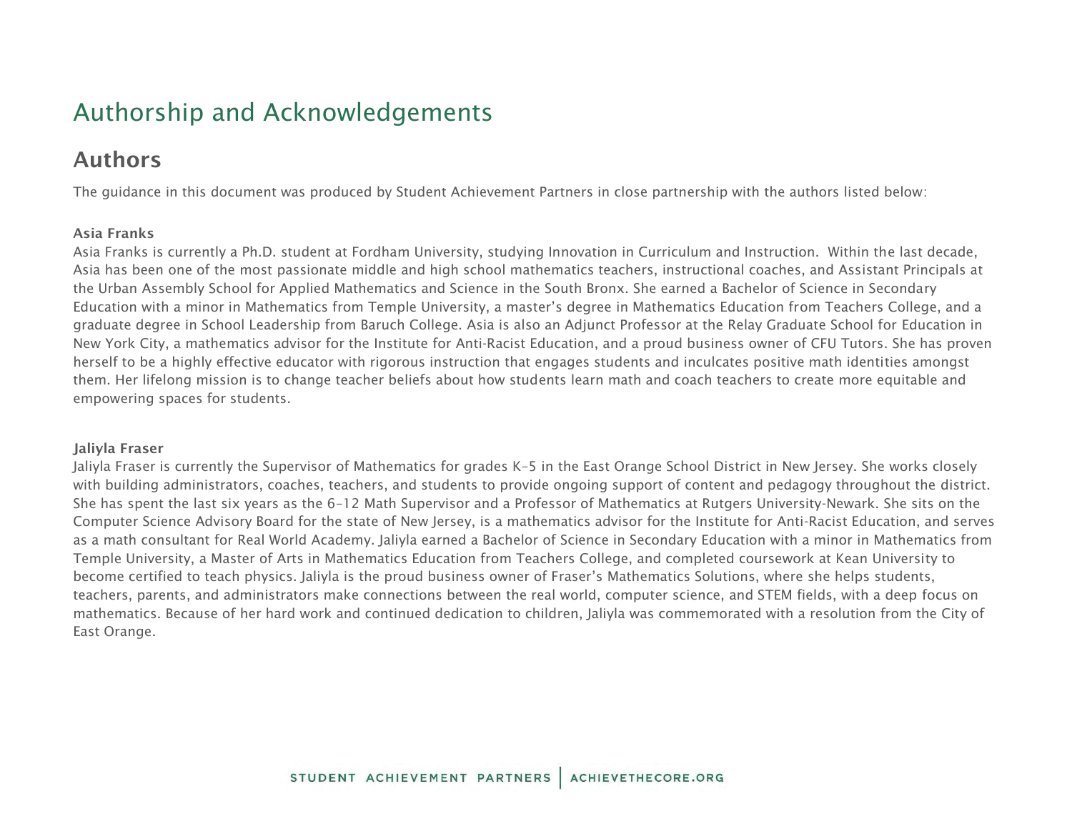# Authorship and Acknowledgements

## Authors

The guidance in this document was produced by Student Achievement Partners in close partnership with the authors listed below:

**Asia Franks**

Asia Franks is currently a Ph.D. student at Fordham University, studying Innovation in Curriculum and Instruction. Within the last decade, Asia has been one of the most passionate middle and high school mathematics teachers, instructional coaches, and Assistant Principals at the Urban Assembly School for Applied Mathematics and Science in the South Bronx. She earned a Bachelor of Science in Secondary Education with a minor in Mathematics from Temple University, a master's degree in Mathematics Education from Teachers College, and a graduate degree in School Leadership from Baruch College. Asia is also an Adjunct Professor at the Relay Graduate School for Education in New York City, a mathematics advisor for the Institute for Anti-Racist Education, and a proud business owner of CFU Tutors. She has proven herself to be a highly effective educator with rigorous instruction that engages students and inculcates positive math identities amongst them. Her lifelong mission is to change teacher beliefs about how students learn math and coach teachers to create more equitable and empowering spaces for students.

**Jaliyla Fraser**

Jaliyla Fraser is currently the Supervisor of Mathematics for grades K–5 in the East Orange School District in New Jersey. She works closely with building administrators, coaches, teachers, and students to provide ongoing support of content and pedagogy throughout the district. She has spent the last six years as the 6–12 Math Supervisor and a Professor of Mathematics at Rutgers University-Newark. She sits on the Computer Science Advisory Board for the state of New Jersey, is a mathematics advisor for the Institute for Anti-Racist Education, and serves as a math consultant for Real World Academy. Jaliyla earned a Bachelor of Science in Secondary Education with a minor in Mathematics from Temple University, a Master of Arts in Mathematics Education from Teachers College, and completed coursework at Kean University to become certified to teach physics. Jaliyla is the proud business owner of Fraser's Mathematics Solutions, where she helps students, teachers, parents, and administrators make connections between the real world, computer science, and STEM fields, with a deep focus on mathematics. Because of her hard work and continued dedication to children, Jaliyla was commemorated with a resolution from the City of East Orange.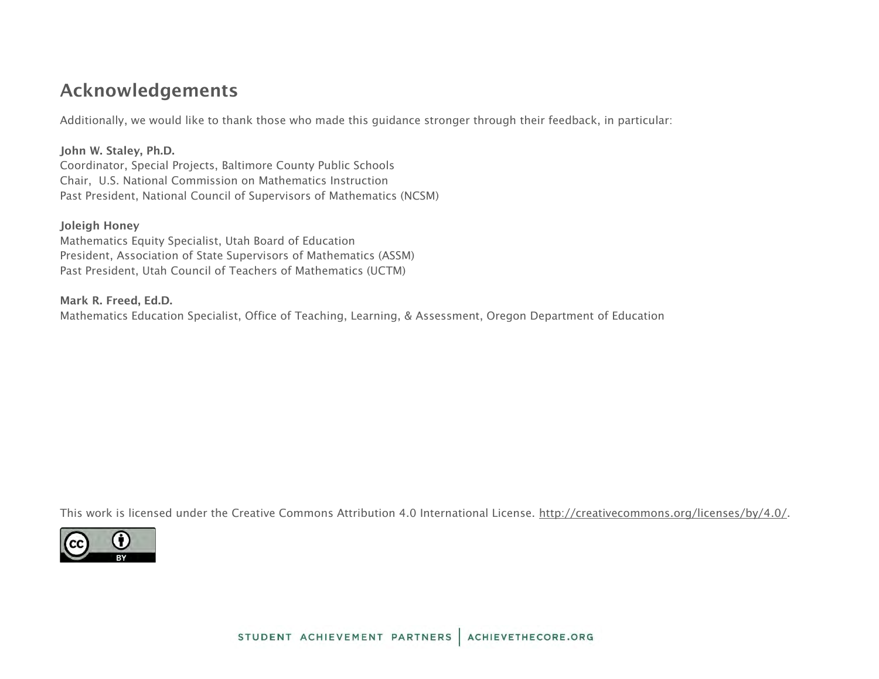## Acknowledgements

Additionally, we would like to thank those who made this guidance stronger through their feedback, in particular:

**John W. Staley, Ph.D.**
Coordinator, Special Projects, Baltimore County Public Schools
Chair, U.S. National Commission on Mathematics Instruction
Past President, National Council of Supervisors of Mathematics (NCSM)

**Joleigh Honey**
Mathematics Equity Specialist, Utah Board of Education
President, Association of State Supervisors of Mathematics (ASSM)
Past President, Utah Council of Teachers of Mathematics (UCTM)

**Mark R. Freed, Ed.D.**
Mathematics Education Specialist, Office of Teaching, Learning, & Assessment, Oregon Department of Education

This work is licensed under the Creative Commons Attribution 4.0 International License. http://creativecommons.org/licenses/by/4.0/.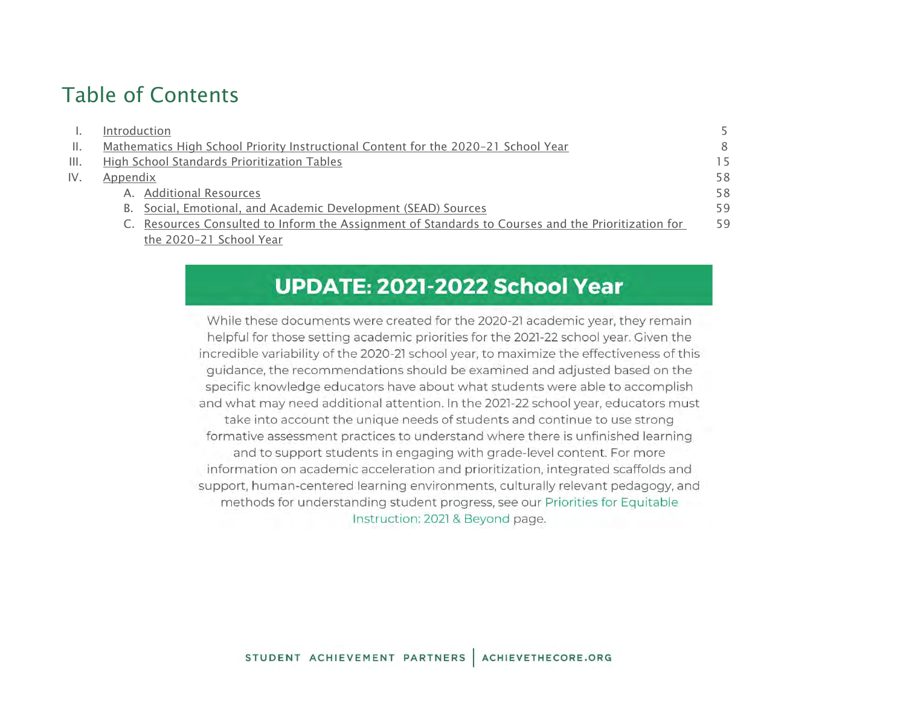# Table of Contents

| | | |
|---|---|---|
| I. | Introduction | 5 |
| II. | Mathematics High School Priority Instructional Content for the 2020–21 School Year | 8 |
| III. | High School Standards Prioritization Tables | 15 |
| IV. | Appendix | 58 |
| | A. Additional Resources | 58 |
| | B. Social, Emotional, and Academic Development (SEAD) Sources | 59 |
| | C. Resources Consulted to Inform the Assignment of Standards to Courses and the Prioritization for the 2020–21 School Year | 59 |

## UPDATE: 2021-2022 School Year

While these documents were created for the 2020-21 academic year, they remain helpful for those setting academic priorities for the 2021-22 school year. Given the incredible variability of the 2020-21 school year, to maximize the effectiveness of this guidance, the recommendations should be examined and adjusted based on the specific knowledge educators have about what students were able to accomplish and what may need additional attention. In the 2021-22 school year, educators must take into account the unique needs of students and continue to use strong formative assessment practices to understand where there is unfinished learning and to support students in engaging with grade-level content. For more information on academic acceleration and prioritization, integrated scaffolds and support, human-centered learning environments, culturally relevant pedagogy, and methods for understanding student progress, see our Priorities for Equitable Instruction: 2021 & Beyond page.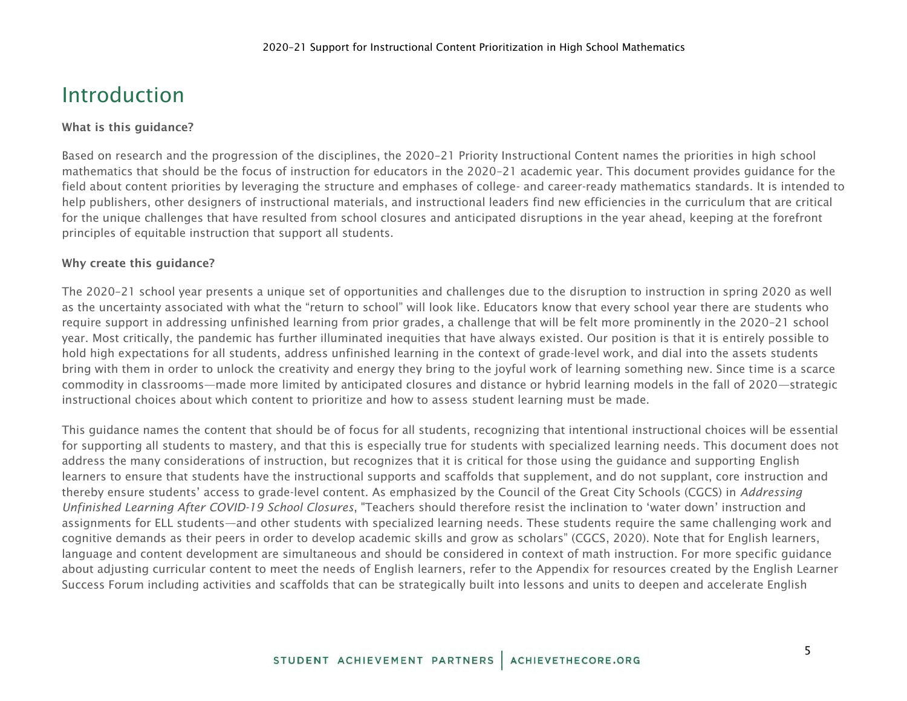# Introduction

**What is this guidance?**

Based on research and the progression of the disciplines, the 2020–21 Priority Instructional Content names the priorities in high school mathematics that should be the focus of instruction for educators in the 2020–21 academic year. This document provides guidance for the field about content priorities by leveraging the structure and emphases of college- and career-ready mathematics standards. It is intended to help publishers, other designers of instructional materials, and instructional leaders find new efficiencies in the curriculum that are critical for the unique challenges that have resulted from school closures and anticipated disruptions in the year ahead, keeping at the forefront principles of equitable instruction that support all students.

**Why create this guidance?**

The 2020–21 school year presents a unique set of opportunities and challenges due to the disruption to instruction in spring 2020 as well as the uncertainty associated with what the "return to school" will look like. Educators know that every school year there are students who require support in addressing unfinished learning from prior grades, a challenge that will be felt more prominently in the 2020–21 school year. Most critically, the pandemic has further illuminated inequities that have always existed. Our position is that it is entirely possible to hold high expectations for all students, address unfinished learning in the context of grade-level work, and dial into the assets students bring with them in order to unlock the creativity and energy they bring to the joyful work of learning something new. Since time is a scarce commodity in classrooms—made more limited by anticipated closures and distance or hybrid learning models in the fall of 2020—strategic instructional choices about which content to prioritize and how to assess student learning must be made.

This guidance names the content that should be of focus for all students, recognizing that intentional instructional choices will be essential for supporting all students to mastery, and that this is especially true for students with specialized learning needs. This document does not address the many considerations of instruction, but recognizes that it is critical for those using the guidance and supporting English learners to ensure that students have the instructional supports and scaffolds that supplement, and do not supplant, core instruction and thereby ensure students' access to grade-level content. As emphasized by the Council of the Great City Schools (CGCS) in *Addressing Unfinished Learning After COVID-19 School Closures*, "Teachers should therefore resist the inclination to 'water down' instruction and assignments for ELL students—and other students with specialized learning needs. These students require the same challenging work and cognitive demands as their peers in order to develop academic skills and grow as scholars" (CGCS, 2020). Note that for English learners, language and content development are simultaneous and should be considered in context of math instruction. For more specific guidance about adjusting curricular content to meet the needs of English learners, refer to the Appendix for resources created by the English Learner Success Forum including activities and scaffolds that can be strategically built into lessons and units to deepen and accelerate English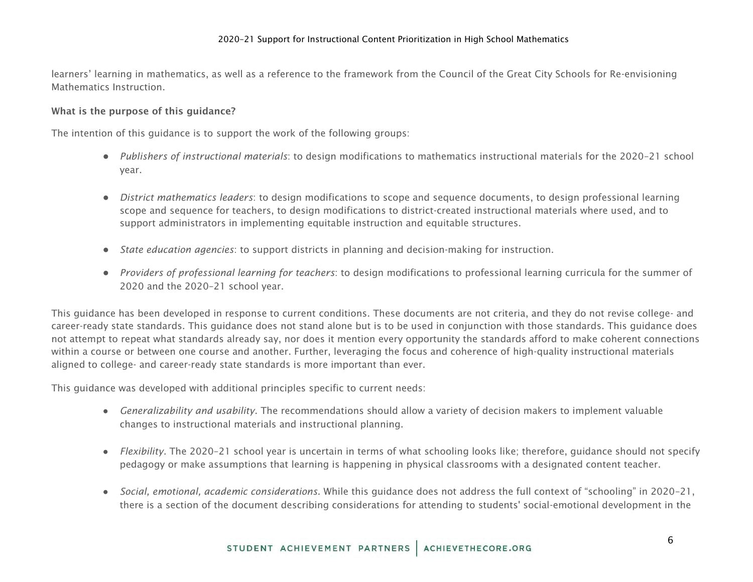learners' learning in mathematics, as well as a reference to the framework from the Council of the Great City Schools for Re-envisioning Mathematics Instruction.

**What is the purpose of this guidance?**

The intention of this guidance is to support the work of the following groups:

- *Publishers of instructional materials*: to design modifications to mathematics instructional materials for the 2020–21 school year.
- *District mathematics leaders*: to design modifications to scope and sequence documents, to design professional learning scope and sequence for teachers, to design modifications to district-created instructional materials where used, and to support administrators in implementing equitable instruction and equitable structures.
- *State education agencies*: to support districts in planning and decision-making for instruction.
- *Providers of professional learning for teachers*: to design modifications to professional learning curricula for the summer of 2020 and the 2020–21 school year.

This guidance has been developed in response to current conditions. These documents are not criteria, and they do not revise college- and career-ready state standards. This guidance does not stand alone but is to be used in conjunction with those standards. This guidance does not attempt to repeat what standards already say, nor does it mention every opportunity the standards afford to make coherent connections within a course or between one course and another. Further, leveraging the focus and coherence of high-quality instructional materials aligned to college- and career-ready state standards is more important than ever.

This guidance was developed with additional principles specific to current needs:

- *Generalizability and usability.* The recommendations should allow a variety of decision makers to implement valuable changes to instructional materials and instructional planning.
- *Flexibility.* The 2020–21 school year is uncertain in terms of what schooling looks like; therefore, guidance should not specify pedagogy or make assumptions that learning is happening in physical classrooms with a designated content teacher.
- *Social, emotional, academic considerations.* While this guidance does not address the full context of "schooling" in 2020–21, there is a section of the document describing considerations for attending to students' social-emotional development in the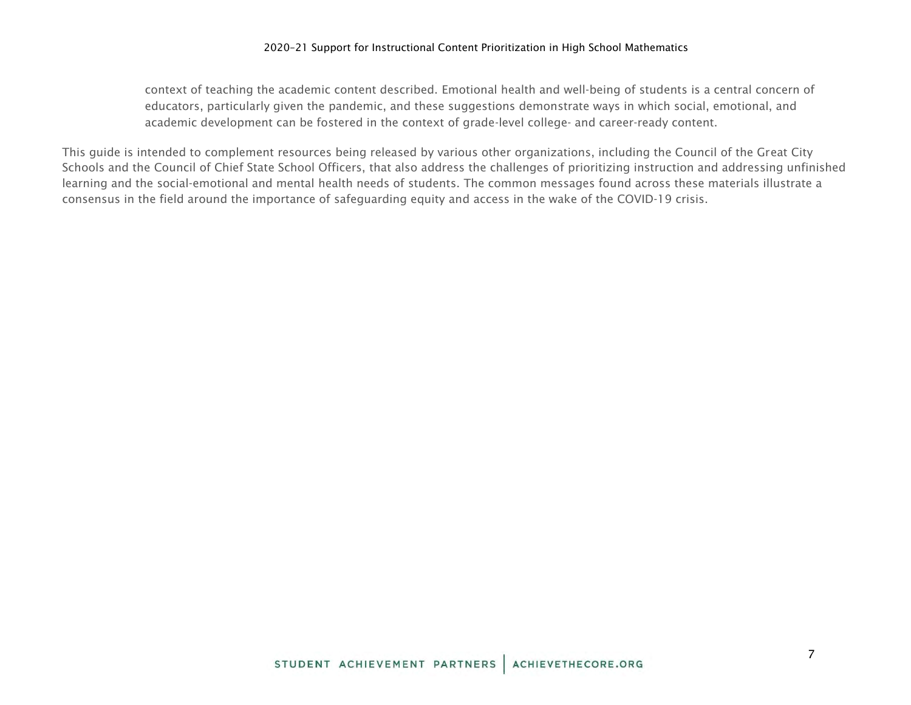context of teaching the academic content described. Emotional health and well-being of students is a central concern of educators, particularly given the pandemic, and these suggestions demonstrate ways in which social, emotional, and academic development can be fostered in the context of grade-level college- and career-ready content.

This guide is intended to complement resources being released by various other organizations, including the Council of the Great City Schools and the Council of Chief State School Officers, that also address the challenges of prioritizing instruction and addressing unfinished learning and the social-emotional and mental health needs of students. The common messages found across these materials illustrate a consensus in the field around the importance of safeguarding equity and access in the wake of the COVID-19 crisis.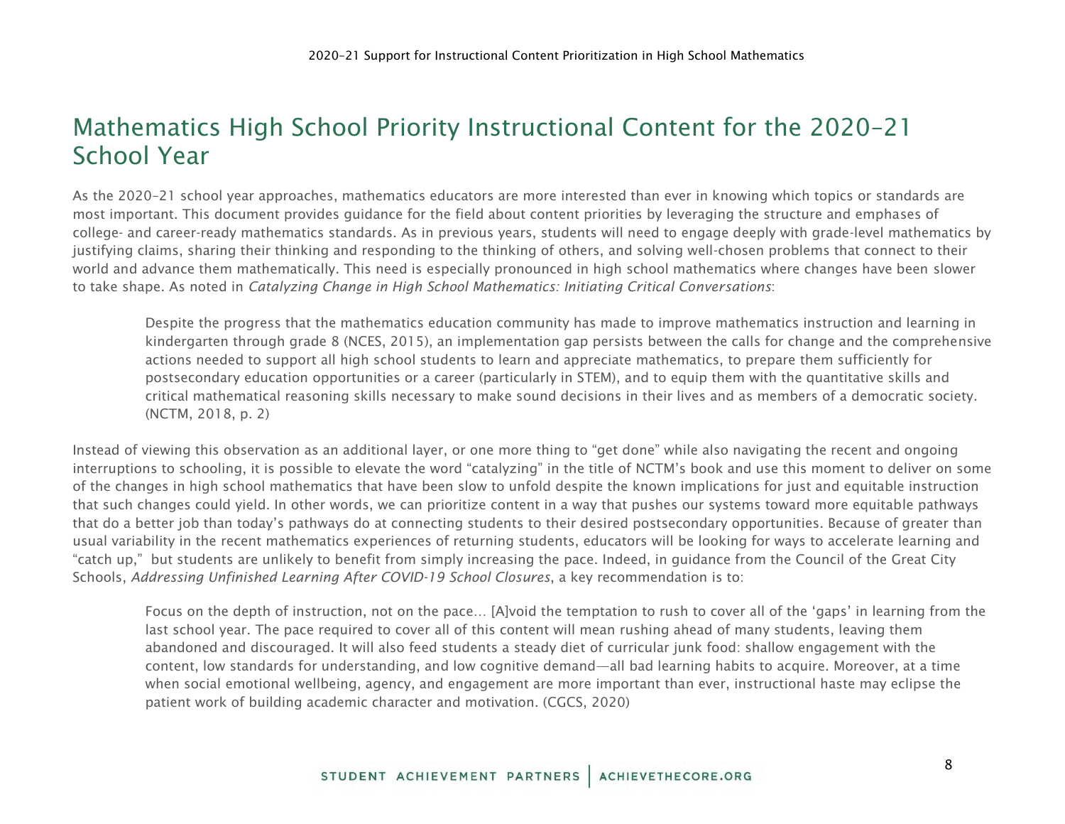# Mathematics High School Priority Instructional Content for the 2020–21 School Year

As the 2020–21 school year approaches, mathematics educators are more interested than ever in knowing which topics or standards are most important. This document provides guidance for the field about content priorities by leveraging the structure and emphases of college- and career-ready mathematics standards. As in previous years, students will need to engage deeply with grade-level mathematics by justifying claims, sharing their thinking and responding to the thinking of others, and solving well-chosen problems that connect to their world and advance them mathematically. This need is especially pronounced in high school mathematics where changes have been slower to take shape. As noted in *Catalyzing Change in High School Mathematics: Initiating Critical Conversations*:

> Despite the progress that the mathematics education community has made to improve mathematics instruction and learning in kindergarten through grade 8 (NCES, 2015), an implementation gap persists between the calls for change and the comprehensive actions needed to support all high school students to learn and appreciate mathematics, to prepare them sufficiently for postsecondary education opportunities or a career (particularly in STEM), and to equip them with the quantitative skills and critical mathematical reasoning skills necessary to make sound decisions in their lives and as members of a democratic society. (NCTM, 2018, p. 2)

Instead of viewing this observation as an additional layer, or one more thing to "get done" while also navigating the recent and ongoing interruptions to schooling, it is possible to elevate the word "catalyzing" in the title of NCTM's book and use this moment to deliver on some of the changes in high school mathematics that have been slow to unfold despite the known implications for just and equitable instruction that such changes could yield. In other words, we can prioritize content in a way that pushes our systems toward more equitable pathways that do a better job than today's pathways do at connecting students to their desired postsecondary opportunities. Because of greater than usual variability in the recent mathematics experiences of returning students, educators will be looking for ways to accelerate learning and "catch up," but students are unlikely to benefit from simply increasing the pace. Indeed, in guidance from the Council of the Great City Schools, *Addressing Unfinished Learning After COVID-19 School Closures*, a key recommendation is to:

> Focus on the depth of instruction, not on the pace… [A]void the temptation to rush to cover all of the 'gaps' in learning from the last school year. The pace required to cover all of this content will mean rushing ahead of many students, leaving them abandoned and discouraged. It will also feed students a steady diet of curricular junk food: shallow engagement with the content, low standards for understanding, and low cognitive demand—all bad learning habits to acquire. Moreover, at a time when social emotional wellbeing, agency, and engagement are more important than ever, instructional haste may eclipse the patient work of building academic character and motivation. (CGCS, 2020)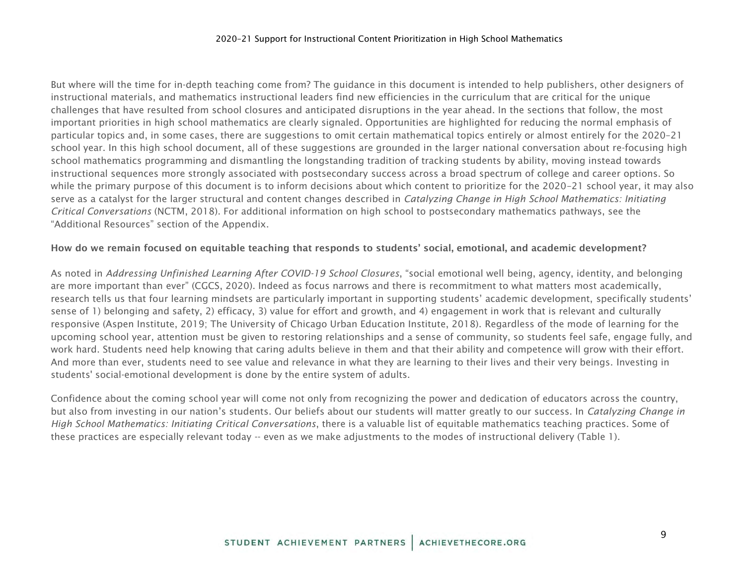But where will the time for in-depth teaching come from? The guidance in this document is intended to help publishers, other designers of instructional materials, and mathematics instructional leaders find new efficiencies in the curriculum that are critical for the unique challenges that have resulted from school closures and anticipated disruptions in the year ahead. In the sections that follow, the most important priorities in high school mathematics are clearly signaled. Opportunities are highlighted for reducing the normal emphasis of particular topics and, in some cases, there are suggestions to omit certain mathematical topics entirely or almost entirely for the 2020–21 school year. In this high school document, all of these suggestions are grounded in the larger national conversation about re-focusing high school mathematics programming and dismantling the longstanding tradition of tracking students by ability, moving instead towards instructional sequences more strongly associated with postsecondary success across a broad spectrum of college and career options. So while the primary purpose of this document is to inform decisions about which content to prioritize for the 2020–21 school year, it may also serve as a catalyst for the larger structural and content changes described in *Catalyzing Change in High School Mathematics: Initiating Critical Conversations* (NCTM, 2018). For additional information on high school to postsecondary mathematics pathways, see the "Additional Resources" section of the Appendix.

**How do we remain focused on equitable teaching that responds to students' social, emotional, and academic development?**

As noted in *Addressing Unfinished Learning After COVID-19 School Closures*, "social emotional well being, agency, identity, and belonging are more important than ever" (CGCS, 2020). Indeed as focus narrows and there is recommitment to what matters most academically, research tells us that four learning mindsets are particularly important in supporting students' academic development, specifically students' sense of 1) belonging and safety, 2) efficacy, 3) value for effort and growth, and 4) engagement in work that is relevant and culturally responsive (Aspen Institute, 2019; The University of Chicago Urban Education Institute, 2018). Regardless of the mode of learning for the upcoming school year, attention must be given to restoring relationships and a sense of community, so students feel safe, engage fully, and work hard. Students need help knowing that caring adults believe in them and that their ability and competence will grow with their effort. And more than ever, students need to see value and relevance in what they are learning to their lives and their very beings. Investing in students' social-emotional development is done by the entire system of adults.

Confidence about the coming school year will come not only from recognizing the power and dedication of educators across the country, but also from investing in our nation's students. Our beliefs about our students will matter greatly to our success. In *Catalyzing Change in High School Mathematics: Initiating Critical Conversations*, there is a valuable list of equitable mathematics teaching practices. Some of these practices are especially relevant today -- even as we make adjustments to the modes of instructional delivery (Table 1).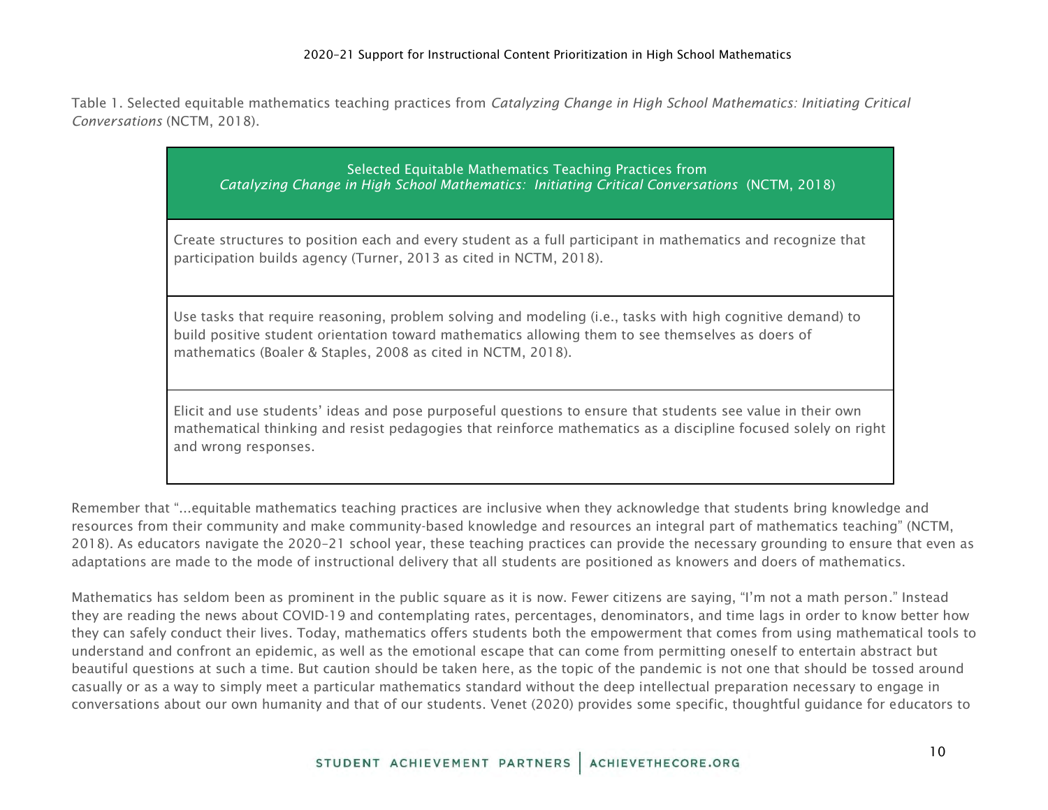Table 1. Selected equitable mathematics teaching practices from *Catalyzing Change in High School Mathematics: Initiating Critical Conversations* (NCTM, 2018).

| Selected Equitable Mathematics Teaching Practices from *Catalyzing Change in High School Mathematics: Initiating Critical Conversations* (NCTM, 2018) |
| --- |
| Create structures to position each and every student as a full participant in mathematics and recognize that participation builds agency (Turner, 2013 as cited in NCTM, 2018). |
| Use tasks that require reasoning, problem solving and modeling (i.e., tasks with high cognitive demand) to build positive student orientation toward mathematics allowing them to see themselves as doers of mathematics (Boaler & Staples, 2008 as cited in NCTM, 2018). |
| Elicit and use students' ideas and pose purposeful questions to ensure that students see value in their own mathematical thinking and resist pedagogies that reinforce mathematics as a discipline focused solely on right and wrong responses. |

Remember that "...equitable mathematics teaching practices are inclusive when they acknowledge that students bring knowledge and resources from their community and make community-based knowledge and resources an integral part of mathematics teaching" (NCTM, 2018). As educators navigate the 2020–21 school year, these teaching practices can provide the necessary grounding to ensure that even as adaptations are made to the mode of instructional delivery that all students are positioned as knowers and doers of mathematics.

Mathematics has seldom been as prominent in the public square as it is now. Fewer citizens are saying, "I'm not a math person." Instead they are reading the news about COVID-19 and contemplating rates, percentages, denominators, and time lags in order to know better how they can safely conduct their lives. Today, mathematics offers students both the empowerment that comes from using mathematical tools to understand and confront an epidemic, as well as the emotional escape that can come from permitting oneself to entertain abstract but beautiful questions at such a time. But caution should be taken here, as the topic of the pandemic is not one that should be tossed around casually or as a way to simply meet a particular mathematics standard without the deep intellectual preparation necessary to engage in conversations about our own humanity and that of our students. Venet (2020) provides some specific, thoughtful guidance for educators to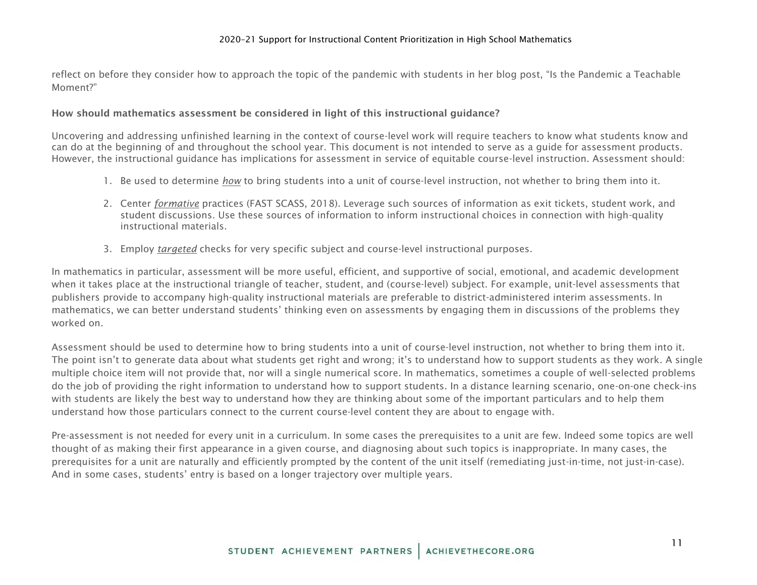reflect on before they consider how to approach the topic of the pandemic with students in her blog post, "Is the Pandemic a Teachable Moment?"

**How should mathematics assessment be considered in light of this instructional guidance?**

Uncovering and addressing unfinished learning in the context of course-level work will require teachers to know what students know and can do at the beginning of and throughout the school year. This document is not intended to serve as a guide for assessment products. However, the instructional guidance has implications for assessment in service of equitable course-level instruction. Assessment should:

1. Be used to determine *how* to bring students into a unit of course-level instruction, not whether to bring them into it.
2. Center *formative* practices (FAST SCASS, 2018). Leverage such sources of information as exit tickets, student work, and student discussions. Use these sources of information to inform instructional choices in connection with high-quality instructional materials.
3. Employ *targeted* checks for very specific subject and course-level instructional purposes.

In mathematics in particular, assessment will be more useful, efficient, and supportive of social, emotional, and academic development when it takes place at the instructional triangle of teacher, student, and (course-level) subject. For example, unit-level assessments that publishers provide to accompany high-quality instructional materials are preferable to district-administered interim assessments. In mathematics, we can better understand students' thinking even on assessments by engaging them in discussions of the problems they worked on.

Assessment should be used to determine how to bring students into a unit of course-level instruction, not whether to bring them into it. The point isn't to generate data about what students get right and wrong; it's to understand how to support students as they work. A single multiple choice item will not provide that, nor will a single numerical score. In mathematics, sometimes a couple of well-selected problems do the job of providing the right information to understand how to support students. In a distance learning scenario, one-on-one check-ins with students are likely the best way to understand how they are thinking about some of the important particulars and to help them understand how those particulars connect to the current course-level content they are about to engage with.

Pre-assessment is not needed for every unit in a curriculum. In some cases the prerequisites to a unit are few. Indeed some topics are well thought of as making their first appearance in a given course, and diagnosing about such topics is inappropriate. In many cases, the prerequisites for a unit are naturally and efficiently prompted by the content of the unit itself (remediating just-in-time, not just-in-case). And in some cases, students' entry is based on a longer trajectory over multiple years.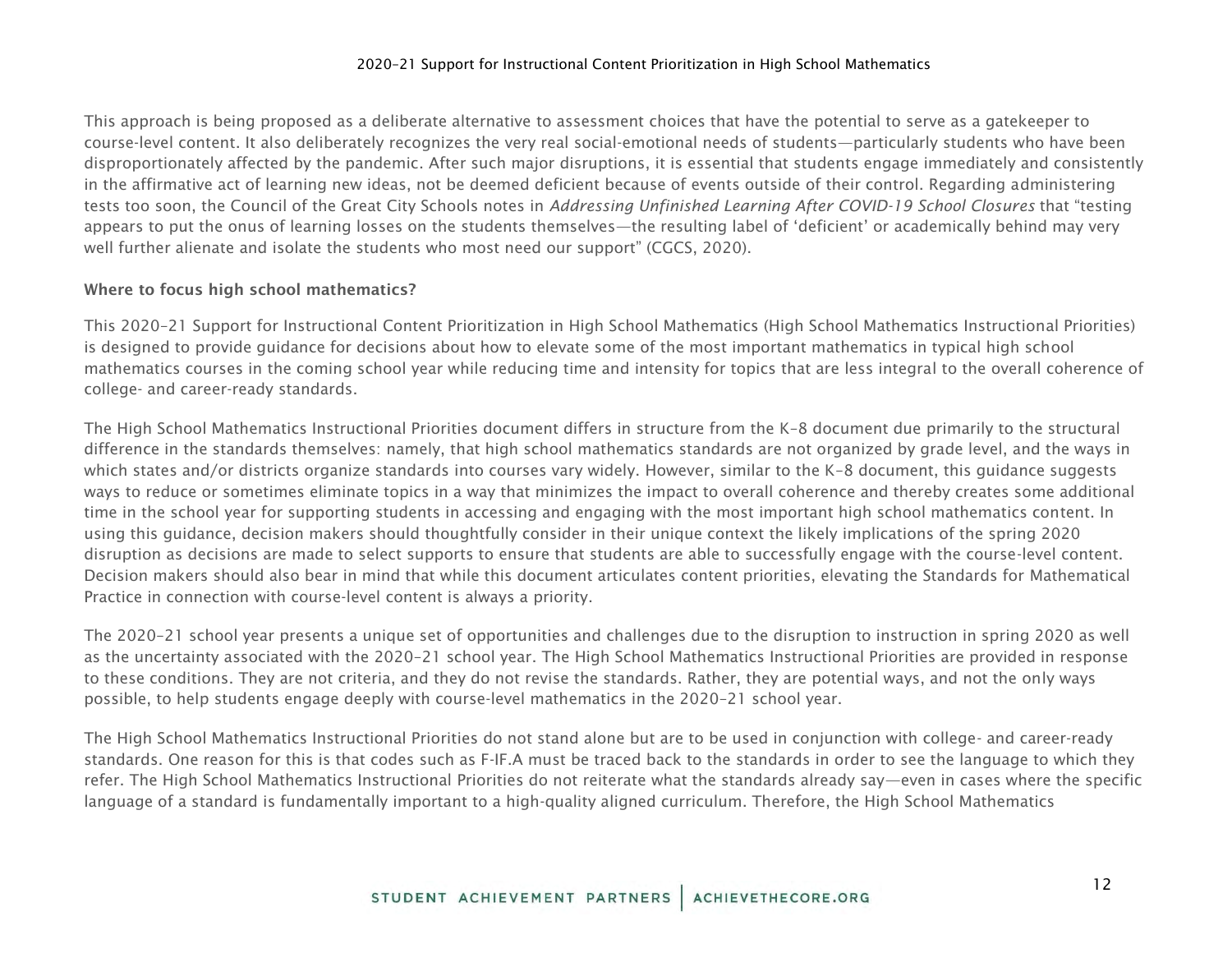This approach is being proposed as a deliberate alternative to assessment choices that have the potential to serve as a gatekeeper to course-level content. It also deliberately recognizes the very real social-emotional needs of students—particularly students who have been disproportionately affected by the pandemic. After such major disruptions, it is essential that students engage immediately and consistently in the affirmative act of learning new ideas, not be deemed deficient because of events outside of their control. Regarding administering tests too soon, the Council of the Great City Schools notes in *Addressing Unfinished Learning After COVID-19 School Closures* that "testing appears to put the onus of learning losses on the students themselves—the resulting label of 'deficient' or academically behind may very well further alienate and isolate the students who most need our support" (CGCS, 2020).

### Where to focus high school mathematics?

This 2020–21 Support for Instructional Content Prioritization in High School Mathematics (High School Mathematics Instructional Priorities) is designed to provide guidance for decisions about how to elevate some of the most important mathematics in typical high school mathematics courses in the coming school year while reducing time and intensity for topics that are less integral to the overall coherence of college- and career-ready standards.

The High School Mathematics Instructional Priorities document differs in structure from the K–8 document due primarily to the structural difference in the standards themselves: namely, that high school mathematics standards are not organized by grade level, and the ways in which states and/or districts organize standards into courses vary widely. However, similar to the K–8 document, this guidance suggests ways to reduce or sometimes eliminate topics in a way that minimizes the impact to overall coherence and thereby creates some additional time in the school year for supporting students in accessing and engaging with the most important high school mathematics content. In using this guidance, decision makers should thoughtfully consider in their unique context the likely implications of the spring 2020 disruption as decisions are made to select supports to ensure that students are able to successfully engage with the course-level content. Decision makers should also bear in mind that while this document articulates content priorities, elevating the Standards for Mathematical Practice in connection with course-level content is always a priority.

The 2020–21 school year presents a unique set of opportunities and challenges due to the disruption to instruction in spring 2020 as well as the uncertainty associated with the 2020–21 school year. The High School Mathematics Instructional Priorities are provided in response to these conditions. They are not criteria, and they do not revise the standards. Rather, they are potential ways, and not the only ways possible, to help students engage deeply with course-level mathematics in the 2020–21 school year.

The High School Mathematics Instructional Priorities do not stand alone but are to be used in conjunction with college- and career-ready standards. One reason for this is that codes such as F-IF.A must be traced back to the standards in order to see the language to which they refer. The High School Mathematics Instructional Priorities do not reiterate what the standards already say—even in cases where the specific language of a standard is fundamentally important to a high-quality aligned curriculum. Therefore, the High School Mathematics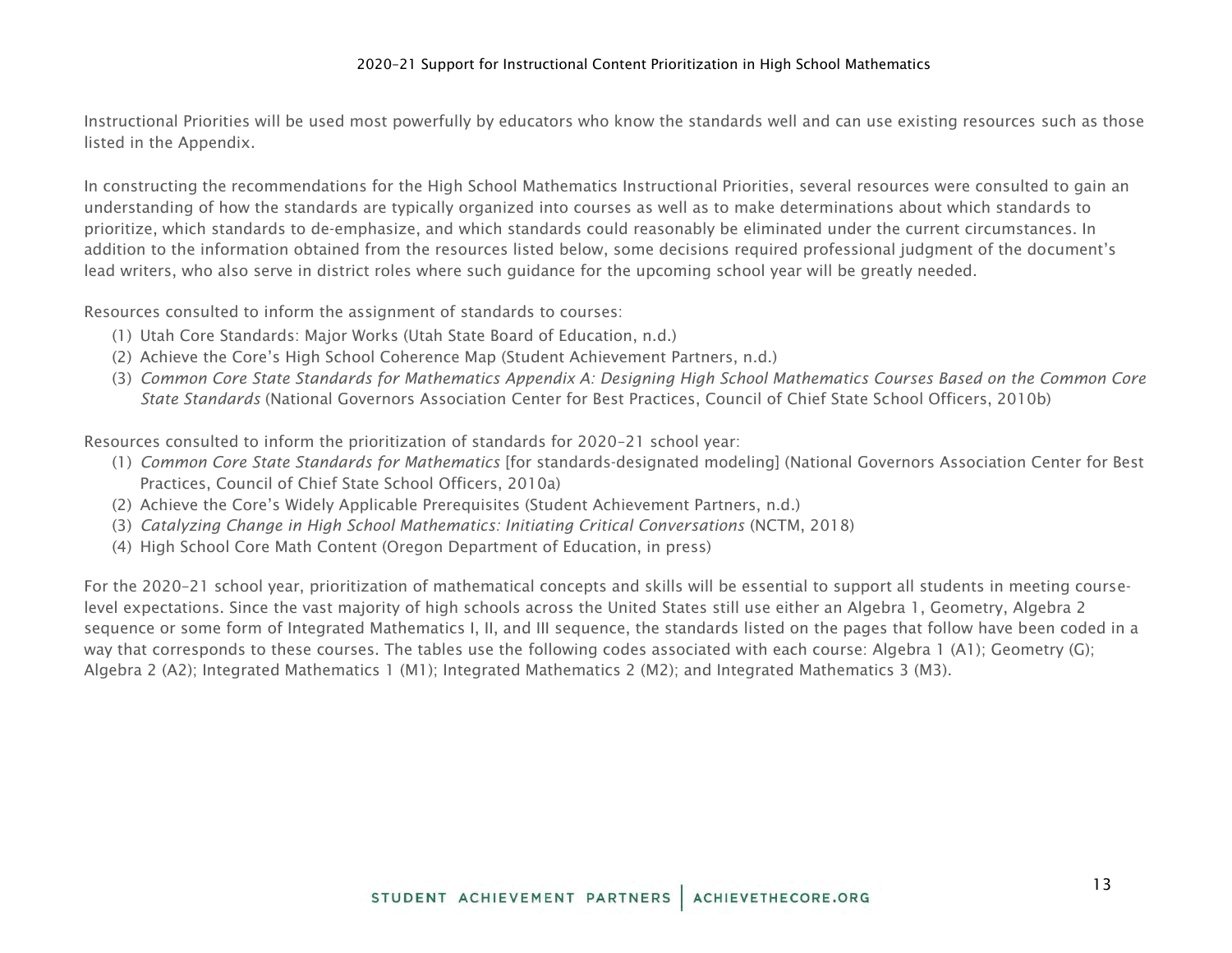Instructional Priorities will be used most powerfully by educators who know the standards well and can use existing resources such as those listed in the Appendix.

In constructing the recommendations for the High School Mathematics Instructional Priorities, several resources were consulted to gain an understanding of how the standards are typically organized into courses as well as to make determinations about which standards to prioritize, which standards to de-emphasize, and which standards could reasonably be eliminated under the current circumstances. In addition to the information obtained from the resources listed below, some decisions required professional judgment of the document's lead writers, who also serve in district roles where such guidance for the upcoming school year will be greatly needed.

Resources consulted to inform the assignment of standards to courses:

(1) Utah Core Standards: Major Works (Utah State Board of Education, n.d.)
(2) Achieve the Core's High School Coherence Map (Student Achievement Partners, n.d.)
(3) *Common Core State Standards for Mathematics Appendix A: Designing High School Mathematics Courses Based on the Common Core State Standards* (National Governors Association Center for Best Practices, Council of Chief State School Officers, 2010b)

Resources consulted to inform the prioritization of standards for 2020–21 school year:

(1) *Common Core State Standards for Mathematics* [for standards-designated modeling] (National Governors Association Center for Best Practices, Council of Chief State School Officers, 2010a)
(2) Achieve the Core's Widely Applicable Prerequisites (Student Achievement Partners, n.d.)
(3) *Catalyzing Change in High School Mathematics: Initiating Critical Conversations* (NCTM, 2018)
(4) High School Core Math Content (Oregon Department of Education, in press)

For the 2020–21 school year, prioritization of mathematical concepts and skills will be essential to support all students in meeting course-level expectations. Since the vast majority of high schools across the United States still use either an Algebra 1, Geometry, Algebra 2 sequence or some form of Integrated Mathematics I, II, and III sequence, the standards listed on the pages that follow have been coded in a way that corresponds to these courses. The tables use the following codes associated with each course: Algebra 1 (A1); Geometry (G); Algebra 2 (A2); Integrated Mathematics 1 (M1); Integrated Mathematics 2 (M2); and Integrated Mathematics 3 (M3).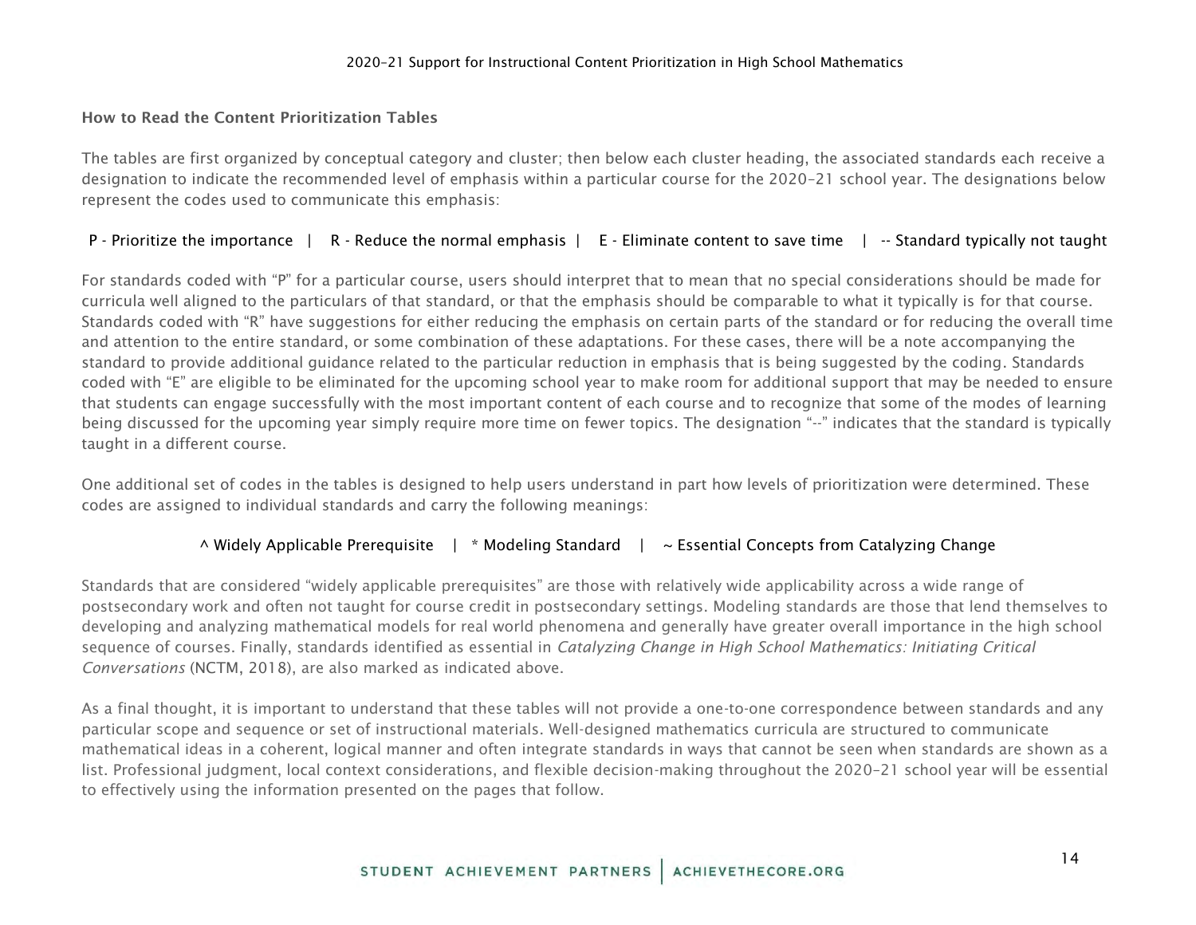**How to Read the Content Prioritization Tables**

The tables are first organized by conceptual category and cluster; then below each cluster heading, the associated standards each receive a designation to indicate the recommended level of emphasis within a particular course for the 2020–21 school year. The designations below represent the codes used to communicate this emphasis:

P - Prioritize the importance | R - Reduce the normal emphasis | E - Eliminate content to save time | -- Standard typically not taught

For standards coded with "P" for a particular course, users should interpret that to mean that no special considerations should be made for curricula well aligned to the particulars of that standard, or that the emphasis should be comparable to what it typically is for that course. Standards coded with "R" have suggestions for either reducing the emphasis on certain parts of the standard or for reducing the overall time and attention to the entire standard, or some combination of these adaptations. For these cases, there will be a note accompanying the standard to provide additional guidance related to the particular reduction in emphasis that is being suggested by the coding. Standards coded with "E" are eligible to be eliminated for the upcoming school year to make room for additional support that may be needed to ensure that students can engage successfully with the most important content of each course and to recognize that some of the modes of learning being discussed for the upcoming year simply require more time on fewer topics. The designation "--" indicates that the standard is typically taught in a different course.

One additional set of codes in the tables is designed to help users understand in part how levels of prioritization were determined. These codes are assigned to individual standards and carry the following meanings:

^ Widely Applicable Prerequisite | * Modeling Standard | ~ Essential Concepts from Catalyzing Change

Standards that are considered "widely applicable prerequisites" are those with relatively wide applicability across a wide range of postsecondary work and often not taught for course credit in postsecondary settings. Modeling standards are those that lend themselves to developing and analyzing mathematical models for real world phenomena and generally have greater overall importance in the high school sequence of courses. Finally, standards identified as essential in *Catalyzing Change in High School Mathematics: Initiating Critical Conversations* (NCTM, 2018), are also marked as indicated above.

As a final thought, it is important to understand that these tables will not provide a one-to-one correspondence between standards and any particular scope and sequence or set of instructional materials. Well-designed mathematics curricula are structured to communicate mathematical ideas in a coherent, logical manner and often integrate standards in ways that cannot be seen when standards are shown as a list. Professional judgment, local context considerations, and flexible decision-making throughout the 2020–21 school year will be essential to effectively using the information presented on the pages that follow.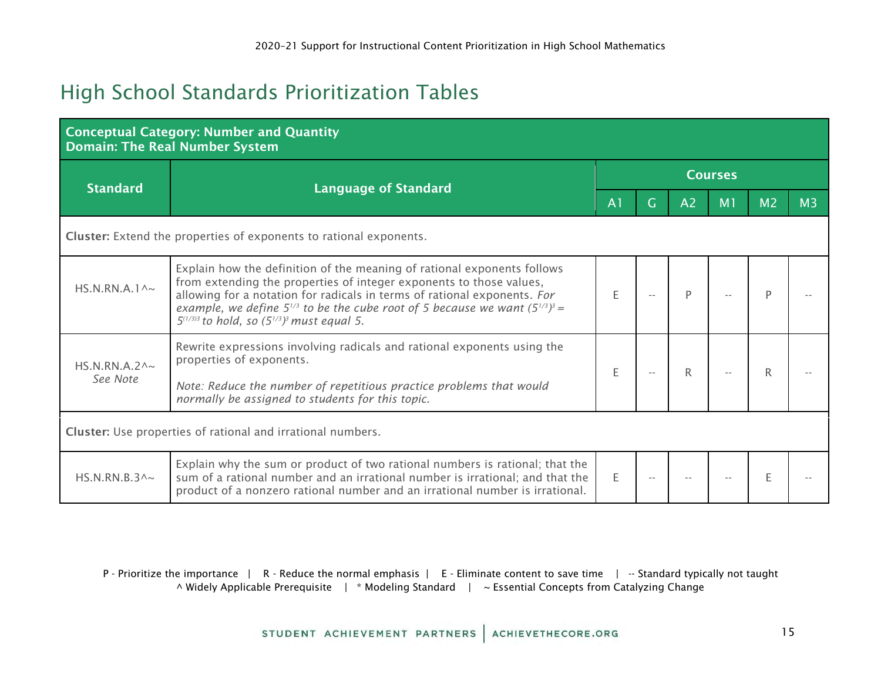# High School Standards Prioritization Tables

| **Conceptual Category: Number and Quantity**<br>**Domain: The Real Number System** | | | | | | | |
|---|---|---|---|---|---|---|---|
| **Standard** | **Language of Standard** | **Courses** | | | | | |
| | | **A1** | **G** | **A2** | **M1** | **M2** | **M3** |
| **Cluster:** Extend the properties of exponents to rational exponents. | | | | | | | |
| HS.N.RN.A.1^~ | Explain how the definition of the meaning of rational exponents follows from extending the properties of integer exponents to those values, allowing for a notation for radicals in terms of rational exponents. *For example, we define $5^{1/3}$ to be the cube root of 5 because we want $(5^{1/3})^3 = 5^{(1/3)3}$ to hold, so $(5^{1/3})^3$ must equal 5.* | E | -- | P | -- | P | -- |
| HS.N.RN.A.2^~ *See Note* | Rewrite expressions involving radicals and rational exponents using the properties of exponents.<br><br>*Note: Reduce the number of repetitious practice problems that would normally be assigned to students for this topic.* | E | -- | R | -- | R | -- |
| **Cluster:** Use properties of rational and irrational numbers. | | | | | | | |
| HS.N.RN.B.3^~ | Explain why the sum or product of two rational numbers is rational; that the sum of a rational number and an irrational number is irrational; and that the product of a nonzero rational number and an irrational number is irrational. | E | -- | -- | -- | E | -- |

P - Prioritize the importance | R - Reduce the normal emphasis | E - Eliminate content to save time | -- Standard typically not taught
^ Widely Applicable Prerequisite | * Modeling Standard | ~ Essential Concepts from Catalyzing Change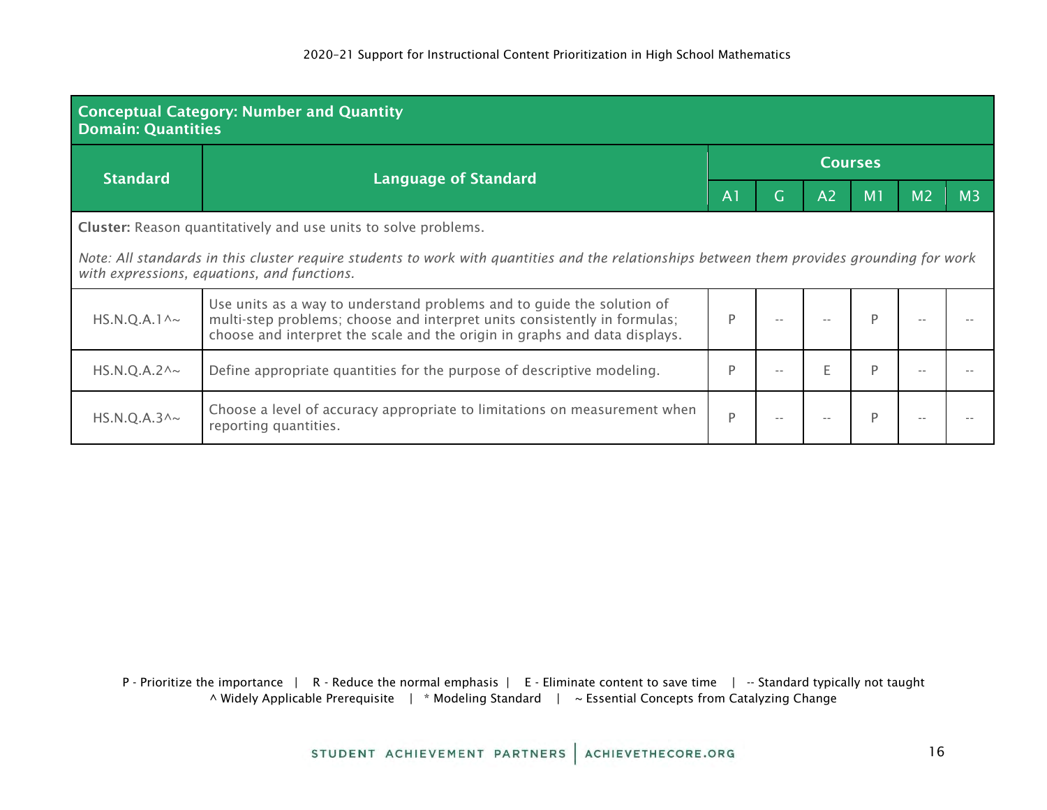| **Conceptual Category: Number and Quantity**<br>**Domain: Quantities** | | | | | | | |
|---|---|---|---|---|---|---|---|
| **Standard** | **Language of Standard** | **Courses** | | | | | |
| | | A1 | G | A2 | M1 | M2 | M3 |
| **Cluster:** Reason quantitatively and use units to solve problems.<br><br>*Note: All standards in this cluster require students to work with quantities and the relationships between them provides grounding for work with expressions, equations, and functions.* | | | | | | | |
| HS.N.Q.A.1^~ | Use units as a way to understand problems and to guide the solution of multi-step problems; choose and interpret units consistently in formulas; choose and interpret the scale and the origin in graphs and data displays. | P | -- | -- | P | -- | -- |
| HS.N.Q.A.2^~ | Define appropriate quantities for the purpose of descriptive modeling. | P | -- | E | P | -- | -- |
| HS.N.Q.A.3^~ | Choose a level of accuracy appropriate to limitations on measurement when reporting quantities. | P | -- | -- | P | -- | -- |

P - Prioritize the importance | R - Reduce the normal emphasis | E - Eliminate content to save time | -- Standard typically not taught
^ Widely Applicable Prerequisite | * Modeling Standard | ~ Essential Concepts from Catalyzing Change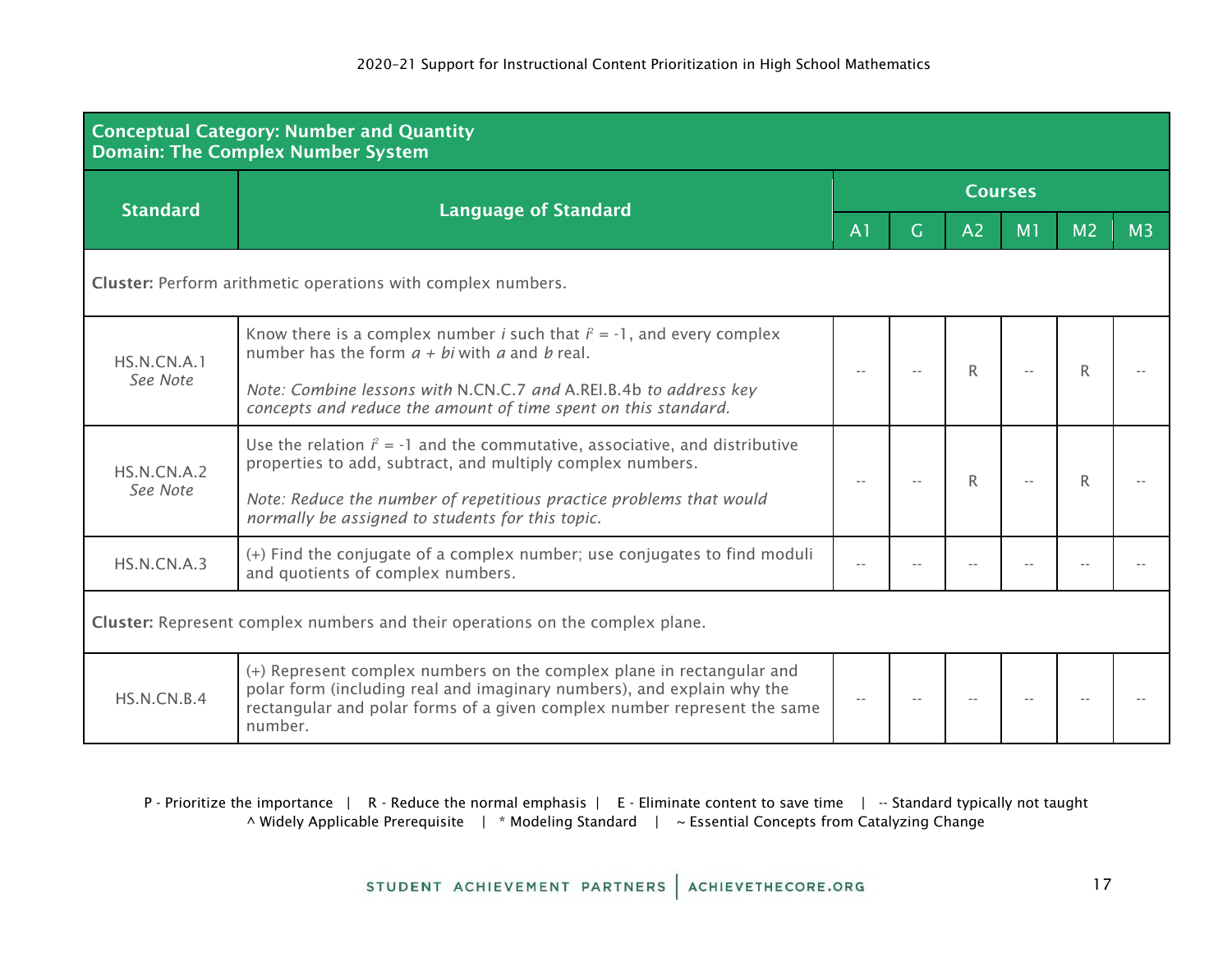| Conceptual Category: Number and Quantity<br>Domain: The Complex Number System | | | | | | | |
|---|---|---|---|---|---|---|---|
| **Standard** | **Language of Standard** | **Courses** | | | | | |
| | | **A1** | **G** | **A2** | **M1** | **M2** | **M3** |
| **Cluster:** Perform arithmetic operations with complex numbers. | | | | | | | |
| HS.N.CN.A.1<br>*See Note* | Know there is a complex number $i$ such that $i^2 = -1$, and every complex number has the form $a + bi$ with $a$ and $b$ real.<br><br>*Note: Combine lessons with* N.CN.C.7 *and* A.REI.B.4b *to address key concepts and reduce the amount of time spent on this standard.* | -- | -- | R | -- | R | -- |
| HS.N.CN.A.2<br>*See Note* | Use the relation $i^2 = -1$ and the commutative, associative, and distributive properties to add, subtract, and multiply complex numbers.<br><br>*Note: Reduce the number of repetitious practice problems that would normally be assigned to students for this topic.* | -- | -- | R | -- | R | -- |
| HS.N.CN.A.3 | (+) Find the conjugate of a complex number; use conjugates to find moduli and quotients of complex numbers. | -- | -- | -- | -- | -- | -- |
| **Cluster:** Represent complex numbers and their operations on the complex plane. | | | | | | | |
| HS.N.CN.B.4 | (+) Represent complex numbers on the complex plane in rectangular and polar form (including real and imaginary numbers), and explain why the rectangular and polar forms of a given complex number represent the same number. | -- | -- | -- | -- | -- | -- |

P - Prioritize the importance | R - Reduce the normal emphasis | E - Eliminate content to save time | -- Standard typically not taught
^ Widely Applicable Prerequisite | * Modeling Standard | ~ Essential Concepts from Catalyzing Change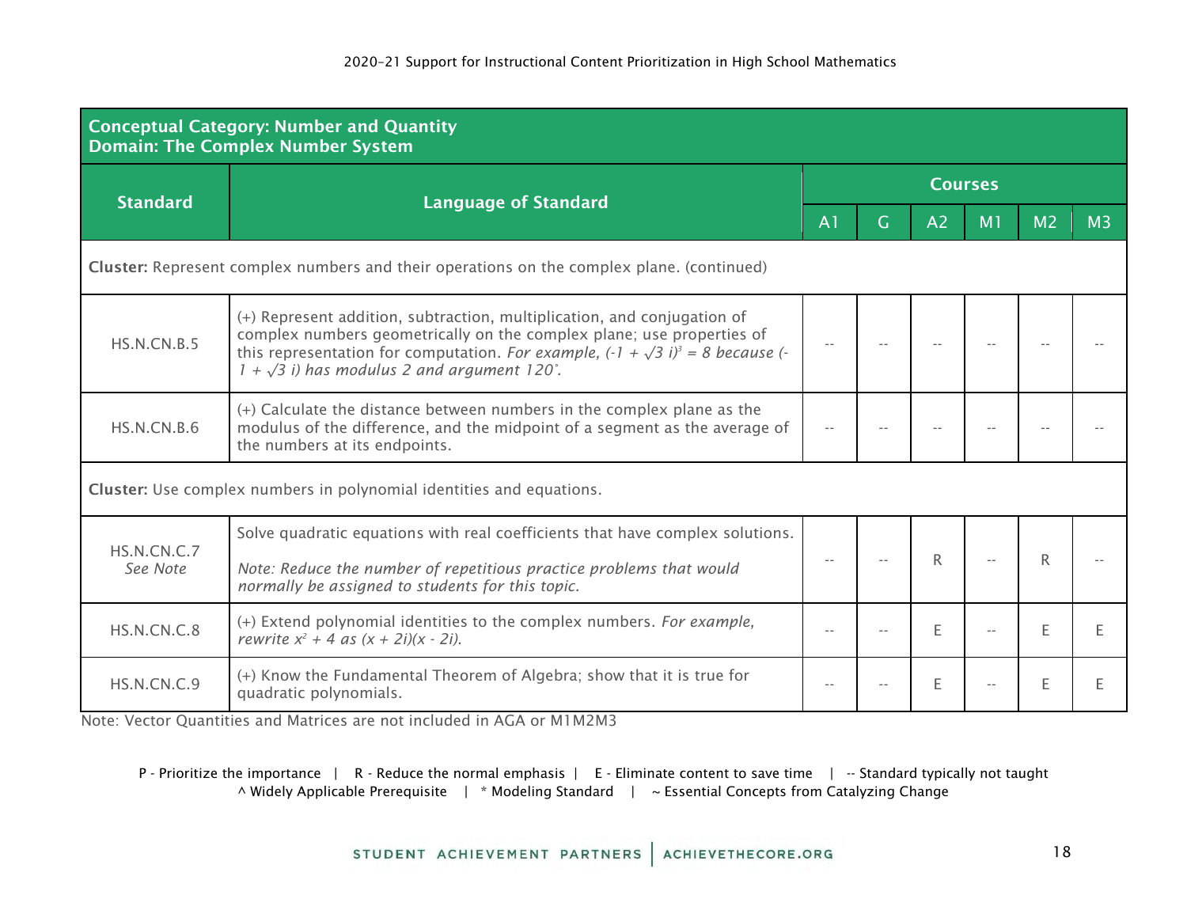| **Conceptual Category: Number and Quantity<br>Domain: The Complex Number System** | | | | | | | |
|---|---|---|---|---|---|---|---|
| **Standard** | **Language of Standard** | **Courses** | | | | | |
| | | A1 | G | A2 | M1 | M2 | M3 |
| **Cluster:** Represent complex numbers and their operations on the complex plane. (continued) | | | | | | | |
| HS.N.CN.B.5 | (+) Represent addition, subtraction, multiplication, and conjugation of complex numbers geometrically on the complex plane; use properties of this representation for computation. *For example,* $(-1 + \sqrt{3}\,i)^3 = 8$ *because* $(-1 + \sqrt{3}\,i)$ *has modulus 2 and argument 120°.* | -- | -- | -- | -- | -- | -- |
| HS.N.CN.B.6 | (+) Calculate the distance between numbers in the complex plane as the modulus of the difference, and the midpoint of a segment as the average of the numbers at its endpoints. | -- | -- | -- | -- | -- | -- |
| **Cluster:** Use complex numbers in polynomial identities and equations. | | | | | | | |
| HS.N.CN.C.7<br>*See Note* | Solve quadratic equations with real coefficients that have complex solutions.<br><br>*Note: Reduce the number of repetitious practice problems that would normally be assigned to students for this topic.* | -- | -- | R | -- | R | -- |
| HS.N.CN.C.8 | (+) Extend polynomial identities to the complex numbers. *For example, rewrite* $x^2 + 4$ *as* $(x + 2i)(x - 2i)$. | -- | -- | E | -- | E | E |
| HS.N.CN.C.9 | (+) Know the Fundamental Theorem of Algebra; show that it is true for quadratic polynomials. | -- | -- | E | -- | E | E |

Note: Vector Quantities and Matrices are not included in AGA or M1M2M3

P - Prioritize the importance | R - Reduce the normal emphasis | E - Eliminate content to save time | -- Standard typically not taught
^ Widely Applicable Prerequisite | * Modeling Standard | ~ Essential Concepts from Catalyzing Change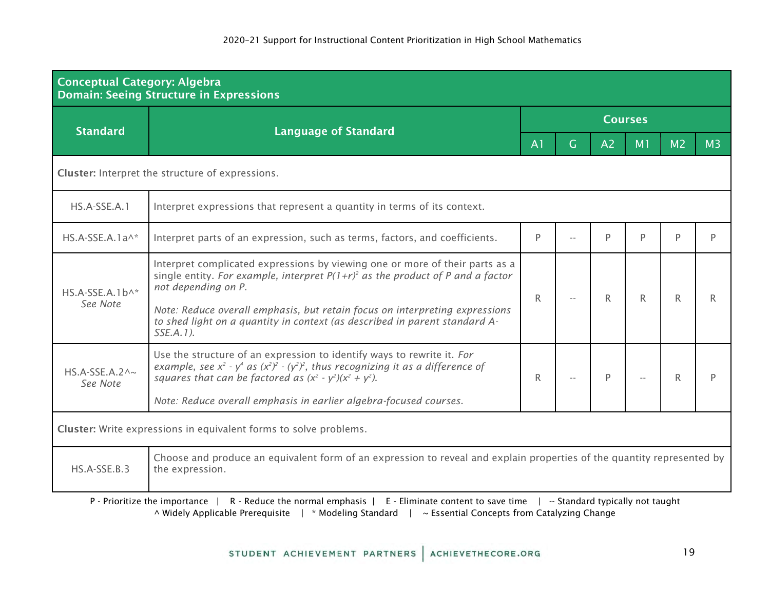| **Conceptual Category: Algebra<br>Domain: Seeing Structure in Expressions** | | | | | | | |
|---|---|---|---|---|---|---|---|
| **Standard** | **Language of Standard** | **Courses** | | | | | |
| | | **A1** | **G** | **A2** | **M1** | **M2** | **M3** |
| **Cluster:** Interpret the structure of expressions. | | | | | | | |
| HS.A-SSE.A.1 | Interpret expressions that represent a quantity in terms of its context. | | | | | | |
| HS.A-SSE.A.1a^* | Interpret parts of an expression, such as terms, factors, and coefficients. | P | -- | P | P | P | P |
| HS.A-SSE.A.1b^*<br>*See Note* | Interpret complicated expressions by viewing one or more of their parts as a single entity. *For example, interpret $P(1+r)^2$ as the product of P and a factor not depending on P.*<br><br>*Note: Reduce overall emphasis, but retain focus on interpreting expressions to shed light on a quantity in context (as described in parent standard A-SSE.A.1).* | R | -- | R | R | R | R |
| HS.A-SSE.A.2^~<br>*See Note* | Use the structure of an expression to identify ways to rewrite it. *For example, see $x^2 - y^4$ as $(x^2)^2 - (y^2)^2$, thus recognizing it as a difference of squares that can be factored as $(x^2 - y^2)(x^2 + y^2)$.*<br><br>*Note: Reduce overall emphasis in earlier algebra-focused courses.* | R | -- | P | -- | R | P |
| **Cluster:** Write expressions in equivalent forms to solve problems. | | | | | | | |
| HS.A-SSE.B.3 | Choose and produce an equivalent form of an expression to reveal and explain properties of the quantity represented by the expression. | | | | | | |

P - Prioritize the importance | R - Reduce the normal emphasis | E - Eliminate content to save time | -- Standard typically not taught
^ Widely Applicable Prerequisite | * Modeling Standard | ~ Essential Concepts from Catalyzing Change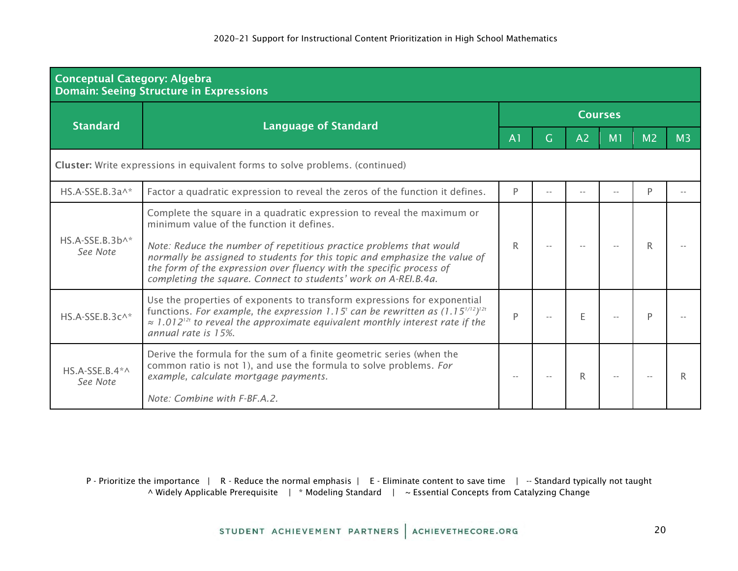| **Conceptual Category: Algebra<br>Domain: Seeing Structure in Expressions** | | | | | | | | |
|---|---|---|---|---|---|---|---|---|
| **Standard** | **Language of Standard** | **Courses** | | | | | | |
| | | **A1** | **G** | **A2** | **M1** | **M2** | **M3** |
| **Cluster:** Write expressions in equivalent forms to solve problems. (continued) | | | | | | | | |
| HS.A-SSE.B.3a^* | Factor a quadratic expression to reveal the zeros of the function it defines. | P | -- | -- | -- | P | -- |
| HS.A-SSE.B.3b^* *See Note* | Complete the square in a quadratic expression to reveal the maximum or minimum value of the function it defines.<br><br>*Note: Reduce the number of repetitious practice problems that would normally be assigned to students for this topic and emphasize the value of the form of the expression over fluency with the specific process of completing the square. Connect to students' work on A-REI.B.4a.* | R | -- | -- | -- | R | -- |
| HS.A-SSE.B.3c^* | Use the properties of exponents to transform expressions for exponential functions. *For example, the expression $1.15^t$ can be rewritten as $(1.15^{1/12})^{12t} \approx 1.012^{12t}$ to reveal the approximate equivalent monthly interest rate if the annual rate is 15%.* | P | -- | E | -- | P | -- |
| HS.A-SSE.B.4*^ *See Note* | Derive the formula for the sum of a finite geometric series (when the common ratio is not 1), and use the formula to solve problems. *For example, calculate mortgage payments.*<br><br>*Note: Combine with F-BF.A.2.* | -- | -- | R | -- | -- | R |

P - Prioritize the importance | R - Reduce the normal emphasis | E - Eliminate content to save time | -- Standard typically not taught
^ Widely Applicable Prerequisite | * Modeling Standard | ~ Essential Concepts from Catalyzing Change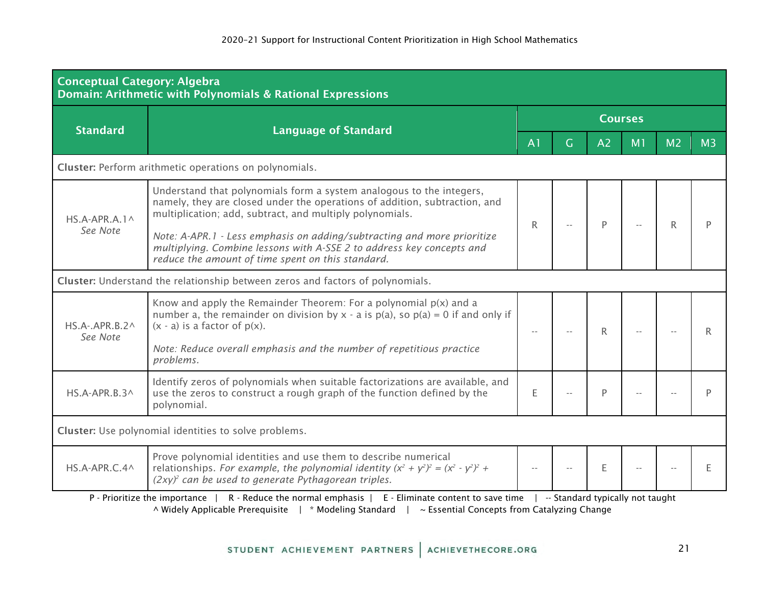| Conceptual Category: Algebra<br>Domain: Arithmetic with Polynomials & Rational Expressions | | | | | | | |
|---|---|---|---|---|---|---|---|
| **Standard** | **Language of Standard** | **Courses** | | | | | |
| | | A1 | G | A2 | M1 | M2 | M3 |
| **Cluster:** Perform arithmetic operations on polynomials. | | | | | | | |
| HS.A-APR.A.1^ *See Note* | Understand that polynomials form a system analogous to the integers, namely, they are closed under the operations of addition, subtraction, and multiplication; add, subtract, and multiply polynomials.<br><br>*Note: A-APR.1 - Less emphasis on adding/subtracting and more prioritize multiplying. Combine lessons with A-SSE 2 to address key concepts and reduce the amount of time spent on this standard.* | R | -- | P | -- | R | P |
| **Cluster:** Understand the relationship between zeros and factors of polynomials. | | | | | | | |
| HS.A-.APR.B.2^ *See Note* | Know and apply the Remainder Theorem: For a polynomial p(x) and a number a, the remainder on division by x - a is p(a), so p(a) = 0 if and only if (x - a) is a factor of p(x).<br><br>*Note: Reduce overall emphasis and the number of repetitious practice problems.* | -- | -- | R | -- | -- | R |
| HS.A-APR.B.3^ | Identify zeros of polynomials when suitable factorizations are available, and use the zeros to construct a rough graph of the function defined by the polynomial. | E | -- | P | -- | -- | P |
| **Cluster:** Use polynomial identities to solve problems. | | | | | | | |
| HS.A-APR.C.4^ | Prove polynomial identities and use them to describe numerical relationships. *For example, the polynomial identity $(x^2 + y^2)^2 = (x^2 - y^2)^2 + (2xy)^2$ can be used to generate Pythagorean triples.* | -- | -- | E | -- | -- | E |

P - Prioritize the importance | R - Reduce the normal emphasis | E - Eliminate content to save time | -- Standard typically not taught
^ Widely Applicable Prerequisite | * Modeling Standard | ~ Essential Concepts from Catalyzing Change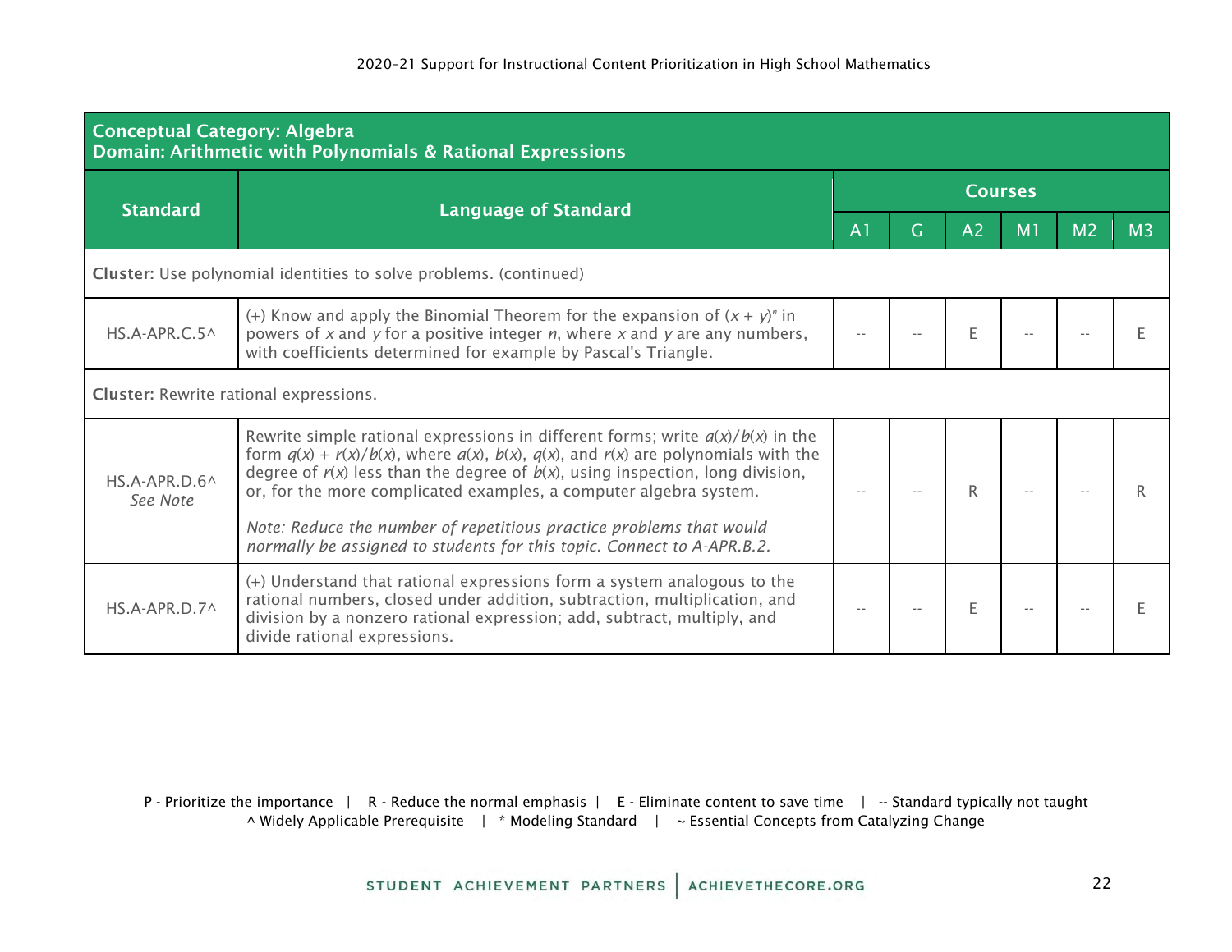| Standard | Language of Standard | Courses | | | | | |
|---|---|---|---|---|---|---|---|
| | | A1 | G | A2 | M1 | M2 | M3 |
| **Conceptual Category: Algebra** **Domain: Arithmetic with Polynomials & Rational Expressions** | | | | | | | |
| **Cluster:** Use polynomial identities to solve problems. (continued) | | | | | | | |
| HS.A-APR.C.5^ | (+) Know and apply the Binomial Theorem for the expansion of $(x + y)^n$ in powers of $x$ and $y$ for a positive integer $n$, where $x$ and $y$ are any numbers, with coefficients determined for example by Pascal's Triangle. | -- | -- | E | -- | -- | E |
| **Cluster:** Rewrite rational expressions. | | | | | | | |
| HS.A-APR.D.6^ *See Note* | Rewrite simple rational expressions in different forms; write $a(x)/b(x)$ in the form $q(x) + r(x)/b(x)$, where $a(x)$, $b(x)$, $q(x)$, and $r(x)$ are polynomials with the degree of $r(x)$ less than the degree of $b(x)$, using inspection, long division, or, for the more complicated examples, a computer algebra system. *Note: Reduce the number of repetitious practice problems that would normally be assigned to students for this topic. Connect to A-APR.B.2.* | -- | -- | R | -- | -- | R |
| HS.A-APR.D.7^ | (+) Understand that rational expressions form a system analogous to the rational numbers, closed under addition, subtraction, multiplication, and division by a nonzero rational expression; add, subtract, multiply, and divide rational expressions. | -- | -- | E | -- | -- | E |

P - Prioritize the importance | R - Reduce the normal emphasis | E - Eliminate content to save time | -- Standard typically not taught
^ Widely Applicable Prerequisite | * Modeling Standard | ~ Essential Concepts from Catalyzing Change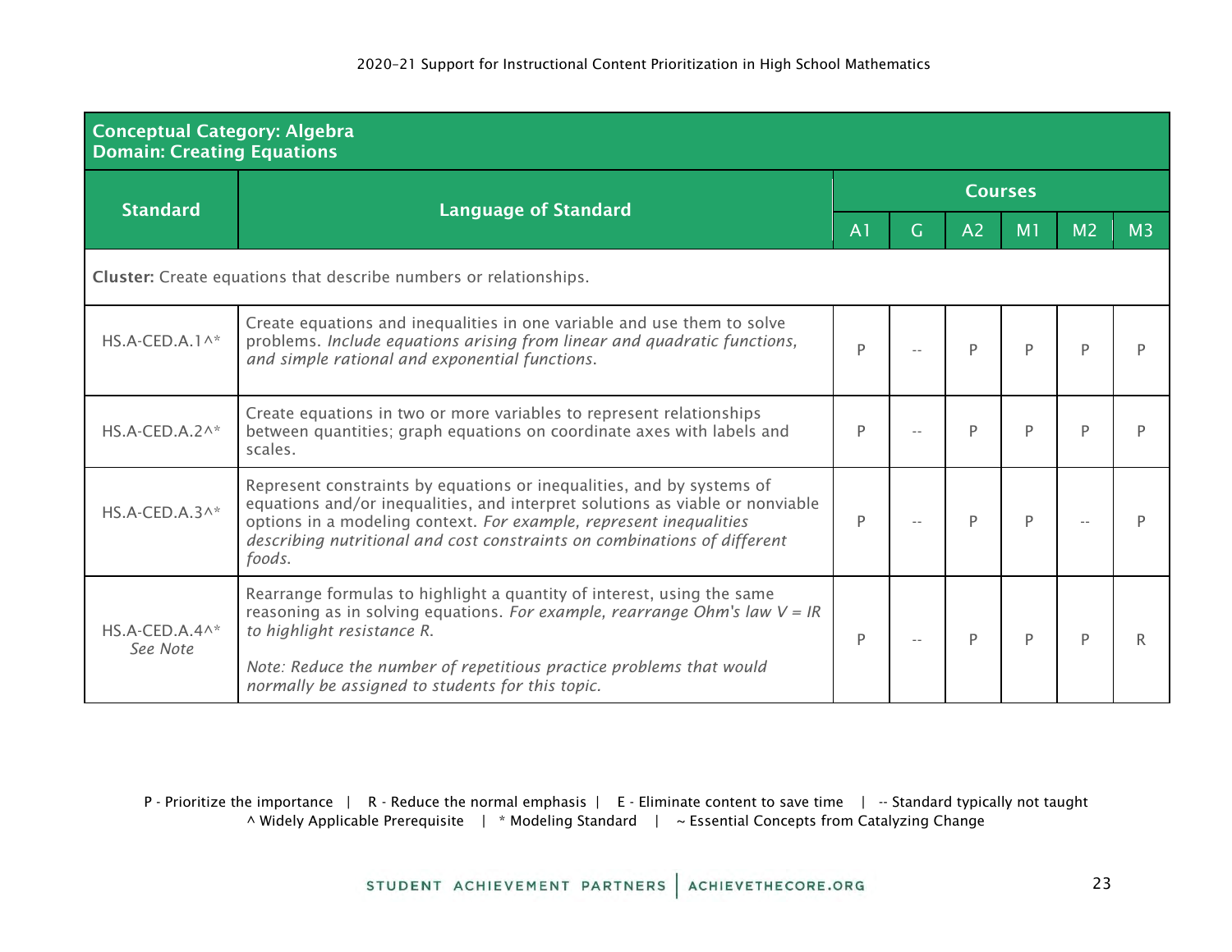| **Conceptual Category: Algebra**<br>**Domain: Creating Equations** | | | | | | | |
|---|---|---|---|---|---|---|---|
| **Standard** | **Language of Standard** | **Courses** | | | | | |
| | | A1 | G | A2 | M1 | M2 | M3 |
| **Cluster:** Create equations that describe numbers or relationships. | | | | | | | |
| HS.A-CED.A.1^* | Create equations and inequalities in one variable and use them to solve problems. *Include equations arising from linear and quadratic functions, and simple rational and exponential functions.* | P | -- | P | P | P | P |
| HS.A-CED.A.2^* | Create equations in two or more variables to represent relationships between quantities; graph equations on coordinate axes with labels and scales. | P | -- | P | P | P | P |
| HS.A-CED.A.3^* | Represent constraints by equations or inequalities, and by systems of equations and/or inequalities, and interpret solutions as viable or nonviable options in a modeling context. *For example, represent inequalities describing nutritional and cost constraints on combinations of different foods.* | P | -- | P | P | -- | P |
| HS.A-CED.A.4^*<br>*See Note* | Rearrange formulas to highlight a quantity of interest, using the same reasoning as in solving equations. *For example, rearrange Ohm's law $V = IR$ to highlight resistance $R$.*<br><br>*Note: Reduce the number of repetitious practice problems that would normally be assigned to students for this topic.* | P | -- | P | P | P | R |

P - Prioritize the importance | R - Reduce the normal emphasis | E - Eliminate content to save time | -- Standard typically not taught
^ Widely Applicable Prerequisite | * Modeling Standard | ~ Essential Concepts from Catalyzing Change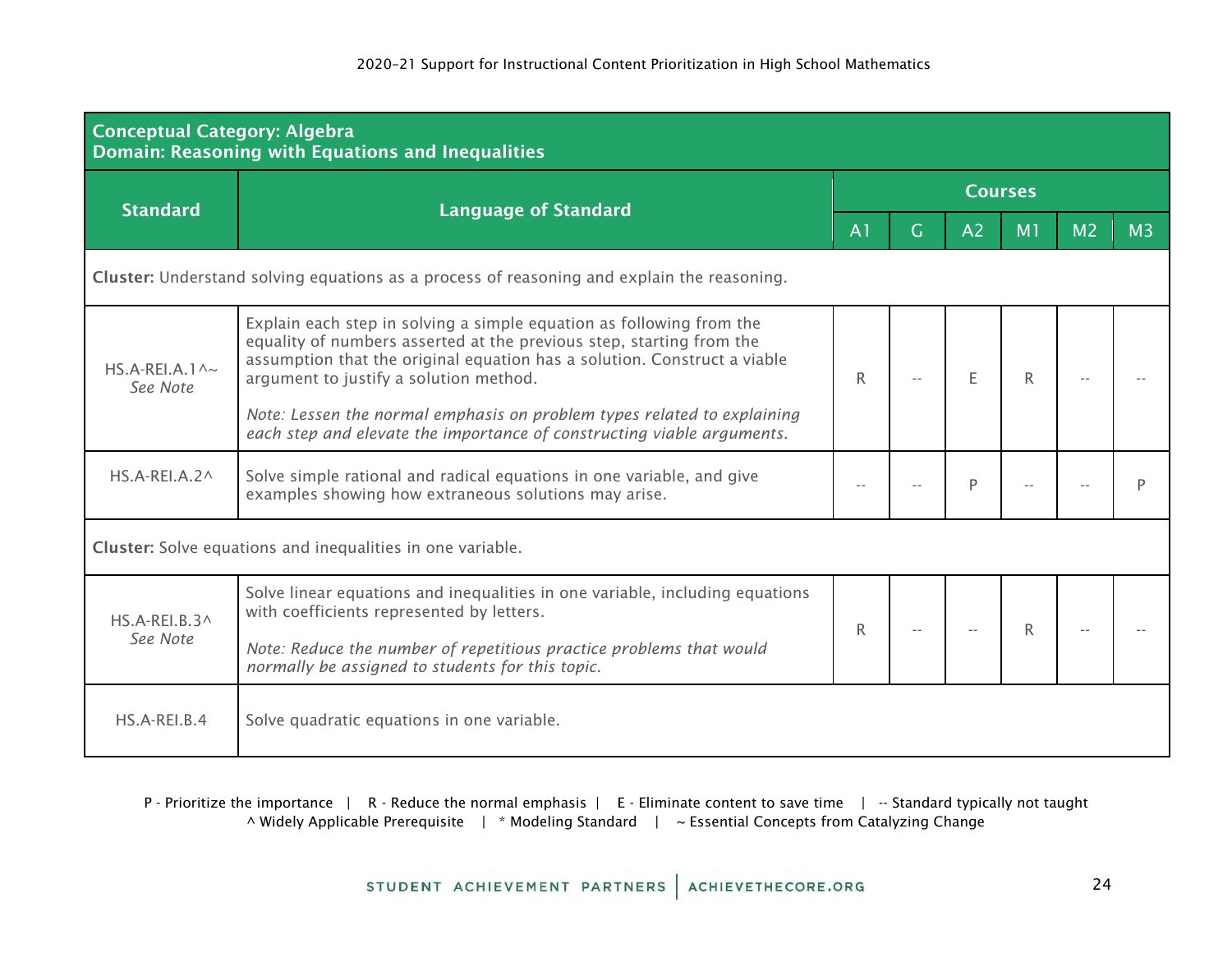| Conceptual Category: Algebra<br>Domain: Reasoning with Equations and Inequalities | | | | | | | |
|---|---|---|---|---|---|---|---|
| **Standard** | **Language of Standard** | **Courses** | | | | | |
| | | **A1** | **G** | **A2** | **M1** | **M2** | **M3** |
| **Cluster:** Understand solving equations as a process of reasoning and explain the reasoning. | | | | | | | |
| HS.A-REI.A.1^~<br>*See Note* | Explain each step in solving a simple equation as following from the equality of numbers asserted at the previous step, starting from the assumption that the original equation has a solution. Construct a viable argument to justify a solution method.<br><br>*Note: Lessen the normal emphasis on problem types related to explaining each step and elevate the importance of constructing viable arguments.* | R | -- | E | R | -- | -- |
| HS.A-REI.A.2^ | Solve simple rational and radical equations in one variable, and give examples showing how extraneous solutions may arise. | -- | -- | P | -- | -- | P |
| **Cluster:** Solve equations and inequalities in one variable. | | | | | | | |
| HS.A-REI.B.3^<br>*See Note* | Solve linear equations and inequalities in one variable, including equations with coefficients represented by letters.<br><br>*Note: Reduce the number of repetitious practice problems that would normally be assigned to students for this topic.* | R | -- | -- | R | -- | -- |
| HS.A-REI.B.4 | Solve quadratic equations in one variable. | | | | | | |

P - Prioritize the importance | R - Reduce the normal emphasis | E - Eliminate content to save time | -- Standard typically not taught
^ Widely Applicable Prerequisite | * Modeling Standard | ~ Essential Concepts from Catalyzing Change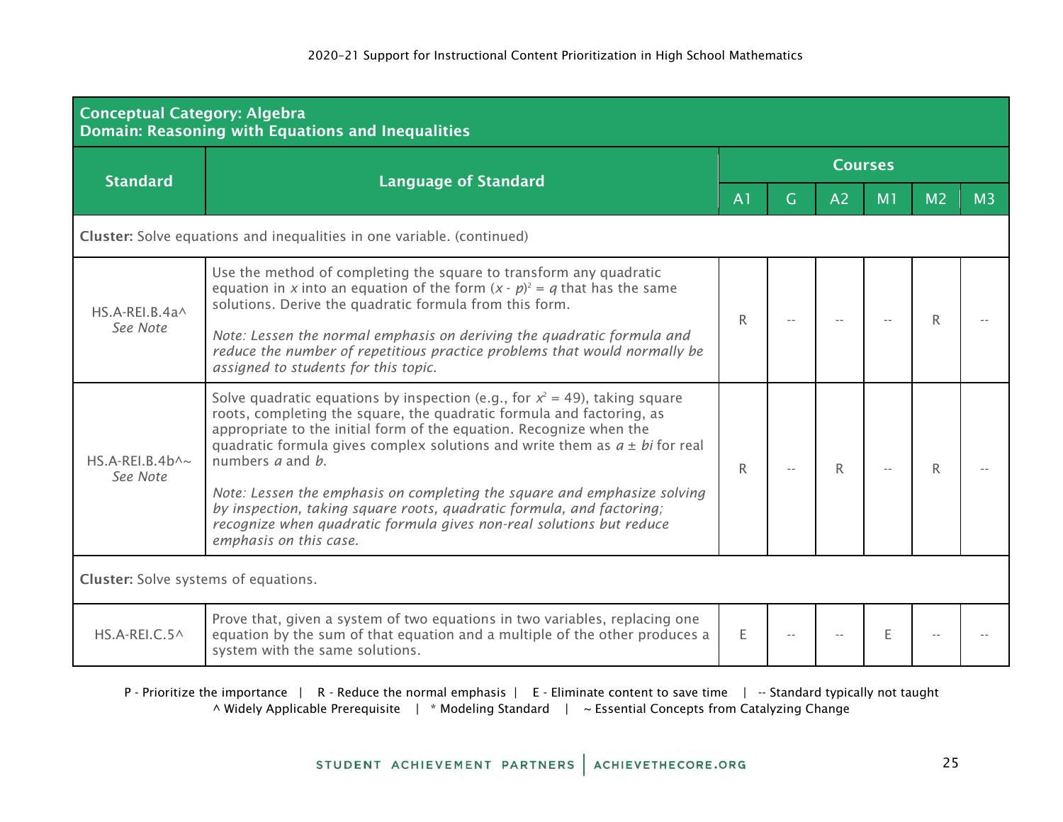| **Conceptual Category: Algebra**<br>**Domain: Reasoning with Equations and Inequalities** | | | | | | | |
|---|---|---|---|---|---|---|---|
| **Standard** | **Language of Standard** | **Courses** | | | | | |
| | | **A1** | **G** | **A2** | **M1** | **M2** | **M3** |
| **Cluster:** Solve equations and inequalities in one variable. (continued) | | | | | | | |
| HS.A-REI.B.4a^<br>*See Note* | Use the method of completing the square to transform any quadratic equation in $x$ into an equation of the form $(x - p)^2 = q$ that has the same solutions. Derive the quadratic formula from this form.<br><br>*Note: Lessen the normal emphasis on deriving the quadratic formula and reduce the number of repetitious practice problems that would normally be assigned to students for this topic.* | R | -- | -- | -- | R | -- |
| HS.A-REI.B.4b^~<br>*See Note* | Solve quadratic equations by inspection (e.g., for $x^2 = 49$), taking square roots, completing the square, the quadratic formula and factoring, as appropriate to the initial form of the equation. Recognize when the quadratic formula gives complex solutions and write them as $a \pm bi$ for real numbers $a$ and $b$.<br><br>*Note: Lessen the emphasis on completing the square and emphasize solving by inspection, taking square roots, quadratic formula, and factoring; recognize when quadratic formula gives non-real solutions but reduce emphasis on this case.* | R | -- | R | -- | R | -- |
| **Cluster:** Solve systems of equations. | | | | | | | |
| HS.A-REI.C.5^ | Prove that, given a system of two equations in two variables, replacing one equation by the sum of that equation and a multiple of the other produces a system with the same solutions. | E | -- | -- | E | -- | -- |

P - Prioritize the importance | R - Reduce the normal emphasis | E - Eliminate content to save time | -- Standard typically not taught
^ Widely Applicable Prerequisite | * Modeling Standard | ~ Essential Concepts from Catalyzing Change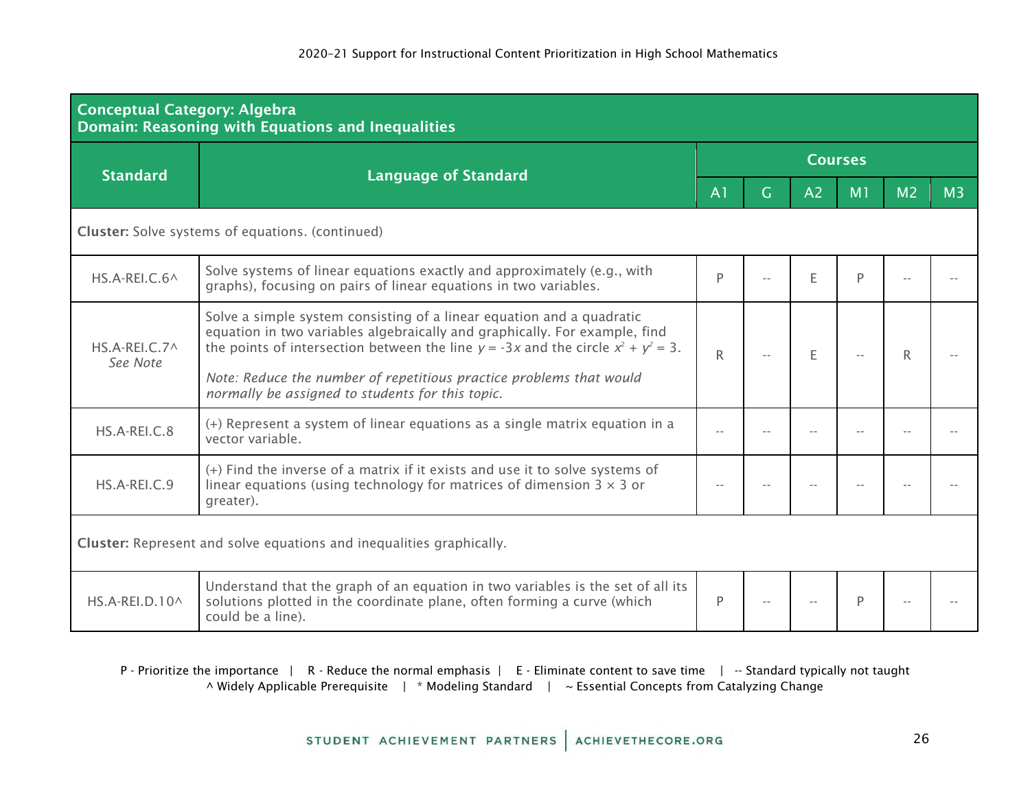| **Conceptual Category: Algebra**<br>**Domain: Reasoning with Equations and Inequalities** | | | | | | | |
|---|---|---|---|---|---|---|---|
| **Standard** | **Language of Standard** | **Courses** | | | | | |
| | | A1 | G | A2 | M1 | M2 | M3 |
| **Cluster:** Solve systems of equations. (continued) | | | | | | | |
| HS.A-REI.C.6^ | Solve systems of linear equations exactly and approximately (e.g., with graphs), focusing on pairs of linear equations in two variables. | P | -- | E | P | -- | -- |
| HS.A-REI.C.7^ *See Note* | Solve a simple system consisting of a linear equation and a quadratic equation in two variables algebraically and graphically. For example, find the points of intersection between the line $y = -3x$ and the circle $x^2 + y^2 = 3$.<br><br>*Note: Reduce the number of repetitious practice problems that would normally be assigned to students for this topic.* | R | -- | E | -- | R | -- |
| HS.A-REI.C.8 | (+) Represent a system of linear equations as a single matrix equation in a vector variable. | -- | -- | -- | -- | -- | -- |
| HS.A-REI.C.9 | (+) Find the inverse of a matrix if it exists and use it to solve systems of linear equations (using technology for matrices of dimension 3 × 3 or greater). | -- | -- | -- | -- | -- | -- |
| **Cluster:** Represent and solve equations and inequalities graphically. | | | | | | | |
| HS.A-REI.D.10^ | Understand that the graph of an equation in two variables is the set of all its solutions plotted in the coordinate plane, often forming a curve (which could be a line). | P | -- | -- | P | -- | -- |

P - Prioritize the importance | R - Reduce the normal emphasis | E - Eliminate content to save time | -- Standard typically not taught
^ Widely Applicable Prerequisite | * Modeling Standard | ~ Essential Concepts from Catalyzing Change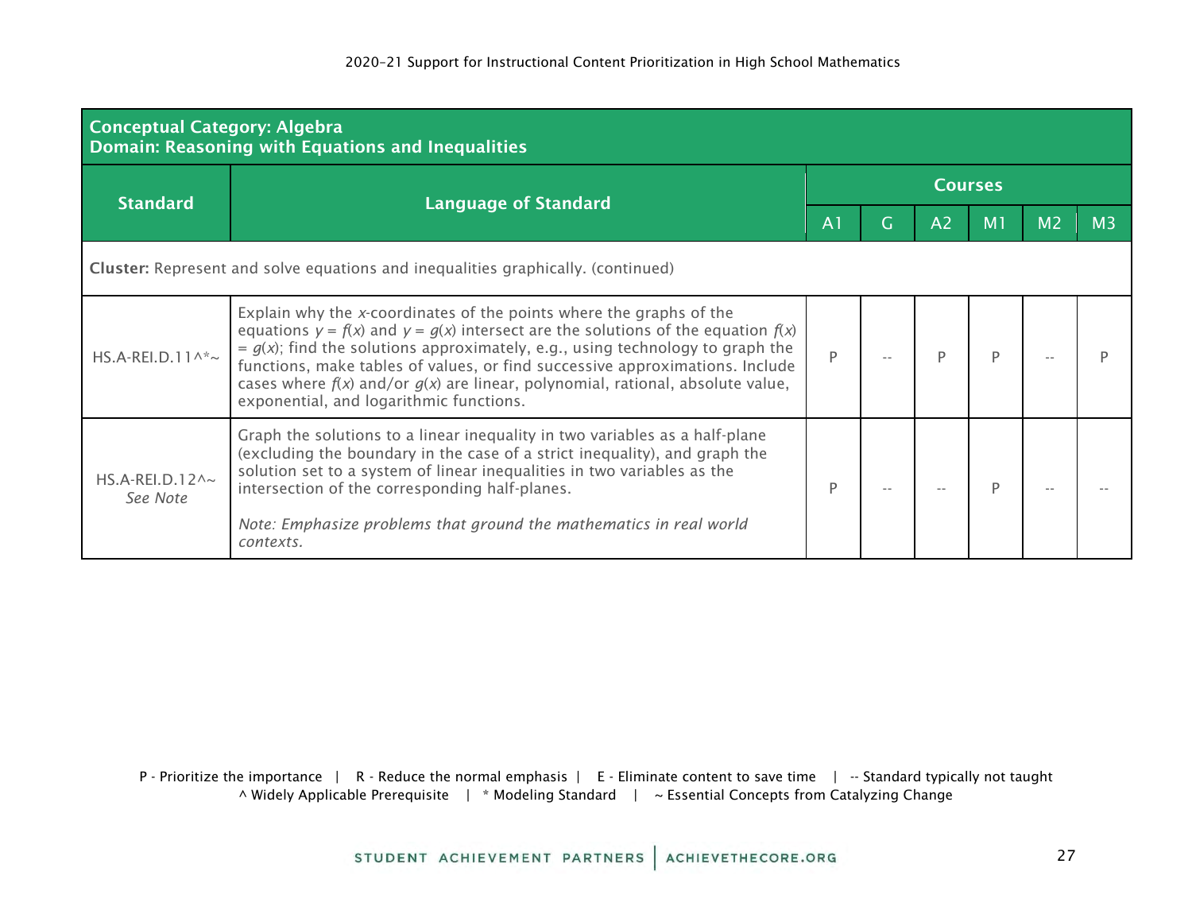| Conceptual Category: Algebra<br>Domain: Reasoning with Equations and Inequalities | | | | | | | |
|---|---|---|---|---|---|---|---|
| **Standard** | **Language of Standard** | **Courses** | | | | | |
| | | A1 | G | A2 | M1 | M2 | M3 |
| **Cluster:** Represent and solve equations and inequalities graphically. (continued) | | | | | | | |
| HS.A-REI.D.11^*~ | Explain why the *x*-coordinates of the points where the graphs of the equations $y = f(x)$ and $y = g(x)$ intersect are the solutions of the equation $f(x) = g(x)$; find the solutions approximately, e.g., using technology to graph the functions, make tables of values, or find successive approximations. Include cases where $f(x)$ and/or $g(x)$ are linear, polynomial, rational, absolute value, exponential, and logarithmic functions. | P | -- | P | P | -- | P |
| HS.A-REI.D.12^~ *See Note* | Graph the solutions to a linear inequality in two variables as a half-plane (excluding the boundary in the case of a strict inequality), and graph the solution set to a system of linear inequalities in two variables as the intersection of the corresponding half-planes.<br><br>*Note: Emphasize problems that ground the mathematics in real world contexts.* | P | -- | -- | P | -- | -- |

P - Prioritize the importance | R - Reduce the normal emphasis | E - Eliminate content to save time | -- Standard typically not taught
^ Widely Applicable Prerequisite | * Modeling Standard | ~ Essential Concepts from Catalyzing Change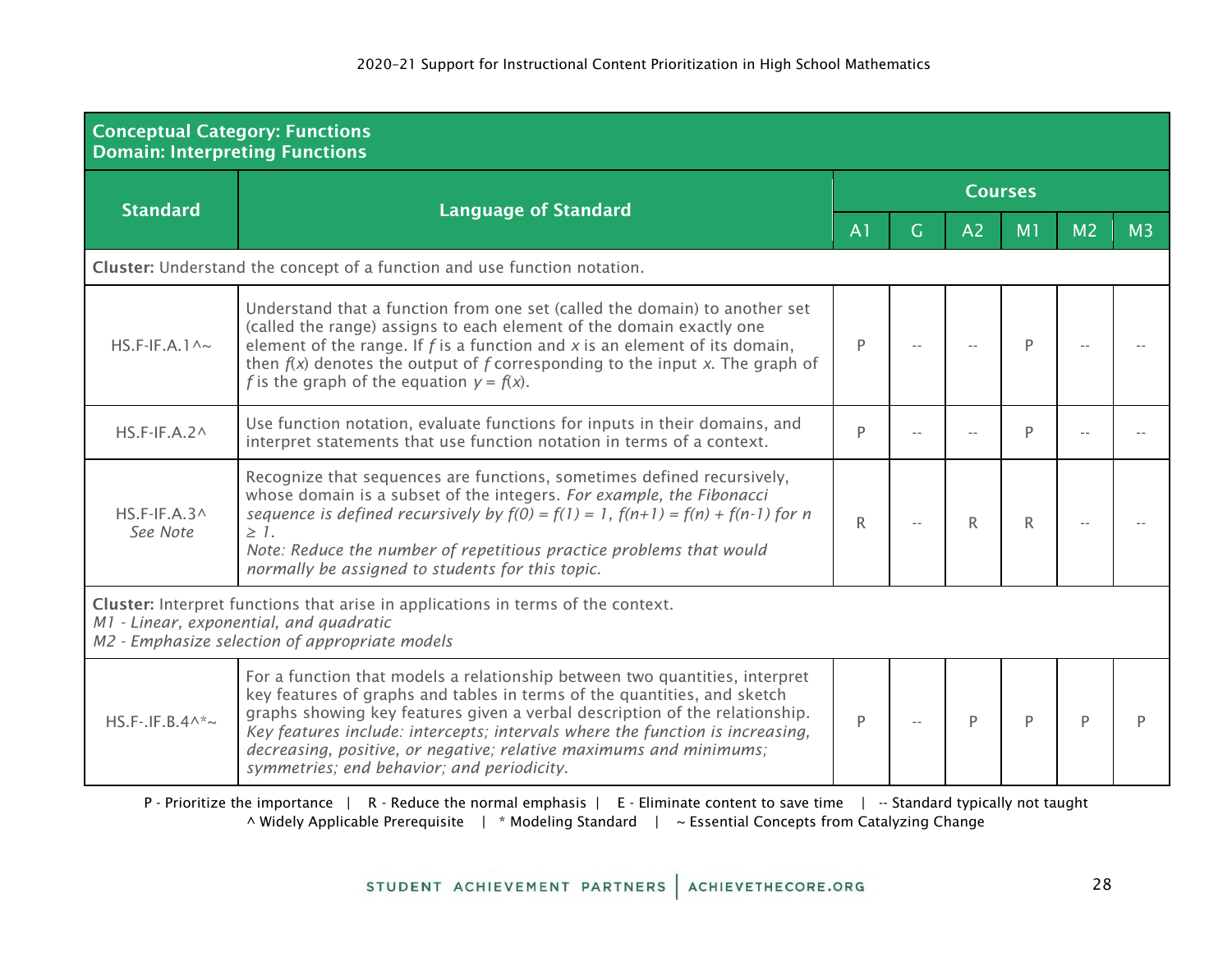**Conceptual Category: Functions**
**Domain: Interpreting Functions**

| Standard | Language of Standard | Courses | | | | | |
|---|---|---|---|---|---|---|---|
| | | A1 | G | A2 | M1 | M2 | M3 |
| **Cluster:** Understand the concept of a function and use function notation. | | | | | | | |
| HS.F-IF.A.1^~ | Understand that a function from one set (called the domain) to another set (called the range) assigns to each element of the domain exactly one element of the range. If *f* is a function and *x* is an element of its domain, then *f*(*x*) denotes the output of *f* corresponding to the input *x*. The graph of *f* is the graph of the equation $y = f(x)$. | P | -- | -- | P | -- | -- |
| HS.F-IF.A.2^ | Use function notation, evaluate functions for inputs in their domains, and interpret statements that use function notation in terms of a context. | P | -- | -- | P | -- | -- |
| HS.F-IF.A.3^ *See Note* | Recognize that sequences are functions, sometimes defined recursively, whose domain is a subset of the integers. *For example, the Fibonacci sequence is defined recursively by* $f(0) = f(1) = 1$, $f(n+1) = f(n) + f(n-1)$ *for* $n \geq 1$. *Note: Reduce the number of repetitious practice problems that would normally be assigned to students for this topic.* | R | -- | R | R | -- | -- |
| **Cluster:** Interpret functions that arise in applications in terms of the context. *M1 - Linear, exponential, and quadratic* *M2 - Emphasize selection of appropriate models* | | | | | | | |
| HS.F-.IF.B.4^*~ | For a function that models a relationship between two quantities, interpret key features of graphs and tables in terms of the quantities, and sketch graphs showing key features given a verbal description of the relationship. *Key features include: intercepts; intervals where the function is increasing, decreasing, positive, or negative; relative maximums and minimums; symmetries; end behavior; and periodicity.* | P | -- | P | P | P | P |

P - Prioritize the importance | R - Reduce the normal emphasis | E - Eliminate content to save time | -- Standard typically not taught
^ Widely Applicable Prerequisite | * Modeling Standard | ~ Essential Concepts from Catalyzing Change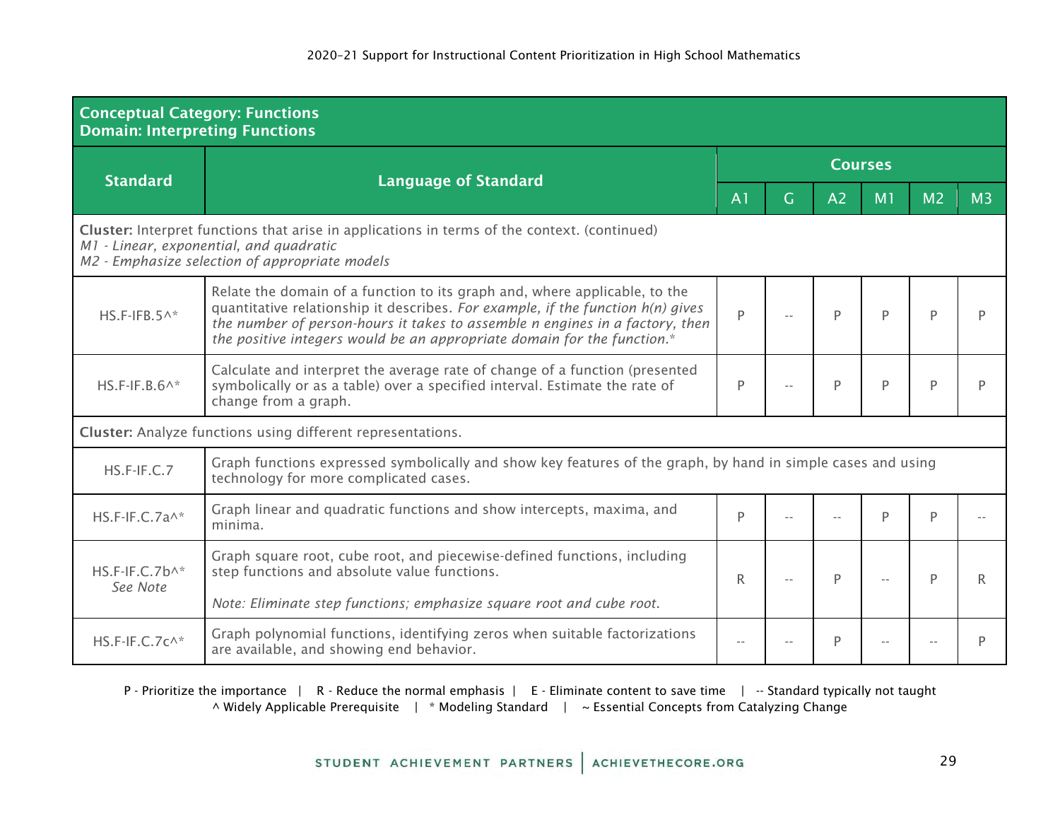| **Conceptual Category: Functions**<br>**Domain: Interpreting Functions** | | | | | | | |
|---|---|---|---|---|---|---|---|
| **Standard** | **Language of Standard** | **Courses** | | | | | |
| | | **A1** | **G** | **A2** | **M1** | **M2** | **M3** |
| **Cluster:** Interpret functions that arise in applications in terms of the context. (continued)<br>*M1 - Linear, exponential, and quadratic*<br>*M2 - Emphasize selection of appropriate models* | | | | | | | |
| HS.F-IFB.5^* | Relate the domain of a function to its graph and, where applicable, to the quantitative relationship it describes. *For example, if the function h(n) gives the number of person-hours it takes to assemble n engines in a factory, then the positive integers would be an appropriate domain for the function.** | P | -- | P | P | P | P |
| HS.F-IF.B.6^* | Calculate and interpret the average rate of change of a function (presented symbolically or as a table) over a specified interval. Estimate the rate of change from a graph. | P | -- | P | P | P | P |
| **Cluster:** Analyze functions using different representations. | | | | | | | |
| HS.F-IF.C.7 | Graph functions expressed symbolically and show key features of the graph, by hand in simple cases and using technology for more complicated cases. | | | | | | |
| HS.F-IF.C.7a^* | Graph linear and quadratic functions and show intercepts, maxima, and minima. | P | -- | -- | P | P | -- |
| HS.F-IF.C.7b^*<br>*See Note* | Graph square root, cube root, and piecewise-defined functions, including step functions and absolute value functions.<br><br>*Note: Eliminate step functions; emphasize square root and cube root.* | R | -- | P | -- | P | R |
| HS.F-IF.C.7c^* | Graph polynomial functions, identifying zeros when suitable factorizations are available, and showing end behavior. | -- | -- | P | -- | -- | P |

P - Prioritize the importance | R - Reduce the normal emphasis | E - Eliminate content to save time | -- Standard typically not taught
^ Widely Applicable Prerequisite | * Modeling Standard | ~ Essential Concepts from Catalyzing Change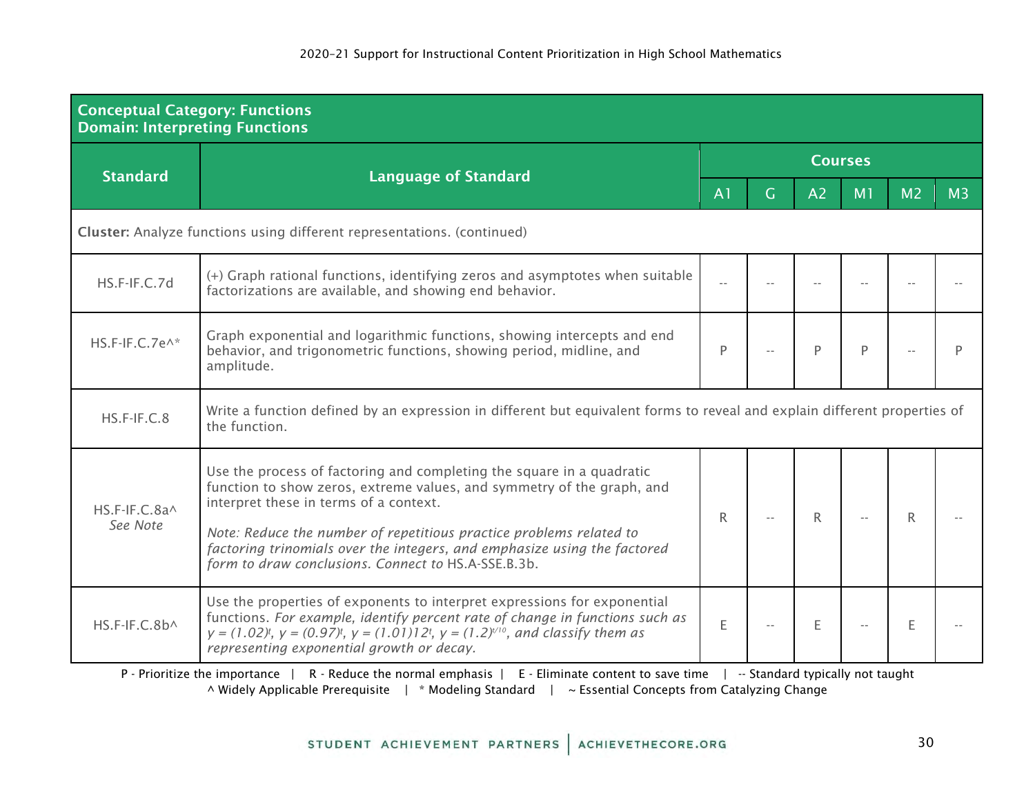| **Conceptual Category: Functions**<br>**Domain: Interpreting Functions** | | | | | | | |
|---|---|---|---|---|---|---|---|
| **Standard** | **Language of Standard** | **Courses** | | | | | |
| | | A1 | G | A2 | M1 | M2 | M3 |
| **Cluster:** Analyze functions using different representations. (continued) | | | | | | | |
| HS.F-IF.C.7d | (+) Graph rational functions, identifying zeros and asymptotes when suitable factorizations are available, and showing end behavior. | -- | -- | -- | -- | -- | -- |
| HS.F-IF.C.7e^* | Graph exponential and logarithmic functions, showing intercepts and end behavior, and trigonometric functions, showing period, midline, and amplitude. | P | -- | P | P | -- | P |
| HS.F-IF.C.8 | Write a function defined by an expression in different but equivalent forms to reveal and explain different properties of the function. | | | | | | |
| HS.F-IF.C.8a^<br>*See Note* | Use the process of factoring and completing the square in a quadratic function to show zeros, extreme values, and symmetry of the graph, and interpret these in terms of a context.<br><br>*Note: Reduce the number of repetitious practice problems related to factoring trinomials over the integers, and emphasize using the factored form to draw conclusions. Connect to* HS.A-SSE.B.3b. | R | -- | R | -- | R | -- |
| HS.F-IF.C.8b^ | Use the properties of exponents to interpret expressions for exponential functions. *For example, identify percent rate of change in functions such as* $y = (1.02)^t$, $y = (0.97)^t$, $y = (1.01)12^t$, $y = (1.2)^{t/10}$, *and classify them as representing exponential growth or decay.* | E | -- | E | -- | E | -- |

P - Prioritize the importance | R - Reduce the normal emphasis | E - Eliminate content to save time | -- Standard typically not taught
^ Widely Applicable Prerequisite | * Modeling Standard | ~ Essential Concepts from Catalyzing Change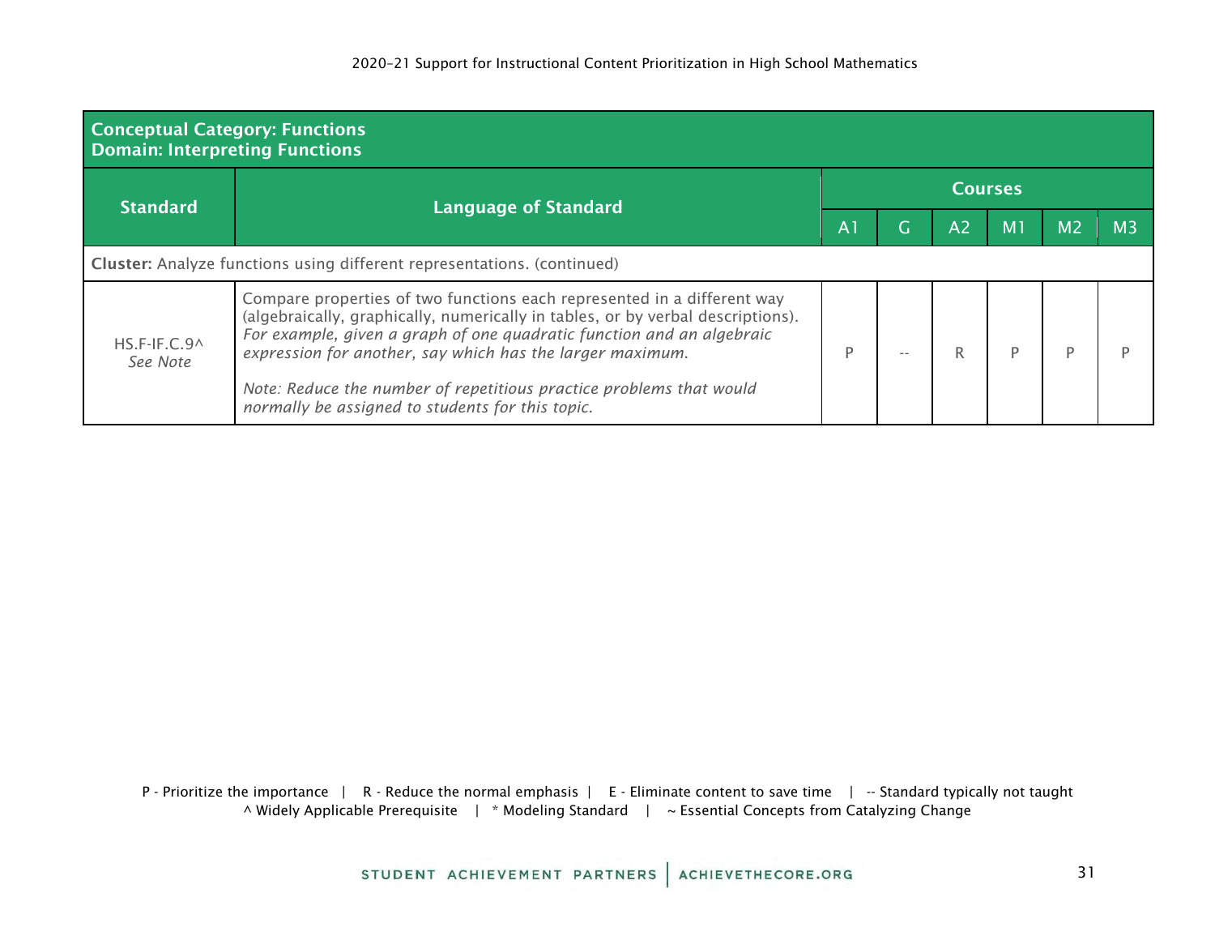| **Conceptual Category: Functions**<br>**Domain: Interpreting Functions** | | | | | | | |
|---|---|---|---|---|---|---|---|
| **Standard** | **Language of Standard** | **Courses** | | | | | |
| | | A1 | G | A2 | M1 | M2 | M3 |
| **Cluster:** Analyze functions using different representations. (continued) | | | | | | | |
| HS.F-IF.C.9^<br>*See Note* | Compare properties of two functions each represented in a different way (algebraically, graphically, numerically in tables, or by verbal descriptions). *For example, given a graph of one quadratic function and an algebraic expression for another, say which has the larger maximum.*<br><br>*Note: Reduce the number of repetitious practice problems that would normally be assigned to students for this topic.* | P | -- | R | P | P | P |

P - Prioritize the importance | R - Reduce the normal emphasis | E - Eliminate content to save time | -- Standard typically not taught
^ Widely Applicable Prerequisite | * Modeling Standard | ~ Essential Concepts from Catalyzing Change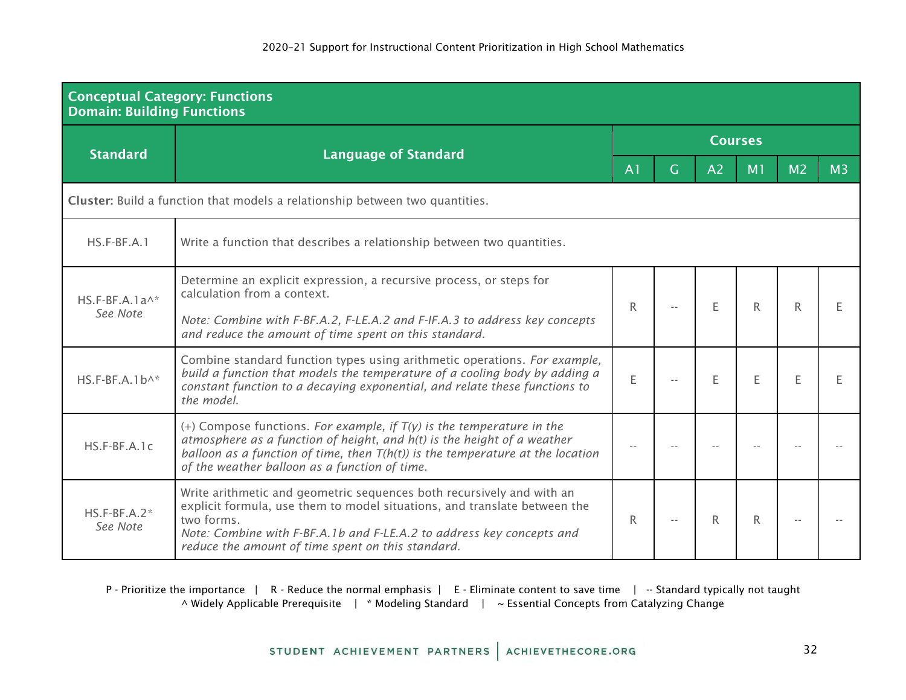| Conceptual Category: Functions<br>Domain: Building Functions | | | | | | | |
|---|---|---|---|---|---|---|---|
| **Standard** | **Language of Standard** | **Courses** | | | | | |
| | | **A1** | **G** | **A2** | **M1** | **M2** | **M3** |
| **Cluster:** Build a function that models a relationship between two quantities. | | | | | | | |
| HS.F-BF.A.1 | Write a function that describes a relationship between two quantities. | | | | | | |
| HS.F-BF.A.1a^*<br>*See Note* | Determine an explicit expression, a recursive process, or steps for calculation from a context.<br><br>*Note: Combine with F-BF.A.2, F-LE.A.2 and F-IF.A.3 to address key concepts and reduce the amount of time spent on this standard.* | R | -- | E | R | R | E |
| HS.F-BF.A.1b^* | Combine standard function types using arithmetic operations. *For example, build a function that models the temperature of a cooling body by adding a constant function to a decaying exponential, and relate these functions to the model.* | E | -- | E | E | E | E |
| HS.F-BF.A.1c | (+) Compose functions. *For example, if T(y) is the temperature in the atmosphere as a function of height, and h(t) is the height of a weather balloon as a function of time, then T(h(t)) is the temperature at the location of the weather balloon as a function of time.* | -- | -- | -- | -- | -- | -- |
| HS.F-BF.A.2*<br>*See Note* | Write arithmetic and geometric sequences both recursively and with an explicit formula, use them to model situations, and translate between the two forms.<br>*Note: Combine with F-BF.A.1b and F-LE.A.2 to address key concepts and reduce the amount of time spent on this standard.* | R | -- | R | R | -- | -- |

P - Prioritize the importance | R - Reduce the normal emphasis | E - Eliminate content to save time | -- Standard typically not taught
^ Widely Applicable Prerequisite | * Modeling Standard | ~ Essential Concepts from Catalyzing Change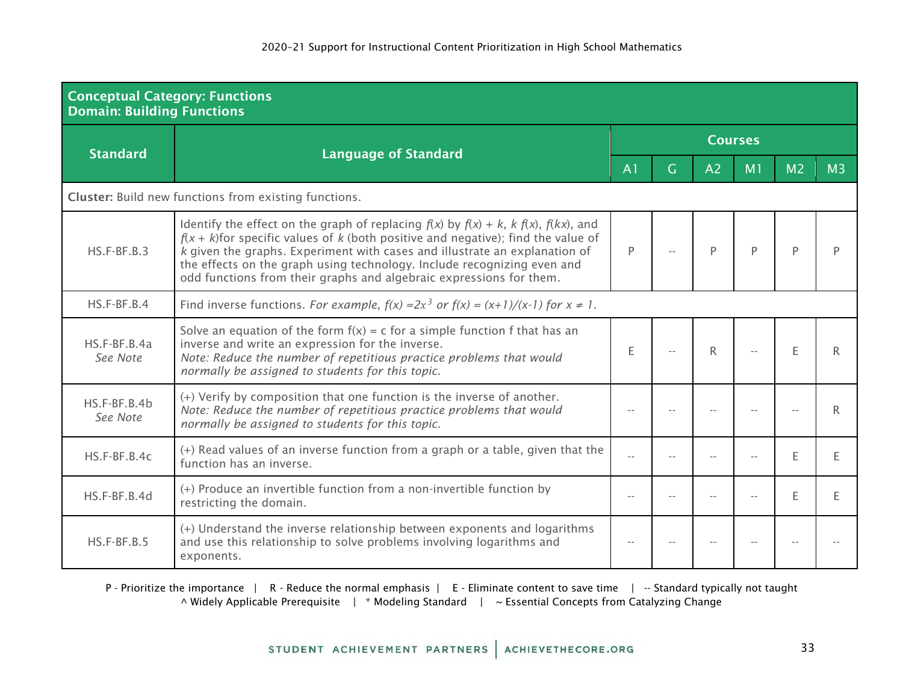| **Conceptual Category: Functions**<br>**Domain: Building Functions** | | | | | | | |
|---|---|---|---|---|---|---|---|
| **Standard** | **Language of Standard** | **Courses** | | | | | |
| | | **A1** | **G** | **A2** | **M1** | **M2** | **M3** |
| **Cluster:** Build new functions from existing functions. | | | | | | | |
| HS.F-BF.B.3 | Identify the effect on the graph of replacing $f(x)$ by $f(x) + k$, $k\,f(x)$, $f(kx)$, and $f(x + k)$for specific values of $k$ (both positive and negative); find the value of $k$ given the graphs. Experiment with cases and illustrate an explanation of the effects on the graph using technology. Include recognizing even and odd functions from their graphs and algebraic expressions for them. | P | -- | P | P | P | P |
| HS.F-BF.B.4 | Find inverse functions. *For example,* $f(x) = 2x^3$ *or* $f(x) = (x+1)/(x-1)$ *for* $x \neq 1$. | | | | | | |
| HS.F-BF.B.4a<br>*See Note* | Solve an equation of the form f(x) = c for a simple function f that has an inverse and write an expression for the inverse.<br>*Note: Reduce the number of repetitious practice problems that would normally be assigned to students for this topic.* | E | -- | R | -- | E | R |
| HS.F-BF.B.4b<br>*See Note* | (+) Verify by composition that one function is the inverse of another.<br>*Note: Reduce the number of repetitious practice problems that would normally be assigned to students for this topic.* | -- | -- | -- | -- | -- | R |
| HS.F-BF.B.4c | (+) Read values of an inverse function from a graph or a table, given that the function has an inverse. | -- | -- | -- | -- | E | E |
| HS.F-BF.B.4d | (+) Produce an invertible function from a non-invertible function by restricting the domain. | -- | -- | -- | -- | E | E |
| HS.F-BF.B.5 | (+) Understand the inverse relationship between exponents and logarithms and use this relationship to solve problems involving logarithms and exponents. | -- | -- | -- | -- | -- | -- |

P - Prioritize the importance | R - Reduce the normal emphasis | E - Eliminate content to save time | -- Standard typically not taught
^ Widely Applicable Prerequisite | * Modeling Standard | ~ Essential Concepts from Catalyzing Change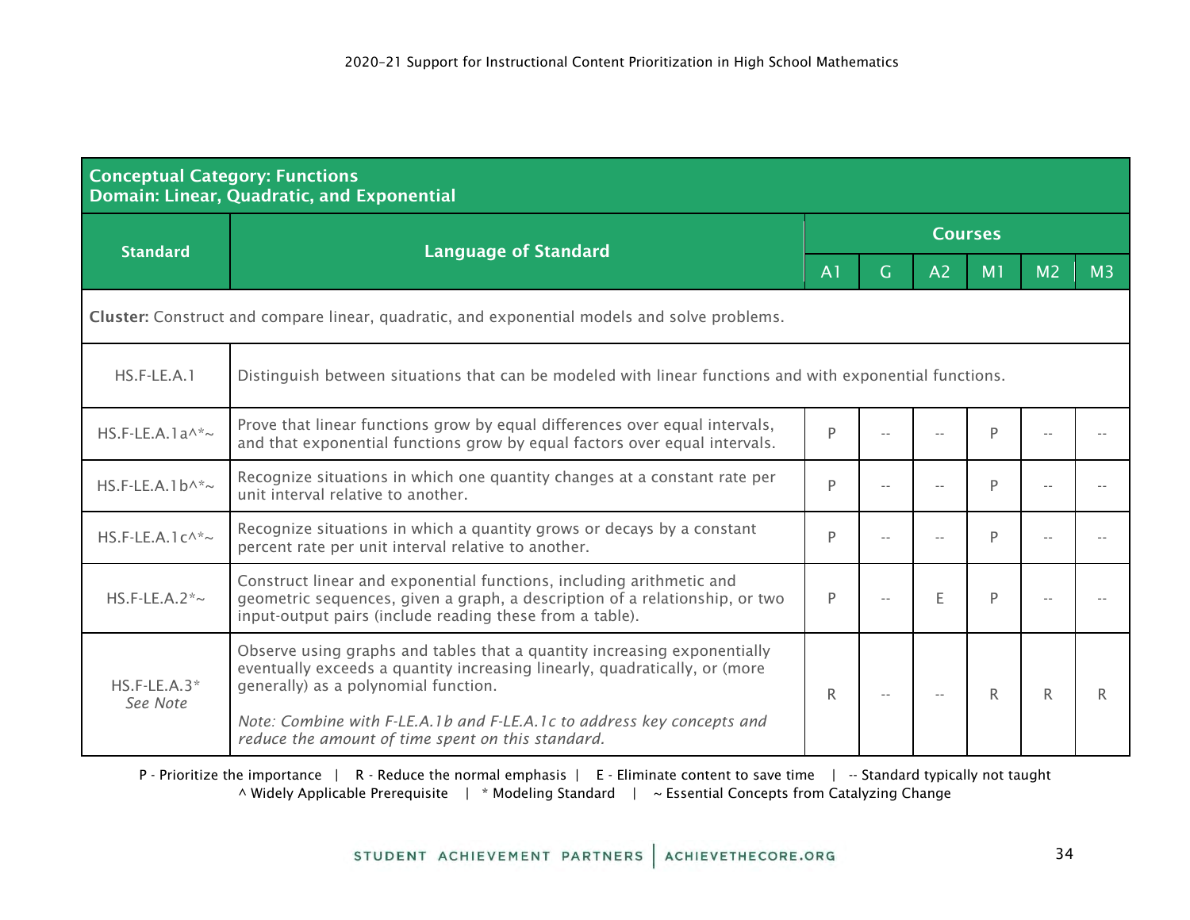**Conceptual Category: Functions**
**Domain: Linear, Quadratic, and Exponential**

| Standard | Language of Standard | Courses | | | | | |
|---|---|---|---|---|---|---|---|
| | | A1 | G | A2 | M1 | M2 | M3 |
| **Cluster:** Construct and compare linear, quadratic, and exponential models and solve problems. | | | | | | | |
| HS.F-LE.A.1 | Distinguish between situations that can be modeled with linear functions and with exponential functions. | | | | | | |
| HS.F-LE.A.1a^*~ | Prove that linear functions grow by equal differences over equal intervals, and that exponential functions grow by equal factors over equal intervals. | P | -- | -- | P | -- | -- |
| HS.F-LE.A.1b^*~ | Recognize situations in which one quantity changes at a constant rate per unit interval relative to another. | P | -- | -- | P | -- | -- |
| HS.F-LE.A.1c^*~ | Recognize situations in which a quantity grows or decays by a constant percent rate per unit interval relative to another. | P | -- | -- | P | -- | -- |
| HS.F-LE.A.2*~ | Construct linear and exponential functions, including arithmetic and geometric sequences, given a graph, a description of a relationship, or two input-output pairs (include reading these from a table). | P | -- | E | P | -- | -- |
| HS.F-LE.A.3* *See Note* | Observe using graphs and tables that a quantity increasing exponentially eventually exceeds a quantity increasing linearly, quadratically, or (more generally) as a polynomial function. *Note: Combine with F-LE.A.1b and F-LE.A.1c to address key concepts and reduce the amount of time spent on this standard.* | R | -- | -- | R | R | R |

P - Prioritize the importance | R - Reduce the normal emphasis | E - Eliminate content to save time | -- Standard typically not taught
^ Widely Applicable Prerequisite | * Modeling Standard | ~ Essential Concepts from Catalyzing Change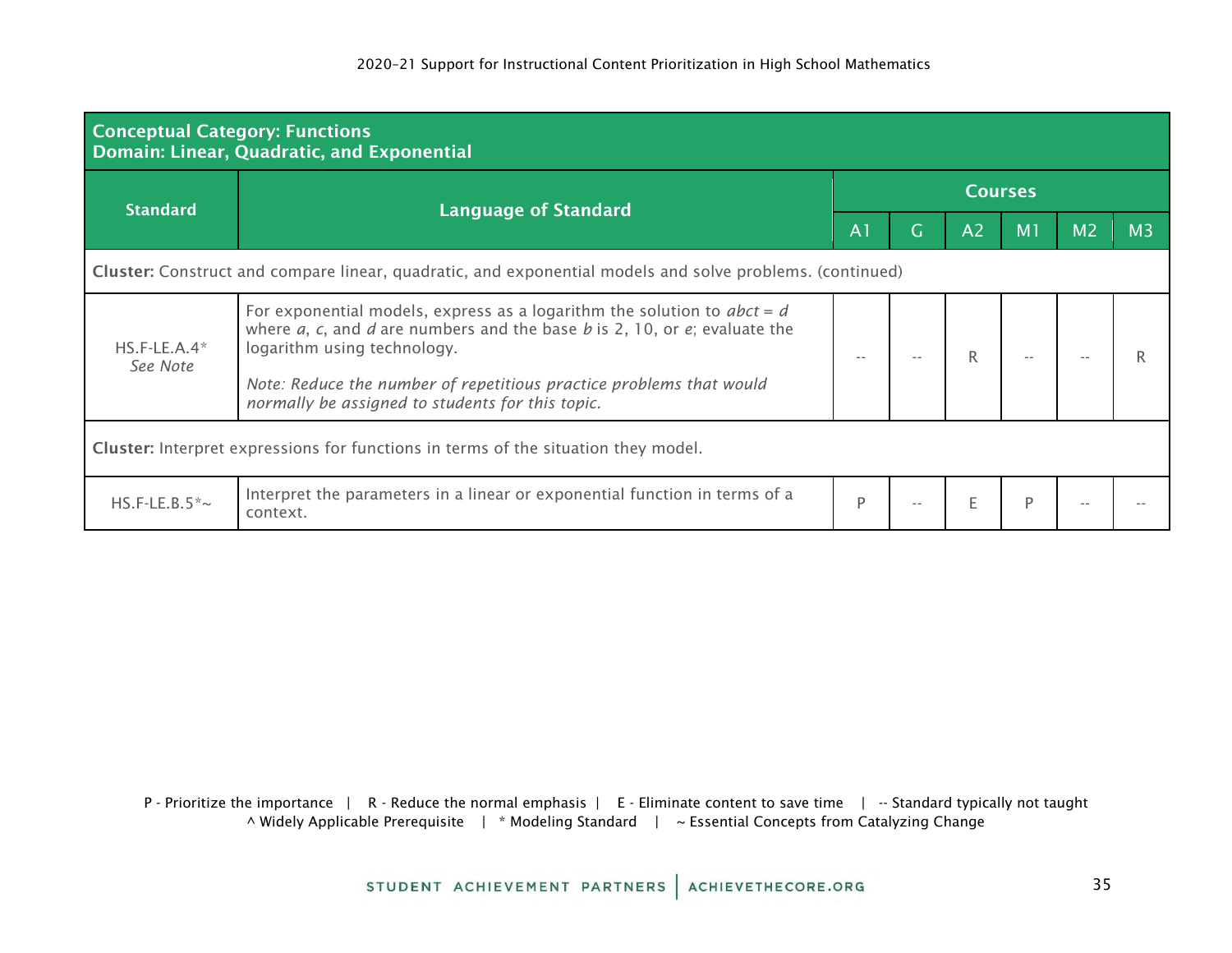**Conceptual Category: Functions**
**Domain: Linear, Quadratic, and Exponential**

| Standard | Language of Standard | Courses | | | | | |
|---|---|---|---|---|---|---|---|
| | | A1 | G | A2 | M1 | M2 | M3 |
| **Cluster:** Construct and compare linear, quadratic, and exponential models and solve problems. (continued) | | | | | | | |
| HS.F-LE.A.4* *See Note* | For exponential models, express as a logarithm the solution to $ab^{ct} = d$ where $a$, $c$, and $d$ are numbers and the base $b$ is 2, 10, or $e$; evaluate the logarithm using technology. *Note: Reduce the number of repetitious practice problems that would normally be assigned to students for this topic.* | -- | -- | R | -- | -- | R |
| **Cluster:** Interpret expressions for functions in terms of the situation they model. | | | | | | | |
| HS.F-LE.B.5*~ | Interpret the parameters in a linear or exponential function in terms of a context. | P | -- | E | P | -- | -- |

P - Prioritize the importance | R - Reduce the normal emphasis | E - Eliminate content to save time | -- Standard typically not taught
^ Widely Applicable Prerequisite | * Modeling Standard | ~ Essential Concepts from Catalyzing Change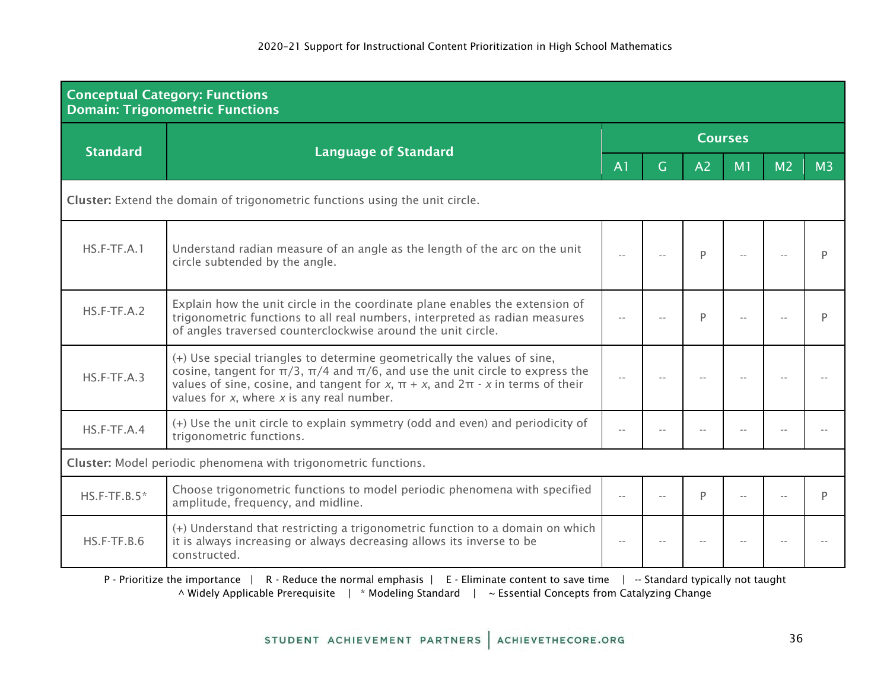| **Conceptual Category: Functions<br>Domain: Trigonometric Functions** | | | | | | | |
|---|---|---|---|---|---|---|---|
| **Standard** | **Language of Standard** | **Courses** | | | | | |
| | | A1 | G | A2 | M1 | M2 | M3 |
| **Cluster:** Extend the domain of trigonometric functions using the unit circle. | | | | | | | |
| HS.F-TF.A.1 | Understand radian measure of an angle as the length of the arc on the unit circle subtended by the angle. | -- | -- | P | -- | -- | P |
| HS.F-TF.A.2 | Explain how the unit circle in the coordinate plane enables the extension of trigonometric functions to all real numbers, interpreted as radian measures of angles traversed counterclockwise around the unit circle. | -- | -- | P | -- | -- | P |
| HS.F-TF.A.3 | (+) Use special triangles to determine geometrically the values of sine, cosine, tangent for $\pi/3$, $\pi/4$ and $\pi/6$, and use the unit circle to express the values of sine, cosine, and tangent for $x$, $\pi + x$, and $2\pi - x$ in terms of their values for $x$, where $x$ is any real number. | -- | -- | -- | -- | -- | -- |
| HS.F-TF.A.4 | (+) Use the unit circle to explain symmetry (odd and even) and periodicity of trigonometric functions. | -- | -- | -- | -- | -- | -- |
| **Cluster:** Model periodic phenomena with trigonometric functions. | | | | | | | |
| HS.F-TF.B.5* | Choose trigonometric functions to model periodic phenomena with specified amplitude, frequency, and midline. | -- | -- | P | -- | -- | P |
| HS.F-TF.B.6 | (+) Understand that restricting a trigonometric function to a domain on which it is always increasing or always decreasing allows its inverse to be constructed. | -- | -- | -- | -- | -- | -- |

P - Prioritize the importance | R - Reduce the normal emphasis | E - Eliminate content to save time | -- Standard typically not taught
^ Widely Applicable Prerequisite | * Modeling Standard | ~ Essential Concepts from Catalyzing Change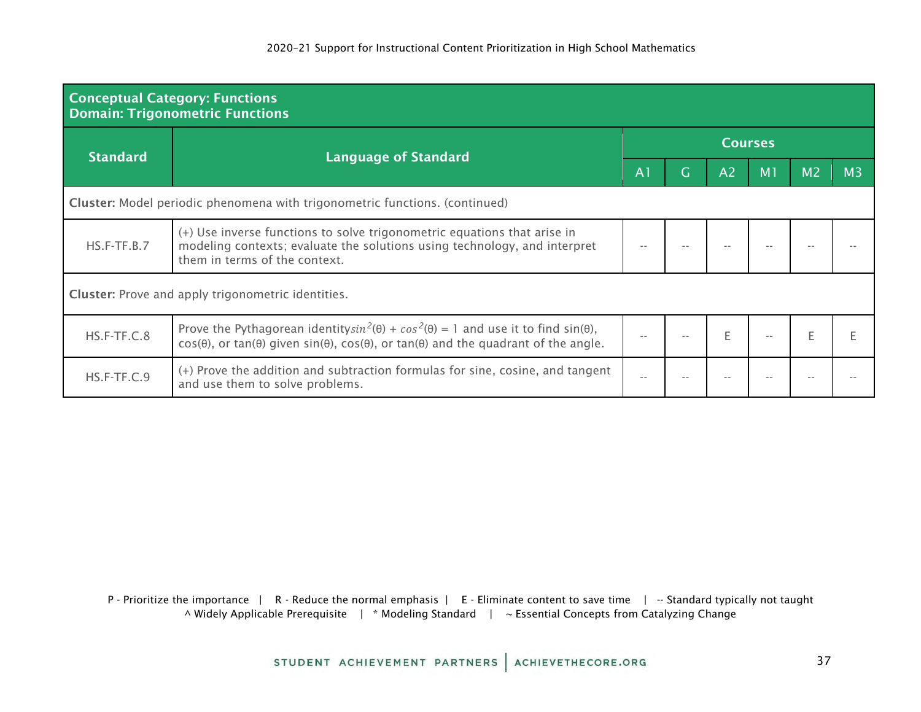| **Conceptual Category: Functions**<br>**Domain: Trigonometric Functions** | | | | | | | |
|---|---|---|---|---|---|---|---|
| **Standard** | **Language of Standard** | **Courses** | | | | | |
| | | A1 | G | A2 | M1 | M2 | M3 |
| **Cluster:** Model periodic phenomena with trigonometric functions. (continued) | | | | | | | |
| HS.F-TF.B.7 | (+) Use inverse functions to solve trigonometric equations that arise in modeling contexts; evaluate the solutions using technology, and interpret them in terms of the context. | -- | -- | -- | -- | -- | -- |
| **Cluster:** Prove and apply trigonometric identities. | | | | | | | |
| HS.F-TF.C.8 | Prove the Pythagorean identity $sin^2(\theta) + cos^2(\theta) = 1$ and use it to find sin(θ), cos(θ), or tan(θ) given sin(θ), cos(θ), or tan(θ) and the quadrant of the angle. | -- | -- | E | -- | E | E |
| HS.F-TF.C.9 | (+) Prove the addition and subtraction formulas for sine, cosine, and tangent and use them to solve problems. | -- | -- | -- | -- | -- | -- |

P - Prioritize the importance | R - Reduce the normal emphasis | E - Eliminate content to save time | -- Standard typically not taught
^ Widely Applicable Prerequisite | * Modeling Standard | ~ Essential Concepts from Catalyzing Change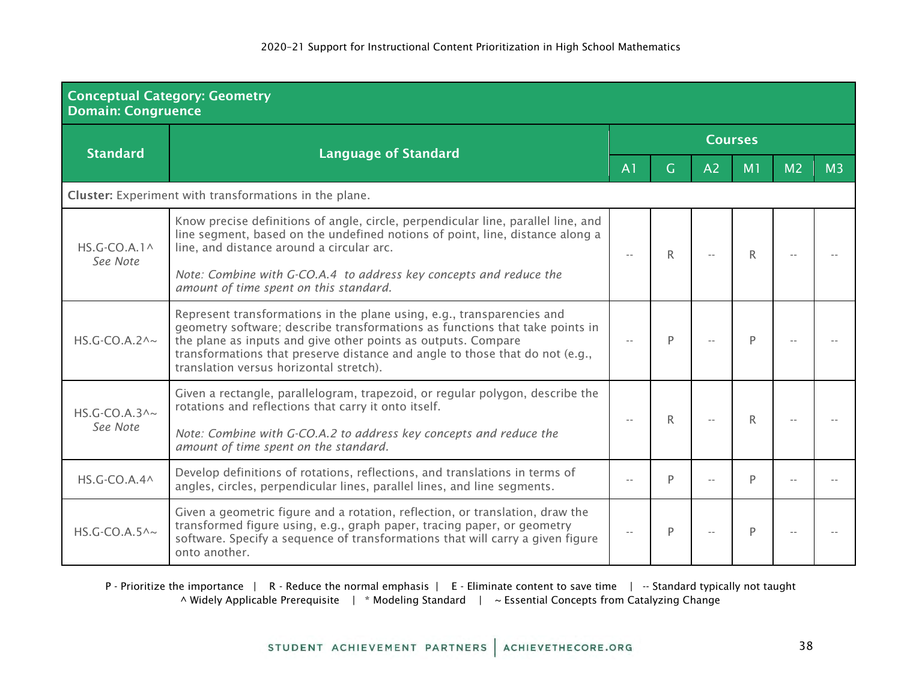**Conceptual Category: Geometry**
**Domain: Congruence**

| Standard | Language of Standard | Courses | | | | | |
|---|---|---|---|---|---|---|---|
| | | A1 | G | A2 | M1 | M2 | M3 |
| **Cluster:** Experiment with transformations in the plane. | | | | | | | |
| HS.G-CO.A.1^ *See Note* | Know precise definitions of angle, circle, perpendicular line, parallel line, and line segment, based on the undefined notions of point, line, distance along a line, and distance around a circular arc. *Note: Combine with G-CO.A.4 to address key concepts and reduce the amount of time spent on this standard.* | -- | R | -- | R | -- | -- |
| HS.G-CO.A.2^~ | Represent transformations in the plane using, e.g., transparencies and geometry software; describe transformations as functions that take points in the plane as inputs and give other points as outputs. Compare transformations that preserve distance and angle to those that do not (e.g., translation versus horizontal stretch). | -- | P | -- | P | -- | -- |
| HS.G-CO.A.3^~ *See Note* | Given a rectangle, parallelogram, trapezoid, or regular polygon, describe the rotations and reflections that carry it onto itself. *Note: Combine with G-CO.A.2 to address key concepts and reduce the amount of time spent on the standard.* | -- | R | -- | R | -- | -- |
| HS.G-CO.A.4^ | Develop definitions of rotations, reflections, and translations in terms of angles, circles, perpendicular lines, parallel lines, and line segments. | -- | P | -- | P | -- | -- |
| HS.G-CO.A.5^~ | Given a geometric figure and a rotation, reflection, or translation, draw the transformed figure using, e.g., graph paper, tracing paper, or geometry software. Specify a sequence of transformations that will carry a given figure onto another. | -- | P | -- | P | -- | -- |

P - Prioritize the importance | R - Reduce the normal emphasis | E - Eliminate content to save time | -- Standard typically not taught
^ Widely Applicable Prerequisite | * Modeling Standard | ~ Essential Concepts from Catalyzing Change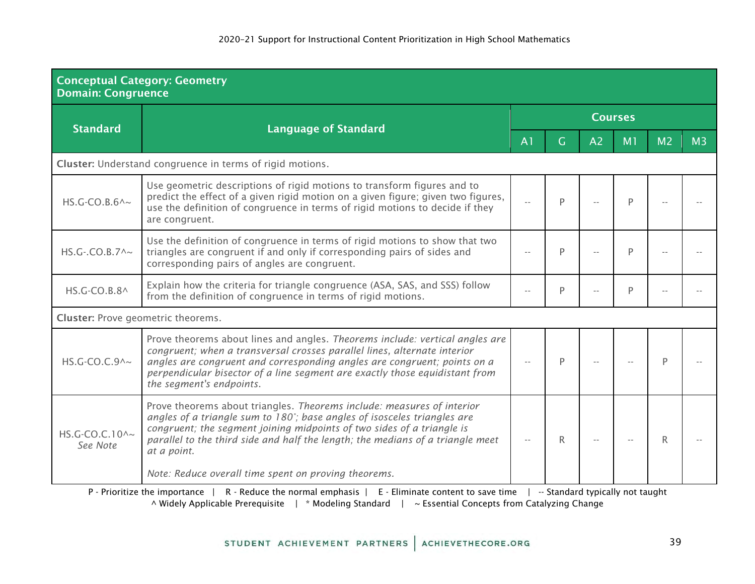| **Conceptual Category: Geometry**<br>**Domain: Congruence** | | | | | | | |
|---|---|---|---|---|---|---|---|
| **Standard** | **Language of Standard** | **Courses** | | | | | |
| | | A1 | G | A2 | M1 | M2 | M3 |
| **Cluster:** Understand congruence in terms of rigid motions. | | | | | | | |
| HS.G-CO.B.6^~ | Use geometric descriptions of rigid motions to transform figures and to predict the effect of a given rigid motion on a given figure; given two figures, use the definition of congruence in terms of rigid motions to decide if they are congruent. | -- | P | -- | P | -- | -- |
| HS.G-.CO.B.7^~ | Use the definition of congruence in terms of rigid motions to show that two triangles are congruent if and only if corresponding pairs of sides and corresponding pairs of angles are congruent. | -- | P | -- | P | -- | -- |
| HS.G-CO.B.8^ | Explain how the criteria for triangle congruence (ASA, SAS, and SSS) follow from the definition of congruence in terms of rigid motions. | -- | P | -- | P | -- | -- |
| **Cluster:** Prove geometric theorems. | | | | | | | |
| HS.G-CO.C.9^~ | Prove theorems about lines and angles. *Theorems include: vertical angles are congruent; when a transversal crosses parallel lines, alternate interior angles are congruent and corresponding angles are congruent; points on a perpendicular bisector of a line segment are exactly those equidistant from the segment's endpoints.* | -- | P | -- | -- | P | -- |
| HS.G-CO.C.10^~<br>*See Note* | Prove theorems about triangles. *Theorems include: measures of interior angles of a triangle sum to 180°; base angles of isosceles triangles are congruent; the segment joining midpoints of two sides of a triangle is parallel to the third side and half the length; the medians of a triangle meet at a point.*<br><br>*Note: Reduce overall time spent on proving theorems.* | -- | R | -- | -- | R | -- |

P - Prioritize the importance | R - Reduce the normal emphasis | E - Eliminate content to save time | -- Standard typically not taught
^ Widely Applicable Prerequisite | * Modeling Standard | ~ Essential Concepts from Catalyzing Change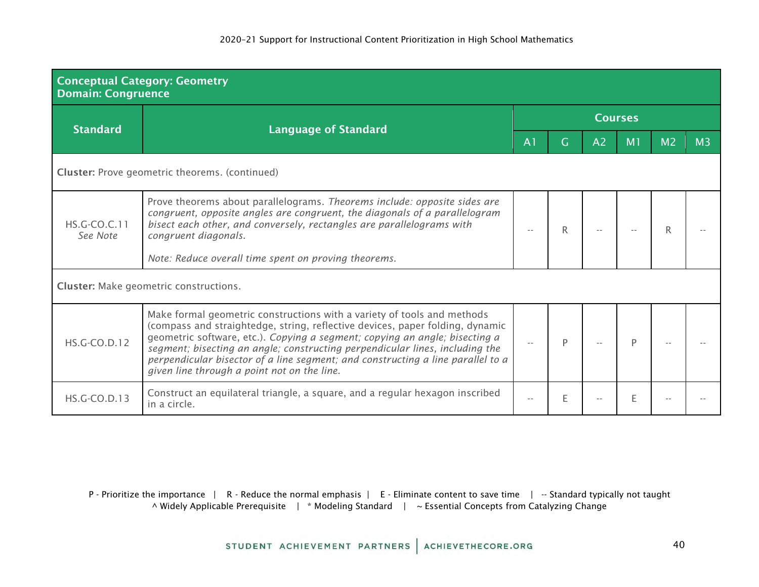| **Conceptual Category: Geometry<br>Domain: Congruence** | | | | | | | |
|---|---|---|---|---|---|---|---|
| **Standard** | **Language of Standard** | **Courses** | | | | | |
| | | A1 | G | A2 | M1 | M2 | M3 |
| **Cluster:** Prove geometric theorems. (continued) | | | | | | | |
| HS.G-CO.C.11<br>*See Note* | Prove theorems about parallelograms. *Theorems include: opposite sides are congruent, opposite angles are congruent, the diagonals of a parallelogram bisect each other, and conversely, rectangles are parallelograms with congruent diagonals.*<br><br>*Note: Reduce overall time spent on proving theorems.* | -- | R | -- | -- | R | -- |
| **Cluster:** Make geometric constructions. | | | | | | | |
| HS.G-CO.D.12 | Make formal geometric constructions with a variety of tools and methods (compass and straightedge, string, reflective devices, paper folding, dynamic geometric software, etc.). *Copying a segment; copying an angle; bisecting a segment; bisecting an angle; constructing perpendicular lines, including the perpendicular bisector of a line segment; and constructing a line parallel to a given line through a point not on the line.* | -- | P | -- | P | -- | -- |
| HS.G-CO.D.13 | Construct an equilateral triangle, a square, and a regular hexagon inscribed in a circle. | -- | E | -- | E | -- | -- |

P - Prioritize the importance | R - Reduce the normal emphasis | E - Eliminate content to save time | -- Standard typically not taught
^ Widely Applicable Prerequisite | * Modeling Standard | ~ Essential Concepts from Catalyzing Change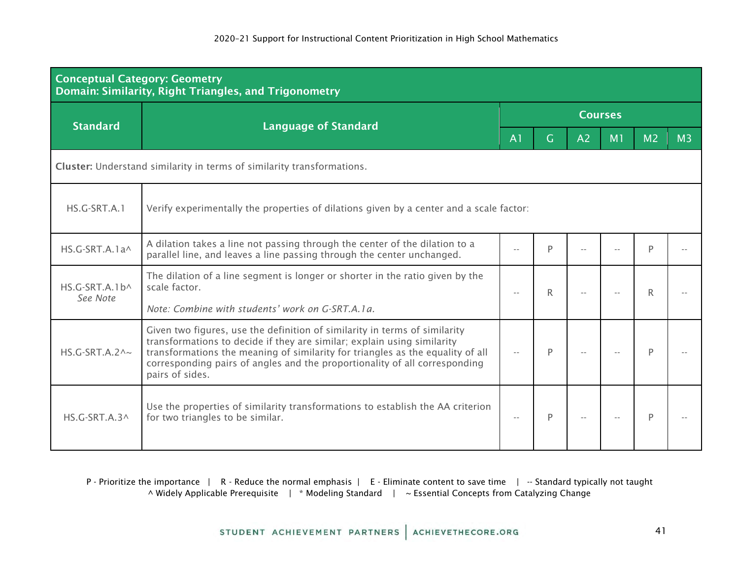| **Conceptual Category: Geometry<br>Domain: Similarity, Right Triangles, and Trigonometry** | | | | | | | |
|---|---|---|---|---|---|---|---|
| **Standard** | **Language of Standard** | **Courses** | | | | | |
| | | A1 | G | A2 | M1 | M2 | M3 |
| **Cluster:** Understand similarity in terms of similarity transformations. | | | | | | | |
| HS.G-SRT.A.1 | Verify experimentally the properties of dilations given by a center and a scale factor: | | | | | | |
| HS.G-SRT.A.1a^ | A dilation takes a line not passing through the center of the dilation to a parallel line, and leaves a line passing through the center unchanged. | -- | P | -- | -- | P | -- |
| HS.G-SRT.A.1b^<br>*See Note* | The dilation of a line segment is longer or shorter in the ratio given by the scale factor.<br><br>*Note: Combine with students' work on G-SRT.A.1a.* | -- | R | -- | -- | R | -- |
| HS.G-SRT.A.2^~ | Given two figures, use the definition of similarity in terms of similarity transformations to decide if they are similar; explain using similarity transformations the meaning of similarity for triangles as the equality of all corresponding pairs of angles and the proportionality of all corresponding pairs of sides. | -- | P | -- | -- | P | -- |
| HS.G-SRT.A.3^ | Use the properties of similarity transformations to establish the AA criterion for two triangles to be similar. | -- | P | -- | -- | P | -- |

P - Prioritize the importance | R - Reduce the normal emphasis | E - Eliminate content to save time | -- Standard typically not taught
^ Widely Applicable Prerequisite | * Modeling Standard | ~ Essential Concepts from Catalyzing Change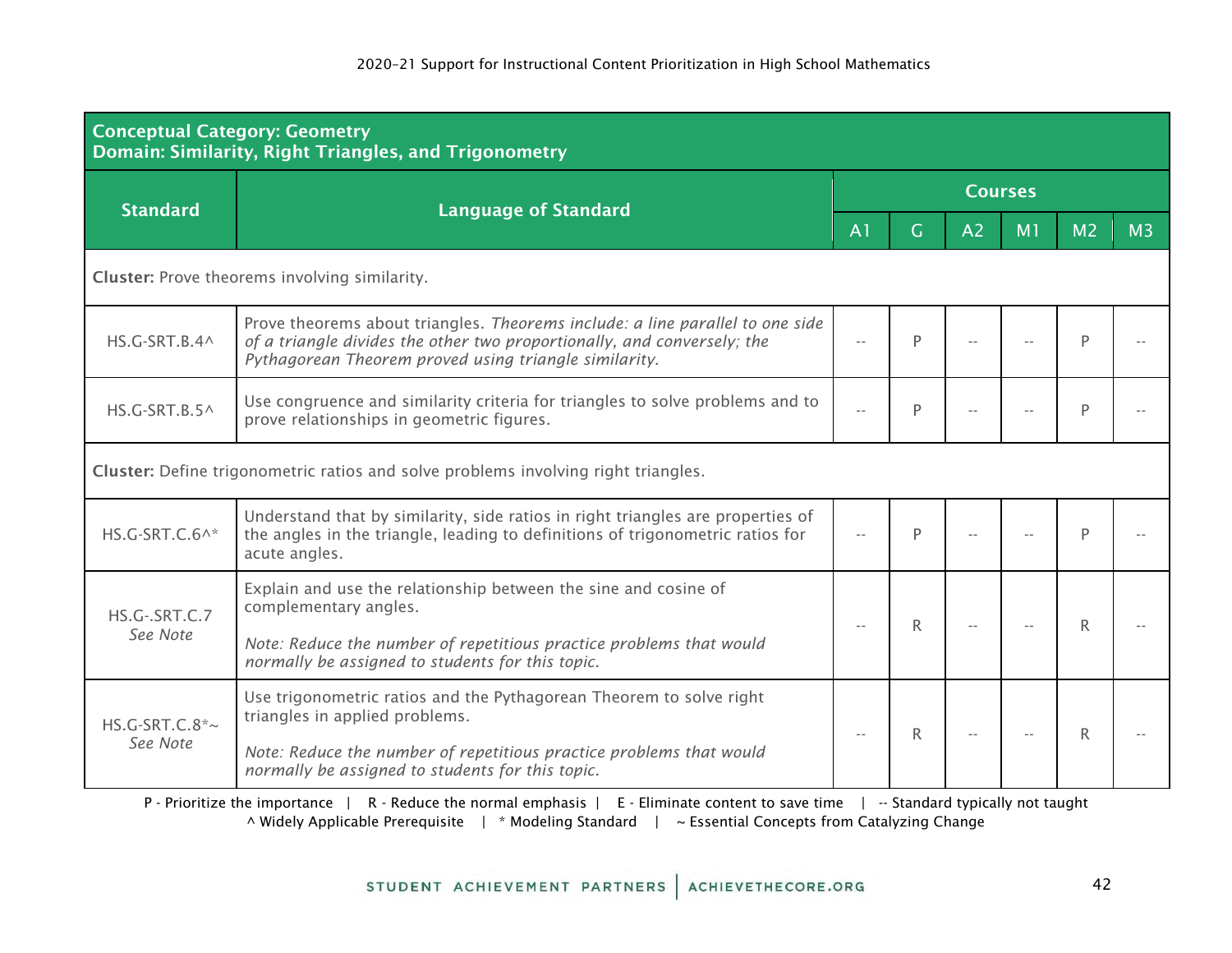**Conceptual Category: Geometry**
**Domain: Similarity, Right Triangles, and Trigonometry**

| Standard | Language of Standard | Courses | | | | | |
|---|---|---|---|---|---|---|---|
| | | A1 | G | A2 | M1 | M2 | M3 |
| **Cluster:** Prove theorems involving similarity. | | | | | | | |
| HS.G-SRT.B.4^ | Prove theorems about triangles. *Theorems include: a line parallel to one side of a triangle divides the other two proportionally, and conversely; the Pythagorean Theorem proved using triangle similarity.* | -- | P | -- | -- | P | -- |
| HS.G-SRT.B.5^ | Use congruence and similarity criteria for triangles to solve problems and to prove relationships in geometric figures. | -- | P | -- | -- | P | -- |
| **Cluster:** Define trigonometric ratios and solve problems involving right triangles. | | | | | | | |
| HS.G-SRT.C.6^* | Understand that by similarity, side ratios in right triangles are properties of the angles in the triangle, leading to definitions of trigonometric ratios for acute angles. | -- | P | -- | -- | P | -- |
| HS.G-.SRT.C.7 *See Note* | Explain and use the relationship between the sine and cosine of complementary angles. *Note: Reduce the number of repetitious practice problems that would normally be assigned to students for this topic.* | -- | R | -- | -- | R | -- |
| HS.G-SRT.C.8*~ *See Note* | Use trigonometric ratios and the Pythagorean Theorem to solve right triangles in applied problems. *Note: Reduce the number of repetitious practice problems that would normally be assigned to students for this topic.* | -- | R | -- | -- | R | -- |

P - Prioritize the importance | R - Reduce the normal emphasis | E - Eliminate content to save time | -- Standard typically not taught
^ Widely Applicable Prerequisite | * Modeling Standard | ~ Essential Concepts from Catalyzing Change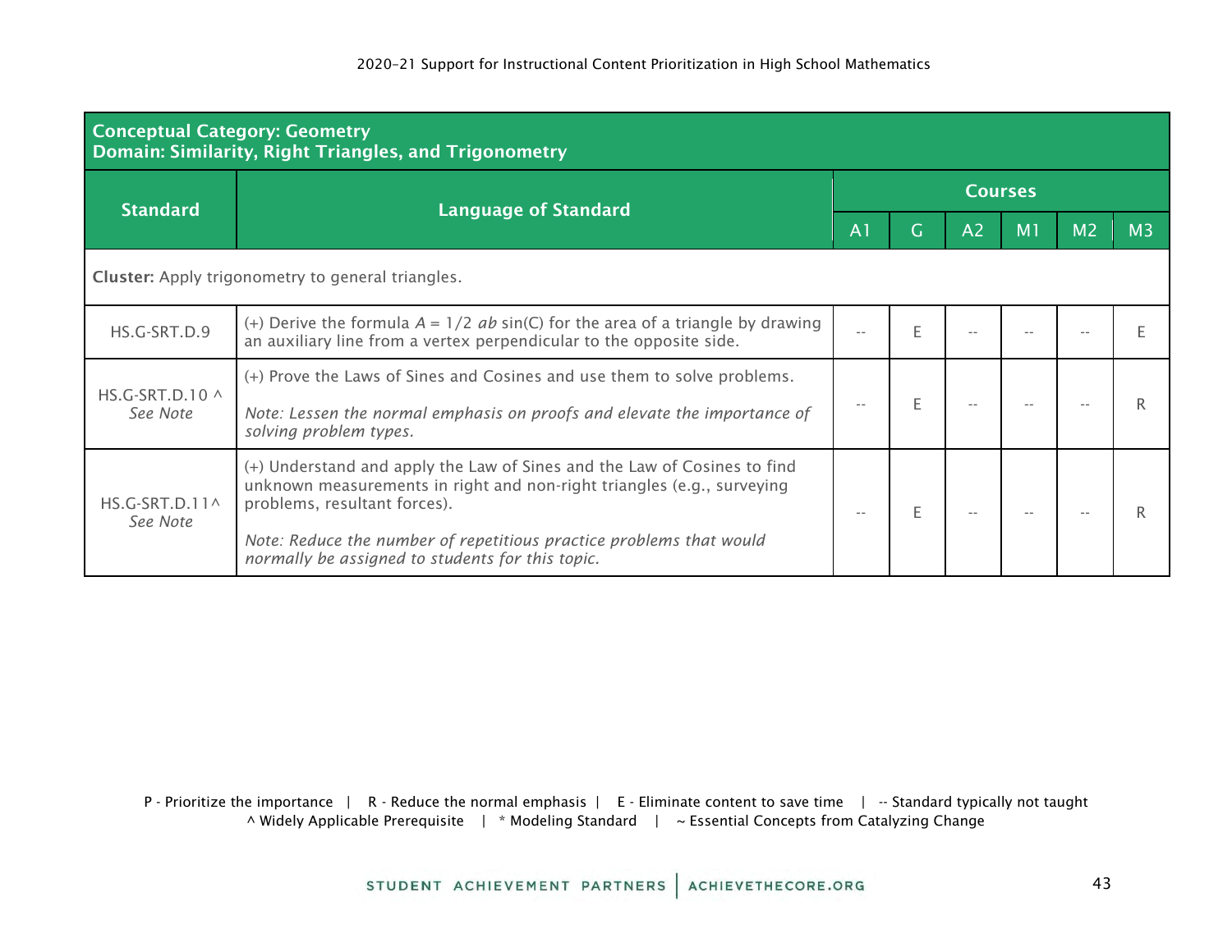**Conceptual Category: Geometry**
**Domain: Similarity, Right Triangles, and Trigonometry**

| Standard | Language of Standard | Courses | | | | | |
|---|---|---|---|---|---|---|---|
| | | A1 | G | A2 | M1 | M2 | M3 |
| **Cluster:** Apply trigonometry to general triangles. | | | | | | | |
| HS.G-SRT.D.9 | (+) Derive the formula $A = 1/2\ ab \sin(C)$ for the area of a triangle by drawing an auxiliary line from a vertex perpendicular to the opposite side. | -- | E | -- | -- | -- | E |
| HS.G-SRT.D.10 ^ *See Note* | (+) Prove the Laws of Sines and Cosines and use them to solve problems. *Note: Lessen the normal emphasis on proofs and elevate the importance of solving problem types.* | -- | E | -- | -- | -- | R |
| HS.G-SRT.D.11^ *See Note* | (+) Understand and apply the Law of Sines and the Law of Cosines to find unknown measurements in right and non-right triangles (e.g., surveying problems, resultant forces). *Note: Reduce the number of repetitious practice problems that would normally be assigned to students for this topic.* | -- | E | -- | -- | -- | R |

P - Prioritize the importance | R - Reduce the normal emphasis | E - Eliminate content to save time | -- Standard typically not taught
^ Widely Applicable Prerequisite | * Modeling Standard | ~ Essential Concepts from Catalyzing Change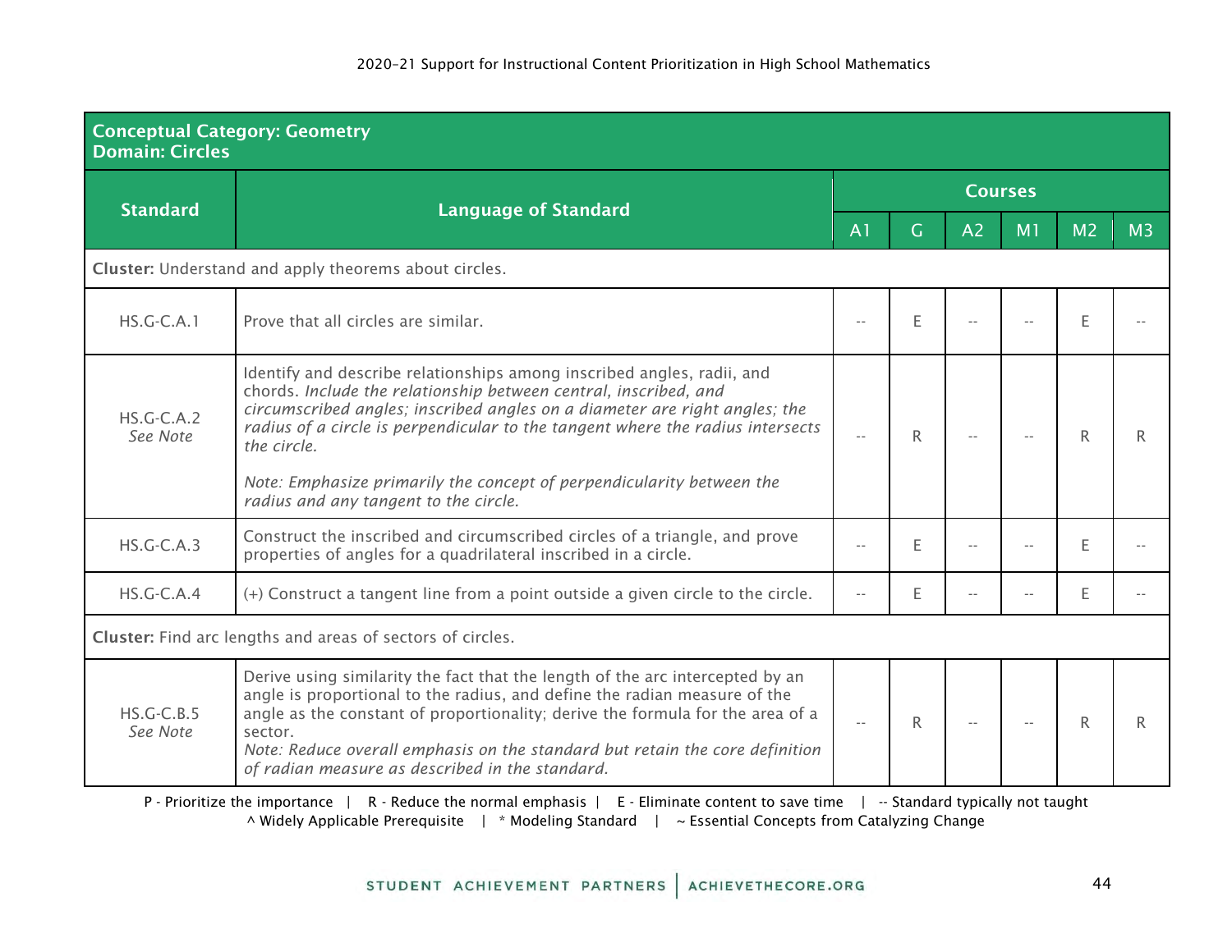| Conceptual Category: Geometry<br>Domain: Circles | | | | | | | |
|---|---|---|---|---|---|---|---|
| **Standard** | **Language of Standard** | **Courses** | | | | | |
| | | A1 | G | A2 | M1 | M2 | M3 |
| **Cluster:** Understand and apply theorems about circles. | | | | | | | |
| HS.G-C.A.1 | Prove that all circles are similar. | -- | E | -- | -- | E | -- |
| HS.G-C.A.2<br>*See Note* | Identify and describe relationships among inscribed angles, radii, and chords. *Include the relationship between central, inscribed, and circumscribed angles; inscribed angles on a diameter are right angles; the radius of a circle is perpendicular to the tangent where the radius intersects the circle.*<br><br>*Note: Emphasize primarily the concept of perpendicularity between the radius and any tangent to the circle.* | -- | R | -- | -- | R | R |
| HS.G-C.A.3 | Construct the inscribed and circumscribed circles of a triangle, and prove properties of angles for a quadrilateral inscribed in a circle. | -- | E | -- | -- | E | -- |
| HS.G-C.A.4 | (+) Construct a tangent line from a point outside a given circle to the circle. | -- | E | -- | -- | E | -- |
| **Cluster:** Find arc lengths and areas of sectors of circles. | | | | | | | |
| HS.G-C.B.5<br>*See Note* | Derive using similarity the fact that the length of the arc intercepted by an angle is proportional to the radius, and define the radian measure of the angle as the constant of proportionality; derive the formula for the area of a sector.<br>*Note: Reduce overall emphasis on the standard but retain the core definition of radian measure as described in the standard.* | -- | R | -- | -- | R | R |

P - Prioritize the importance | R - Reduce the normal emphasis | E - Eliminate content to save time | -- Standard typically not taught
^ Widely Applicable Prerequisite | * Modeling Standard | ~ Essential Concepts from Catalyzing Change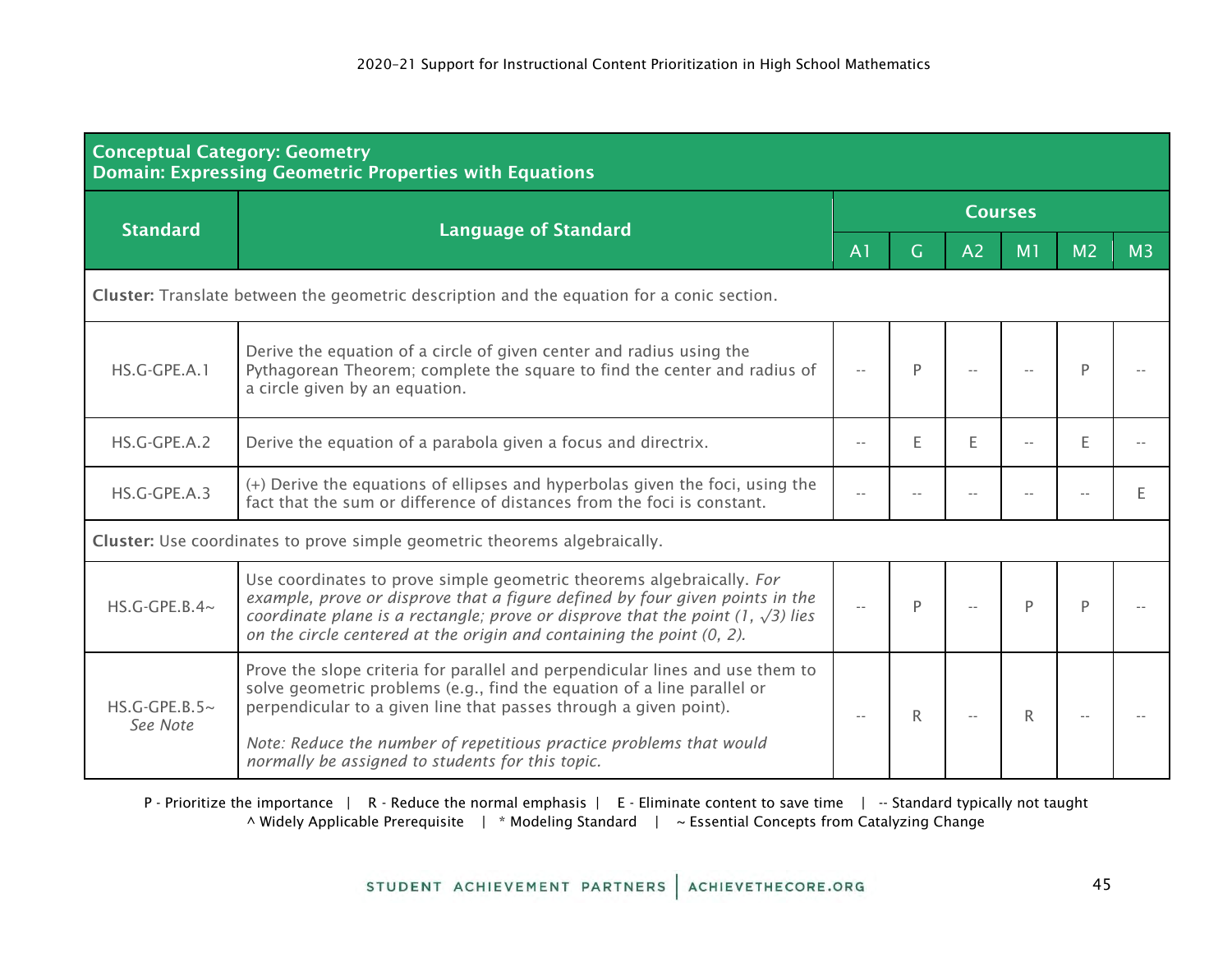| **Conceptual Category: Geometry**<br>**Domain: Expressing Geometric Properties with Equations** | | | | | | | |
|---|---|---|---|---|---|---|---|
| **Standard** | **Language of Standard** | **Courses** | | | | | |
| | | A1 | G | A2 | M1 | M2 | M3 |
| **Cluster:** Translate between the geometric description and the equation for a conic section. | | | | | | | |
| HS.G-GPE.A.1 | Derive the equation of a circle of given center and radius using the Pythagorean Theorem; complete the square to find the center and radius of a circle given by an equation. | -- | P | -- | -- | P | -- |
| HS.G-GPE.A.2 | Derive the equation of a parabola given a focus and directrix. | -- | E | E | -- | E | -- |
| HS.G-GPE.A.3 | (+) Derive the equations of ellipses and hyperbolas given the foci, using the fact that the sum or difference of distances from the foci is constant. | -- | -- | -- | -- | -- | E |
| **Cluster:** Use coordinates to prove simple geometric theorems algebraically. | | | | | | | |
| HS.G-GPE.B.4~ | Use coordinates to prove simple geometric theorems algebraically. *For example, prove or disprove that a figure defined by four given points in the coordinate plane is a rectangle; prove or disprove that the point (1, $\sqrt{3}$) lies on the circle centered at the origin and containing the point (0, 2).* | -- | P | -- | P | P | -- |
| HS.G-GPE.B.5~<br>*See Note* | Prove the slope criteria for parallel and perpendicular lines and use them to solve geometric problems (e.g., find the equation of a line parallel or perpendicular to a given line that passes through a given point).<br><br>*Note: Reduce the number of repetitious practice problems that would normally be assigned to students for this topic.* | -- | R | -- | R | -- | -- |

P - Prioritize the importance | R - Reduce the normal emphasis | E - Eliminate content to save time | -- Standard typically not taught
^ Widely Applicable Prerequisite | * Modeling Standard | ~ Essential Concepts from Catalyzing Change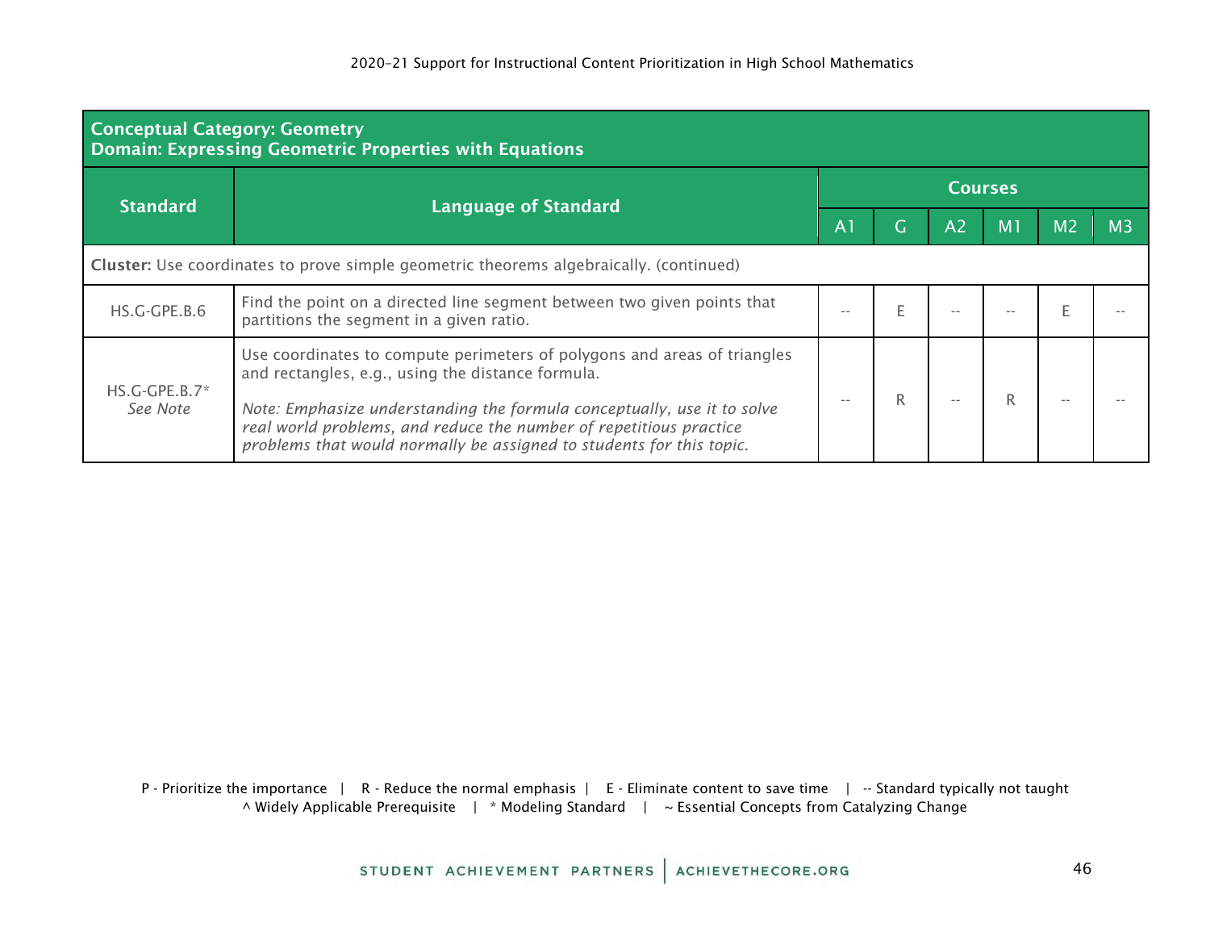| **Conceptual Category: Geometry**<br>**Domain: Expressing Geometric Properties with Equations** | | | | | | | |
|---|---|---|---|---|---|---|---|
| **Standard** | **Language of Standard** | **Courses** | | | | | |
| | | A1 | G | A2 | M1 | M2 | M3 |
| **Cluster:** Use coordinates to prove simple geometric theorems algebraically. (continued) | | | | | | | |
| HS.G-GPE.B.6 | Find the point on a directed line segment between two given points that partitions the segment in a given ratio. | -- | E | -- | -- | E | -- |
| HS.G-GPE.B.7*<br>*See Note* | Use coordinates to compute perimeters of polygons and areas of triangles and rectangles, e.g., using the distance formula.<br><br>*Note: Emphasize understanding the formula conceptually, use it to solve real world problems, and reduce the number of repetitious practice problems that would normally be assigned to students for this topic.* | -- | R | -- | R | -- | -- |

P - Prioritize the importance | R - Reduce the normal emphasis | E - Eliminate content to save time | -- Standard typically not taught
^ Widely Applicable Prerequisite | * Modeling Standard | ~ Essential Concepts from Catalyzing Change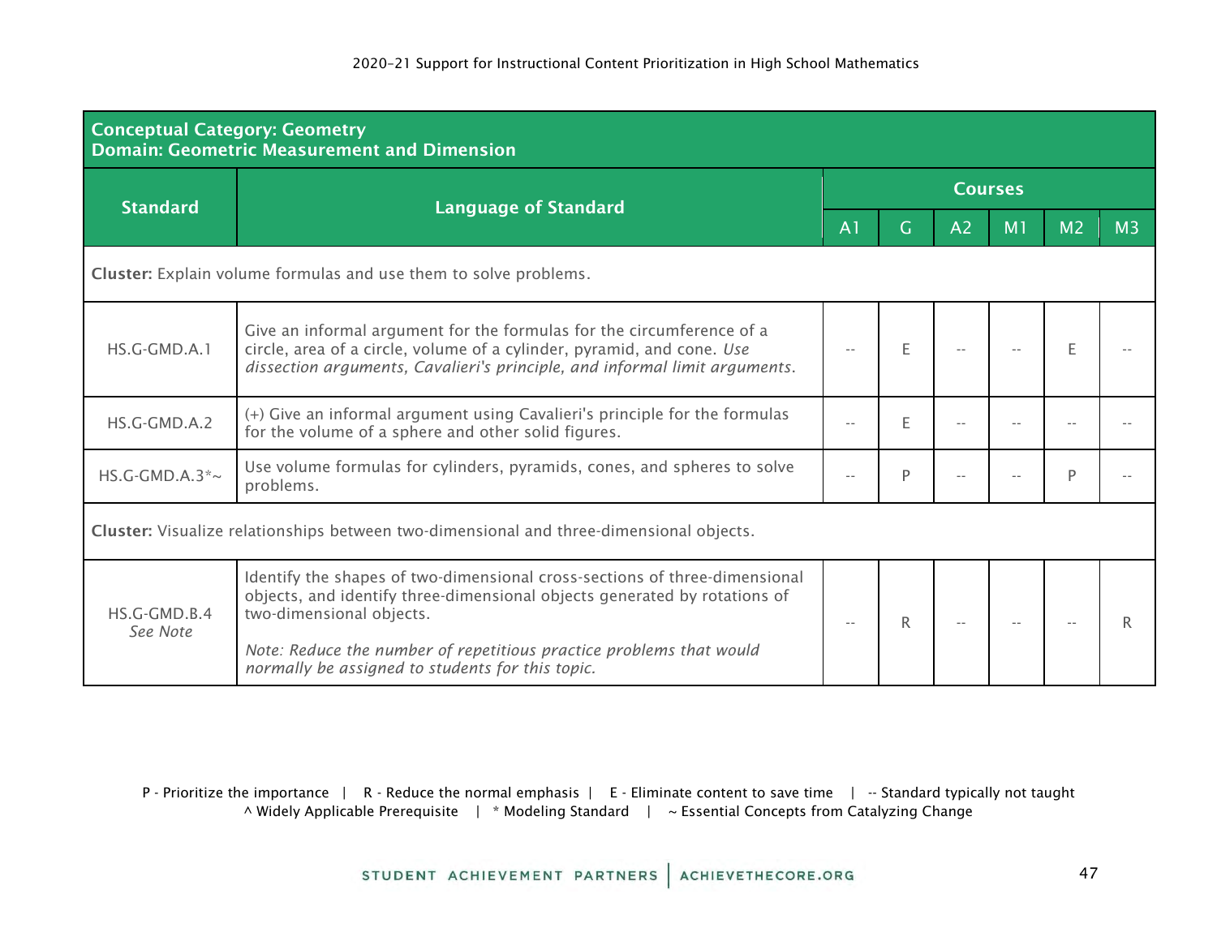| **Conceptual Category: Geometry**<br>**Domain: Geometric Measurement and Dimension** | | | | | | | |
|---|---|---|---|---|---|---|---|
| **Standard** | **Language of Standard** | **Courses** | | | | | |
| | | A1 | G | A2 | M1 | M2 | M3 |
| **Cluster:** Explain volume formulas and use them to solve problems. | | | | | | | |
| HS.G-GMD.A.1 | Give an informal argument for the formulas for the circumference of a circle, area of a circle, volume of a cylinder, pyramid, and cone. *Use dissection arguments, Cavalieri's principle, and informal limit arguments.* | -- | E | -- | -- | E | -- |
| HS.G-GMD.A.2 | (+) Give an informal argument using Cavalieri's principle for the formulas for the volume of a sphere and other solid figures. | -- | E | -- | -- | -- | -- |
| HS.G-GMD.A.3*~ | Use volume formulas for cylinders, pyramids, cones, and spheres to solve problems. | -- | P | -- | -- | P | -- |
| **Cluster:** Visualize relationships between two-dimensional and three-dimensional objects. | | | | | | | |
| HS.G-GMD.B.4 *See Note* | Identify the shapes of two-dimensional cross-sections of three-dimensional objects, and identify three-dimensional objects generated by rotations of two-dimensional objects.<br><br>*Note: Reduce the number of repetitious practice problems that would normally be assigned to students for this topic.* | -- | R | -- | -- | -- | R |

P - Prioritize the importance | R - Reduce the normal emphasis | E - Eliminate content to save time | -- Standard typically not taught
^ Widely Applicable Prerequisite | * Modeling Standard | ~ Essential Concepts from Catalyzing Change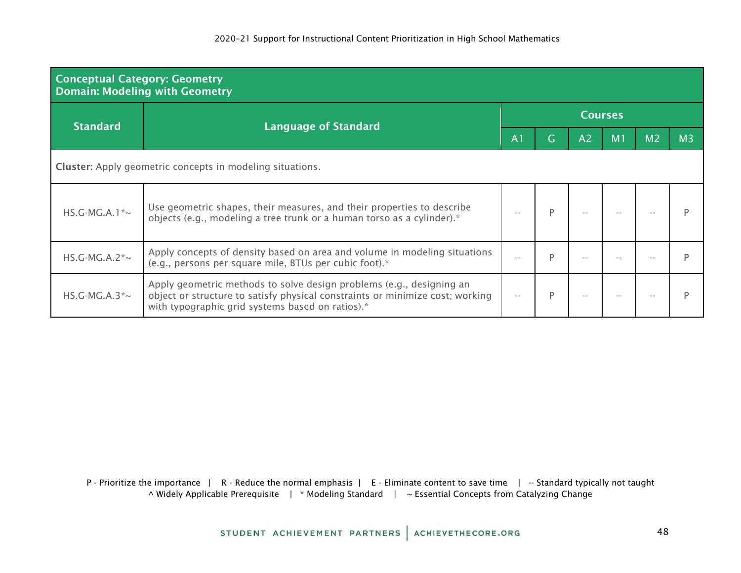| Conceptual Category: Geometry<br>Domain: Modeling with Geometry | | | | | | | |
|---|---|---|---|---|---|---|---|
| **Standard** | **Language of Standard** | **Courses** | | | | | |
| | | A1 | G | A2 | M1 | M2 | M3 |
| **Cluster:** Apply geometric concepts in modeling situations. | | | | | | | |
| HS.G-MG.A.1*~ | Use geometric shapes, their measures, and their properties to describe objects (e.g., modeling a tree trunk or a human torso as a cylinder).* | -- | P | -- | -- | -- | P |
| HS.G-MG.A.2*~ | Apply concepts of density based on area and volume in modeling situations (e.g., persons per square mile, BTUs per cubic foot).* | -- | P | -- | -- | -- | P |
| HS.G-MG.A.3*~ | Apply geometric methods to solve design problems (e.g., designing an object or structure to satisfy physical constraints or minimize cost; working with typographic grid systems based on ratios).* | -- | P | -- | -- | -- | P |

P - Prioritize the importance | R - Reduce the normal emphasis | E - Eliminate content to save time | -- Standard typically not taught
^ Widely Applicable Prerequisite | * Modeling Standard | ~ Essential Concepts from Catalyzing Change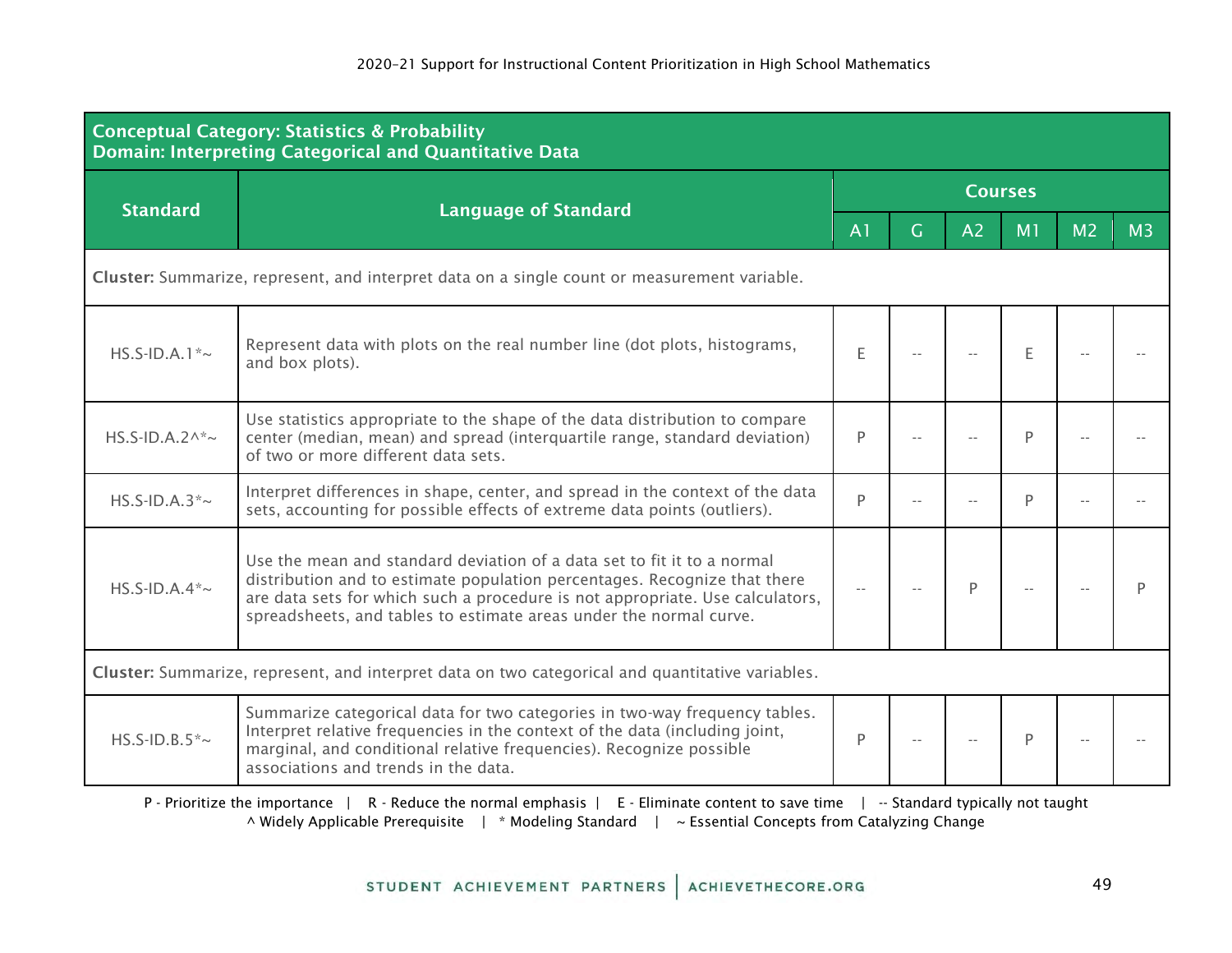**Conceptual Category: Statistics & Probability**
**Domain: Interpreting Categorical and Quantitative Data**

| Standard | Language of Standard | Courses | | | | | |
|---|---|---|---|---|---|---|---|
| | | A1 | G | A2 | M1 | M2 | M3 |
| **Cluster:** Summarize, represent, and interpret data on a single count or measurement variable. | | | | | | | |
| HS.S-ID.A.1*~ | Represent data with plots on the real number line (dot plots, histograms, and box plots). | E | -- | -- | E | -- | -- |
| HS.S-ID.A.2^*~ | Use statistics appropriate to the shape of the data distribution to compare center (median, mean) and spread (interquartile range, standard deviation) of two or more different data sets. | P | -- | -- | P | -- | -- |
| HS.S-ID.A.3*~ | Interpret differences in shape, center, and spread in the context of the data sets, accounting for possible effects of extreme data points (outliers). | P | -- | -- | P | -- | -- |
| HS.S-ID.A.4*~ | Use the mean and standard deviation of a data set to fit it to a normal distribution and to estimate population percentages. Recognize that there are data sets for which such a procedure is not appropriate. Use calculators, spreadsheets, and tables to estimate areas under the normal curve. | -- | -- | P | -- | -- | P |
| **Cluster:** Summarize, represent, and interpret data on two categorical and quantitative variables. | | | | | | | |
| HS.S-ID.B.5*~ | Summarize categorical data for two categories in two-way frequency tables. Interpret relative frequencies in the context of the data (including joint, marginal, and conditional relative frequencies). Recognize possible associations and trends in the data. | P | -- | -- | P | -- | -- |

P - Prioritize the importance | R - Reduce the normal emphasis | E - Eliminate content to save time | -- Standard typically not taught
^ Widely Applicable Prerequisite | * Modeling Standard | ~ Essential Concepts from Catalyzing Change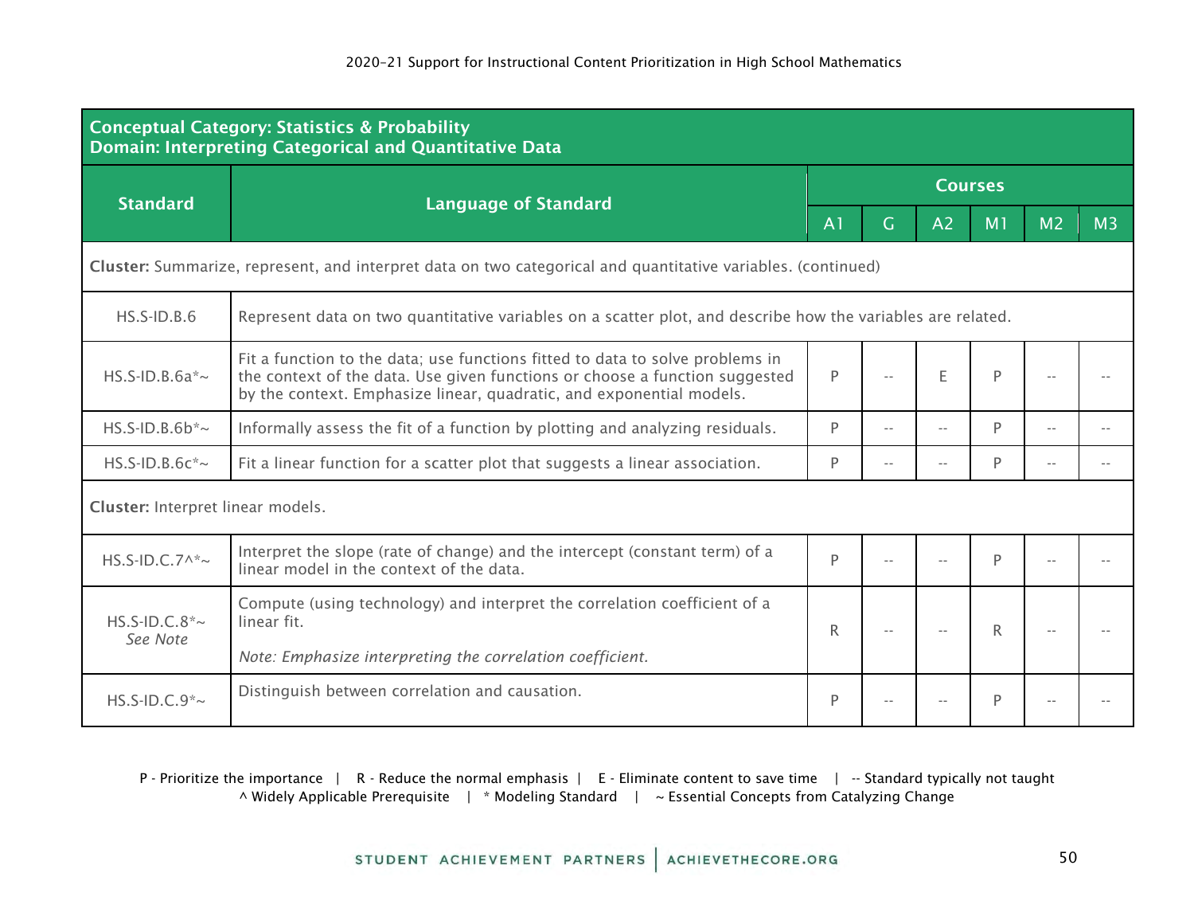**Conceptual Category: Statistics & Probability**
**Domain: Interpreting Categorical and Quantitative Data**

| Standard | Language of Standard | Courses | | | | | |
|---|---|---|---|---|---|---|---|
| | | A1 | G | A2 | M1 | M2 | M3 |
| **Cluster:** Summarize, represent, and interpret data on two categorical and quantitative variables. (continued) | | | | | | | |
| HS.S-ID.B.6 | Represent data on two quantitative variables on a scatter plot, and describe how the variables are related. | | | | | | |
| HS.S-ID.B.6a*~ | Fit a function to the data; use functions fitted to data to solve problems in the context of the data. Use given functions or choose a function suggested by the context. Emphasize linear, quadratic, and exponential models. | P | -- | E | P | -- | -- |
| HS.S-ID.B.6b*~ | Informally assess the fit of a function by plotting and analyzing residuals. | P | -- | -- | P | -- | -- |
| HS.S-ID.B.6c*~ | Fit a linear function for a scatter plot that suggests a linear association. | P | -- | -- | P | -- | -- |
| **Cluster:** Interpret linear models. | | | | | | | |
| HS.S-ID.C.7^*~ | Interpret the slope (rate of change) and the intercept (constant term) of a linear model in the context of the data. | P | -- | -- | P | -- | -- |
| HS.S-ID.C.8*~ *See Note* | Compute (using technology) and interpret the correlation coefficient of a linear fit. *Note: Emphasize interpreting the correlation coefficient.* | R | -- | -- | R | -- | -- |
| HS.S-ID.C.9*~ | Distinguish between correlation and causation. | P | -- | -- | P | -- | -- |

P - Prioritize the importance | R - Reduce the normal emphasis | E - Eliminate content to save time | -- Standard typically not taught
^ Widely Applicable Prerequisite | * Modeling Standard | ~ Essential Concepts from Catalyzing Change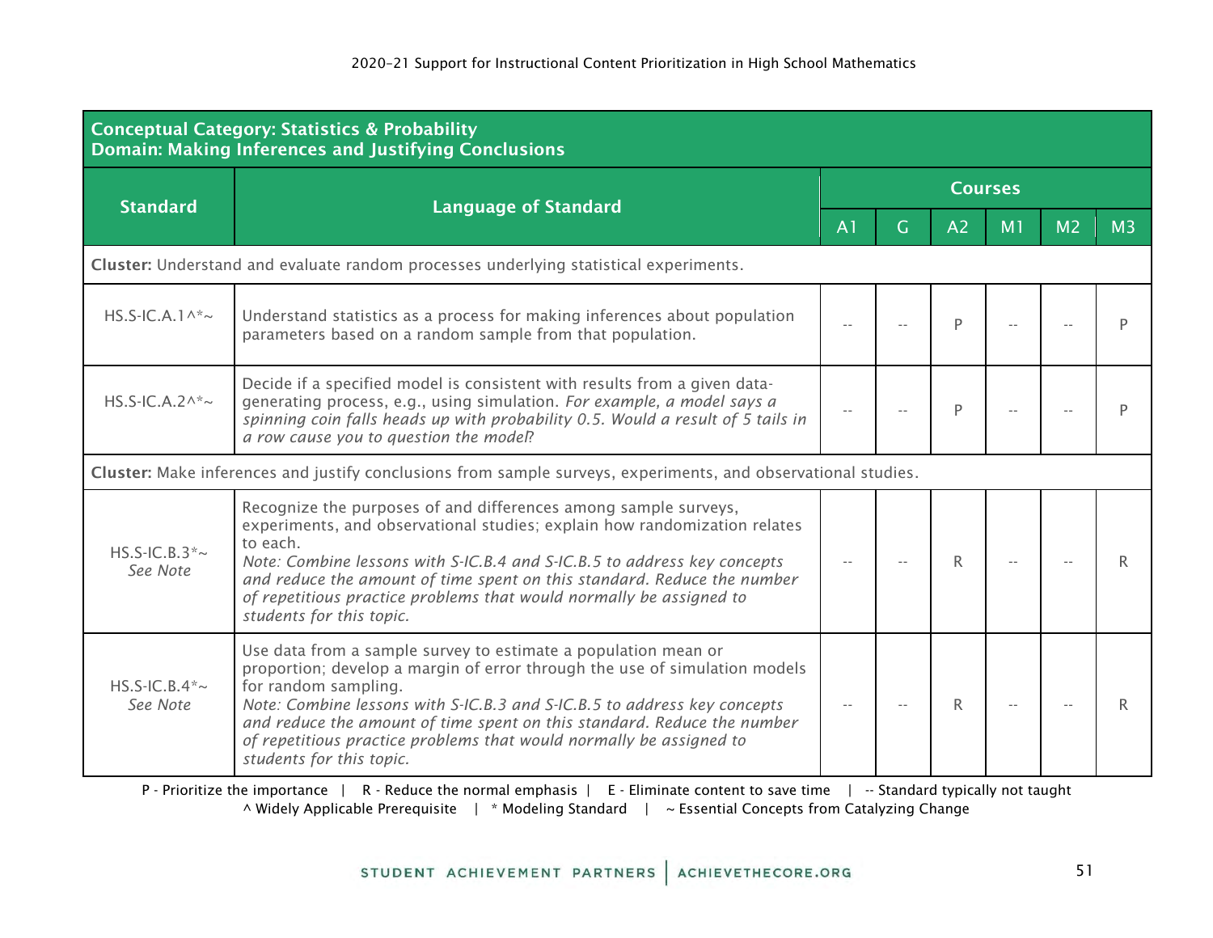| **Conceptual Category: Statistics & Probability<br>Domain: Making Inferences and Justifying Conclusions** | | | | | | | |
|---|---|---|---|---|---|---|---|
| **Standard** | **Language of Standard** | **Courses** | | | | | |
| | | A1 | G | A2 | M1 | M2 | M3 |
| **Cluster:** Understand and evaluate random processes underlying statistical experiments. | | | | | | | |
| HS.S-IC.A.1^*~ | Understand statistics as a process for making inferences about population parameters based on a random sample from that population. | -- | -- | P | -- | -- | P |
| HS.S-IC.A.2^*~ | Decide if a specified model is consistent with results from a given data-generating process, e.g., using simulation. *For example, a model says a spinning coin falls heads up with probability 0.5. Would a result of 5 tails in a row cause you to question the model?* | -- | -- | P | -- | -- | P |
| **Cluster:** Make inferences and justify conclusions from sample surveys, experiments, and observational studies. | | | | | | | |
| HS.S-IC.B.3*~ *See Note* | Recognize the purposes of and differences among sample surveys, experiments, and observational studies; explain how randomization relates to each. *Note: Combine lessons with S-IC.B.4 and S-IC.B.5 to address key concepts and reduce the amount of time spent on this standard. Reduce the number of repetitious practice problems that would normally be assigned to students for this topic.* | -- | -- | R | -- | -- | R |
| HS.S-IC.B.4*~ *See Note* | Use data from a sample survey to estimate a population mean or proportion; develop a margin of error through the use of simulation models for random sampling. *Note: Combine lessons with S-IC.B.3 and S-IC.B.5 to address key concepts and reduce the amount of time spent on this standard. Reduce the number of repetitious practice problems that would normally be assigned to students for this topic.* | -- | -- | R | -- | -- | R |

P - Prioritize the importance | R - Reduce the normal emphasis | E - Eliminate content to save time | -- Standard typically not taught
^ Widely Applicable Prerequisite | * Modeling Standard | ~ Essential Concepts from Catalyzing Change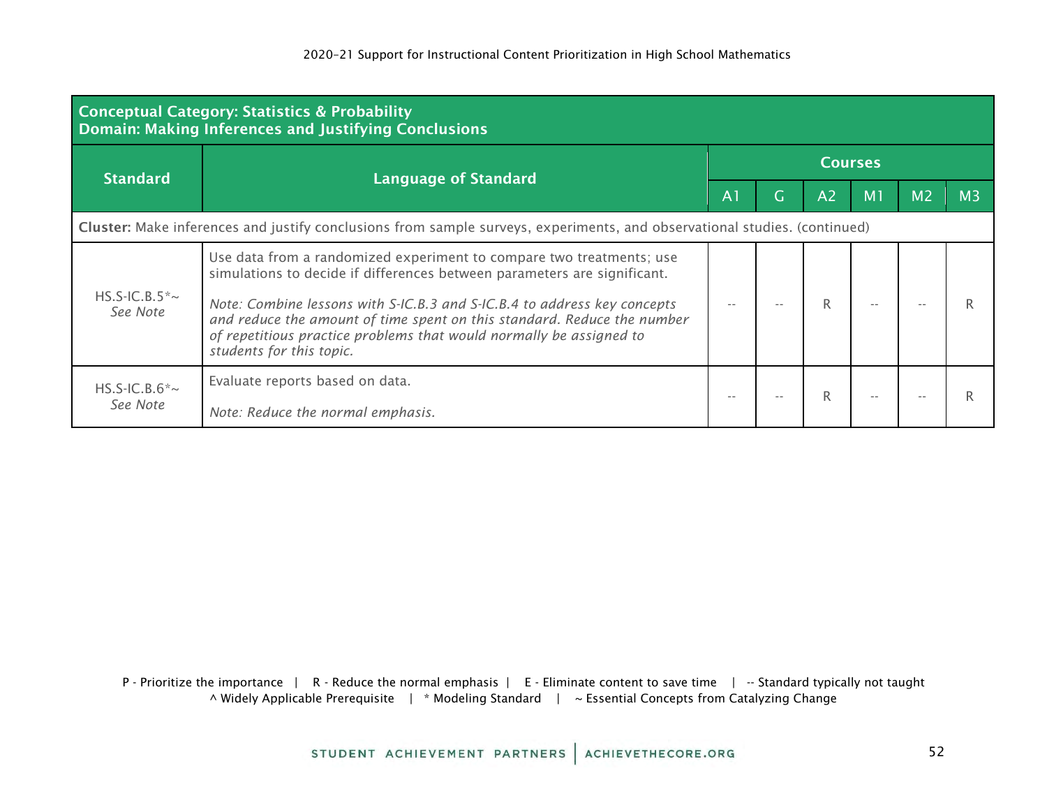| **Conceptual Category: Statistics & Probability**<br>**Domain: Making Inferences and Justifying Conclusions** | | | | | | | |
|---|---|---|---|---|---|---|---|
| **Standard** | **Language of Standard** | **Courses** | | | | | |
| | | A1 | G | A2 | M1 | M2 | M3 |
| **Cluster:** Make inferences and justify conclusions from sample surveys, experiments, and observational studies. (continued) | | | | | | | |
| HS.S-IC.B.5*~<br>*See Note* | Use data from a randomized experiment to compare two treatments; use simulations to decide if differences between parameters are significant.<br><br>*Note: Combine lessons with S-IC.B.3 and S-IC.B.4 to address key concepts and reduce the amount of time spent on this standard. Reduce the number of repetitious practice problems that would normally be assigned to students for this topic.* | -- | -- | R | -- | -- | R |
| HS.S-IC.B.6*~<br>*See Note* | Evaluate reports based on data.<br><br>*Note: Reduce the normal emphasis.* | -- | -- | R | -- | -- | R |

P - Prioritize the importance | R - Reduce the normal emphasis | E - Eliminate content to save time | -- Standard typically not taught
^ Widely Applicable Prerequisite | * Modeling Standard | ~ Essential Concepts from Catalyzing Change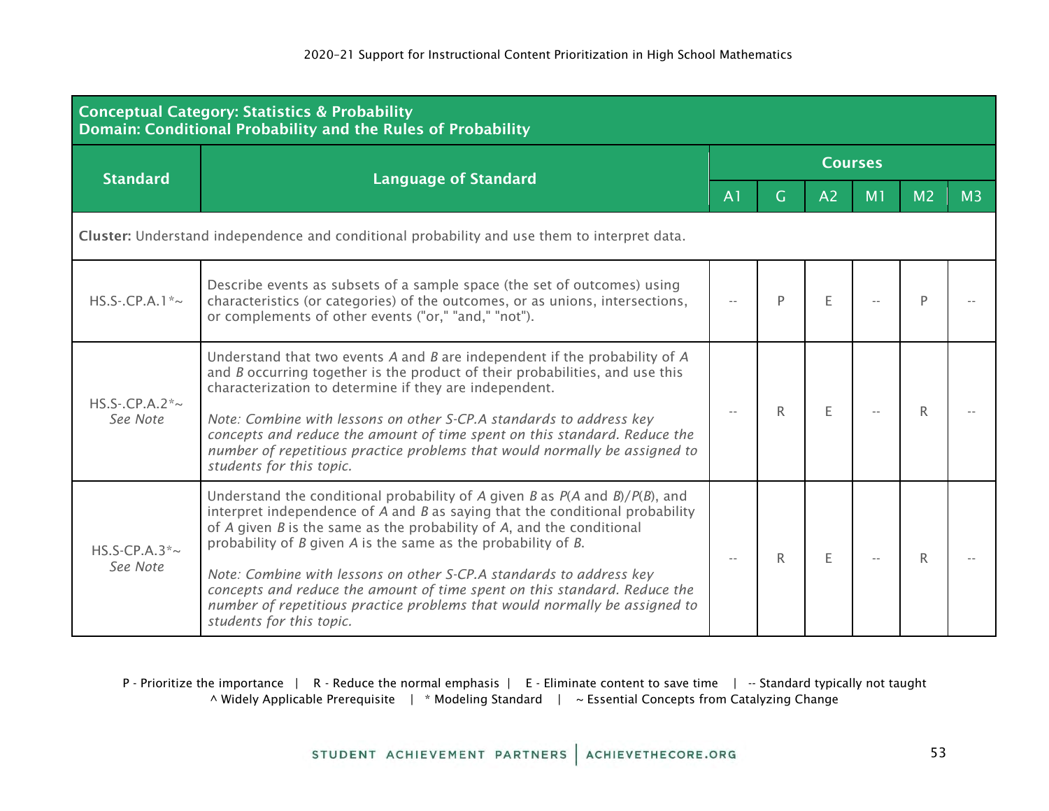**Conceptual Category: Statistics & Probability**
**Domain: Conditional Probability and the Rules of Probability**

| Standard | Language of Standard | Courses | | | | | |
|---|---|---|---|---|---|---|---|
| | | A1 | G | A2 | M1 | M2 | M3 |
| **Cluster:** Understand independence and conditional probability and use them to interpret data. | | | | | | | |
| HS.S-.CP.A.1*~ | Describe events as subsets of a sample space (the set of outcomes) using characteristics (or categories) of the outcomes, or as unions, intersections, or complements of other events ("or," "and," "not"). | -- | P | E | -- | P | -- |
| HS.S-.CP.A.2*~ *See Note* | Understand that two events *A* and *B* are independent if the probability of *A* and *B* occurring together is the product of their probabilities, and use this characterization to determine if they are independent. *Note: Combine with lessons on other S-CP.A standards to address key concepts and reduce the amount of time spent on this standard. Reduce the number of repetitious practice problems that would normally be assigned to students for this topic.* | -- | R | E | -- | R | -- |
| HS.S-CP.A.3*~ *See Note* | Understand the conditional probability of *A* given *B* as $P(A \text{ and } B)/P(B)$, and interpret independence of *A* and *B* as saying that the conditional probability of *A* given *B* is the same as the probability of *A*, and the conditional probability of *B* given *A* is the same as the probability of *B*. *Note: Combine with lessons on other S-CP.A standards to address key concepts and reduce the amount of time spent on this standard. Reduce the number of repetitious practice problems that would normally be assigned to students for this topic.* | -- | R | E | -- | R | -- |

P - Prioritize the importance | R - Reduce the normal emphasis | E - Eliminate content to save time | -- Standard typically not taught
^ Widely Applicable Prerequisite | * Modeling Standard | ~ Essential Concepts from Catalyzing Change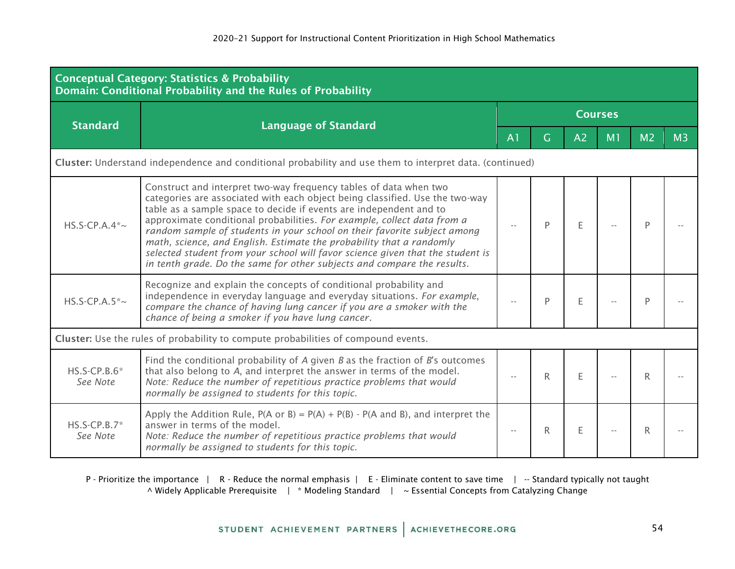| **Conceptual Category: Statistics & Probability**<br>**Domain: Conditional Probability and the Rules of Probability** | | | | | | | |
|---|---|---|---|---|---|---|---|
| **Standard** | **Language of Standard** | **Courses** | | | | | |
| | | A1 | G | A2 | M1 | M2 | M3 |
| **Cluster:** Understand independence and conditional probability and use them to interpret data. (continued) | | | | | | | |
| HS.S-CP.A.4*~ | Construct and interpret two-way frequency tables of data when two categories are associated with each object being classified. Use the two-way table as a sample space to decide if events are independent and to approximate conditional probabilities. *For example, collect data from a random sample of students in your school on their favorite subject among math, science, and English. Estimate the probability that a randomly selected student from your school will favor science given that the student is in tenth grade. Do the same for other subjects and compare the results.* | -- | P | E | -- | P | -- |
| HS.S-CP.A.5*~ | Recognize and explain the concepts of conditional probability and independence in everyday language and everyday situations. *For example, compare the chance of having lung cancer if you are a smoker with the chance of being a smoker if you have lung cancer.* | -- | P | E | -- | P | -- |
| **Cluster:** Use the rules of probability to compute probabilities of compound events. | | | | | | | |
| HS.S-CP.B.6*<br>*See Note* | Find the conditional probability of *A* given *B* as the fraction of *B*'s outcomes that also belong to *A*, and interpret the answer in terms of the model.<br>*Note: Reduce the number of repetitious practice problems that would normally be assigned to students for this topic.* | -- | R | E | -- | R | -- |
| HS.S-CP.B.7*<br>*See Note* | Apply the Addition Rule, P(A or B) = P(A) + P(B) - P(A and B), and interpret the answer in terms of the model.<br>*Note: Reduce the number of repetitious practice problems that would normally be assigned to students for this topic.* | -- | R | E | -- | R | -- |

P - Prioritize the importance | R - Reduce the normal emphasis | E - Eliminate content to save time | -- Standard typically not taught
^ Widely Applicable Prerequisite | * Modeling Standard | ~ Essential Concepts from Catalyzing Change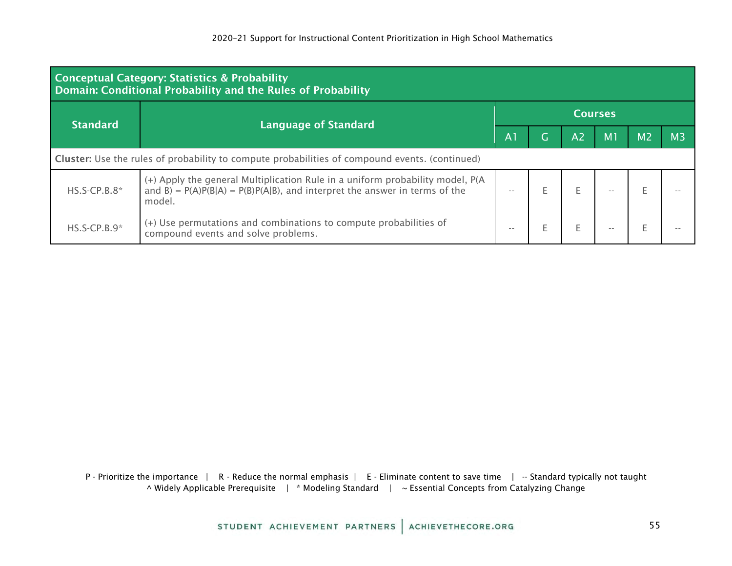| Conceptual Category: Statistics & Probability<br>Domain: Conditional Probability and the Rules of Probability | | | | | | | |
|---|---|---|---|---|---|---|---|
| **Standard** | **Language of Standard** | **Courses** | | | | | |
| | | A1 | G | A2 | M1 | M2 | M3 |
| **Cluster:** Use the rules of probability to compute probabilities of compound events. (continued) | | | | | | | |
| HS.S-CP.B.8* | (+) Apply the general Multiplication Rule in a uniform probability model, P(A and B) = P(A)P(B\|A) = P(B)P(A\|B), and interpret the answer in terms of the model. | -- | E | E | -- | E | -- |
| HS.S-CP.B.9* | (+) Use permutations and combinations to compute probabilities of compound events and solve problems. | -- | E | E | -- | E | -- |

P - Prioritize the importance | R - Reduce the normal emphasis | E - Eliminate content to save time | -- Standard typically not taught
^ Widely Applicable Prerequisite | * Modeling Standard | ~ Essential Concepts from Catalyzing Change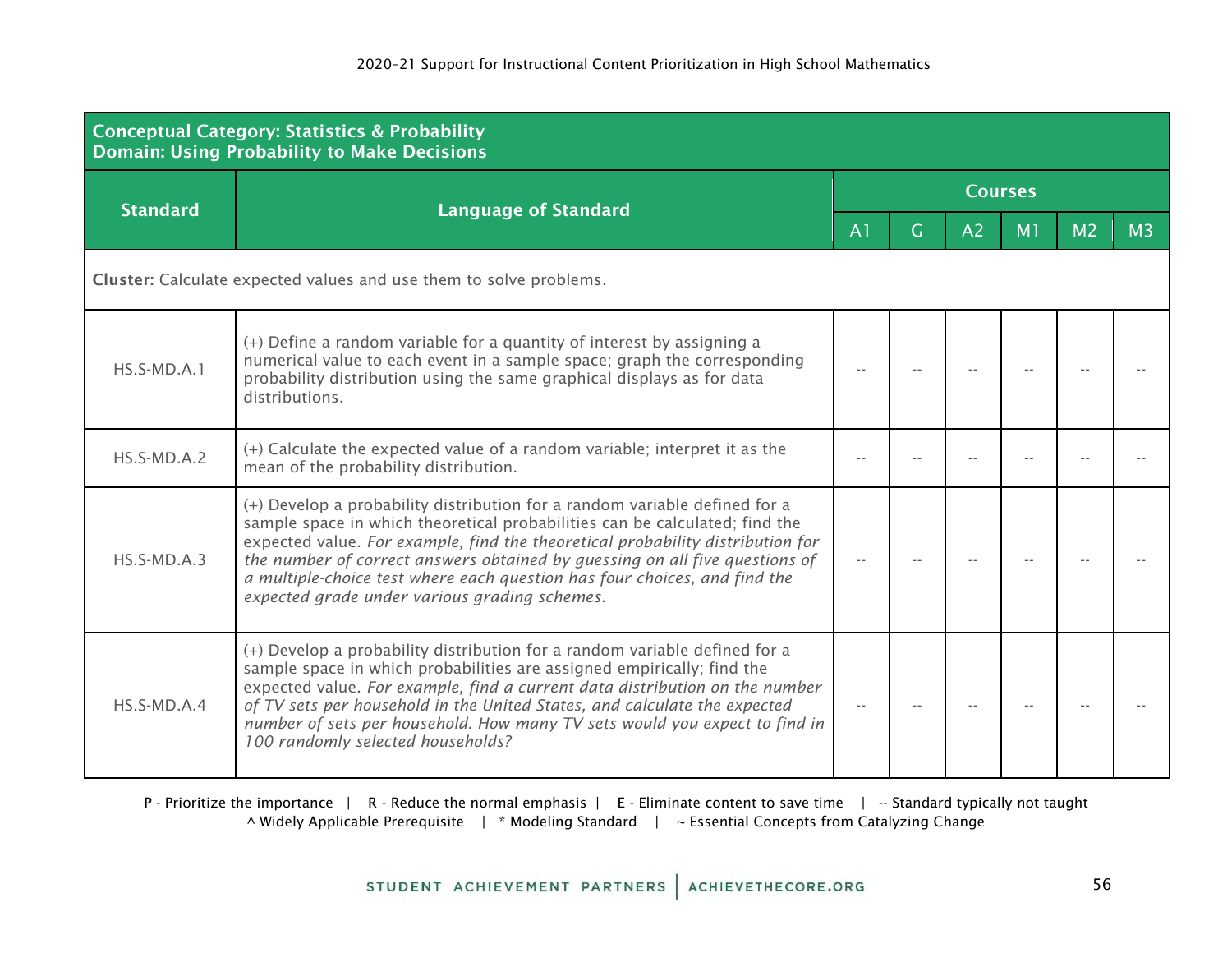| **Conceptual Category: Statistics & Probability**<br>**Domain: Using Probability to Make Decisions** | | | | | | | |
|---|---|---|---|---|---|---|---|
| **Standard** | **Language of Standard** | **Courses** | | | | | |
| | | A1 | G | A2 | M1 | M2 | M3 |
| **Cluster:** Calculate expected values and use them to solve problems. | | | | | | | |
| HS.S-MD.A.1 | (+) Define a random variable for a quantity of interest by assigning a numerical value to each event in a sample space; graph the corresponding probability distribution using the same graphical displays as for data distributions. | -- | -- | -- | -- | -- | -- |
| HS.S-MD.A.2 | (+) Calculate the expected value of a random variable; interpret it as the mean of the probability distribution. | -- | -- | -- | -- | -- | -- |
| HS.S-MD.A.3 | (+) Develop a probability distribution for a random variable defined for a sample space in which theoretical probabilities can be calculated; find the expected value. *For example, find the theoretical probability distribution for the number of correct answers obtained by guessing on all five questions of a multiple-choice test where each question has four choices, and find the expected grade under various grading schemes.* | -- | -- | -- | -- | -- | -- |
| HS.S-MD.A.4 | (+) Develop a probability distribution for a random variable defined for a sample space in which probabilities are assigned empirically; find the expected value. *For example, find a current data distribution on the number of TV sets per household in the United States, and calculate the expected number of sets per household. How many TV sets would you expect to find in 100 randomly selected households?* | -- | -- | -- | -- | -- | -- |

P - Prioritize the importance | R - Reduce the normal emphasis | E - Eliminate content to save time | -- Standard typically not taught
^ Widely Applicable Prerequisite | * Modeling Standard | ~ Essential Concepts from Catalyzing Change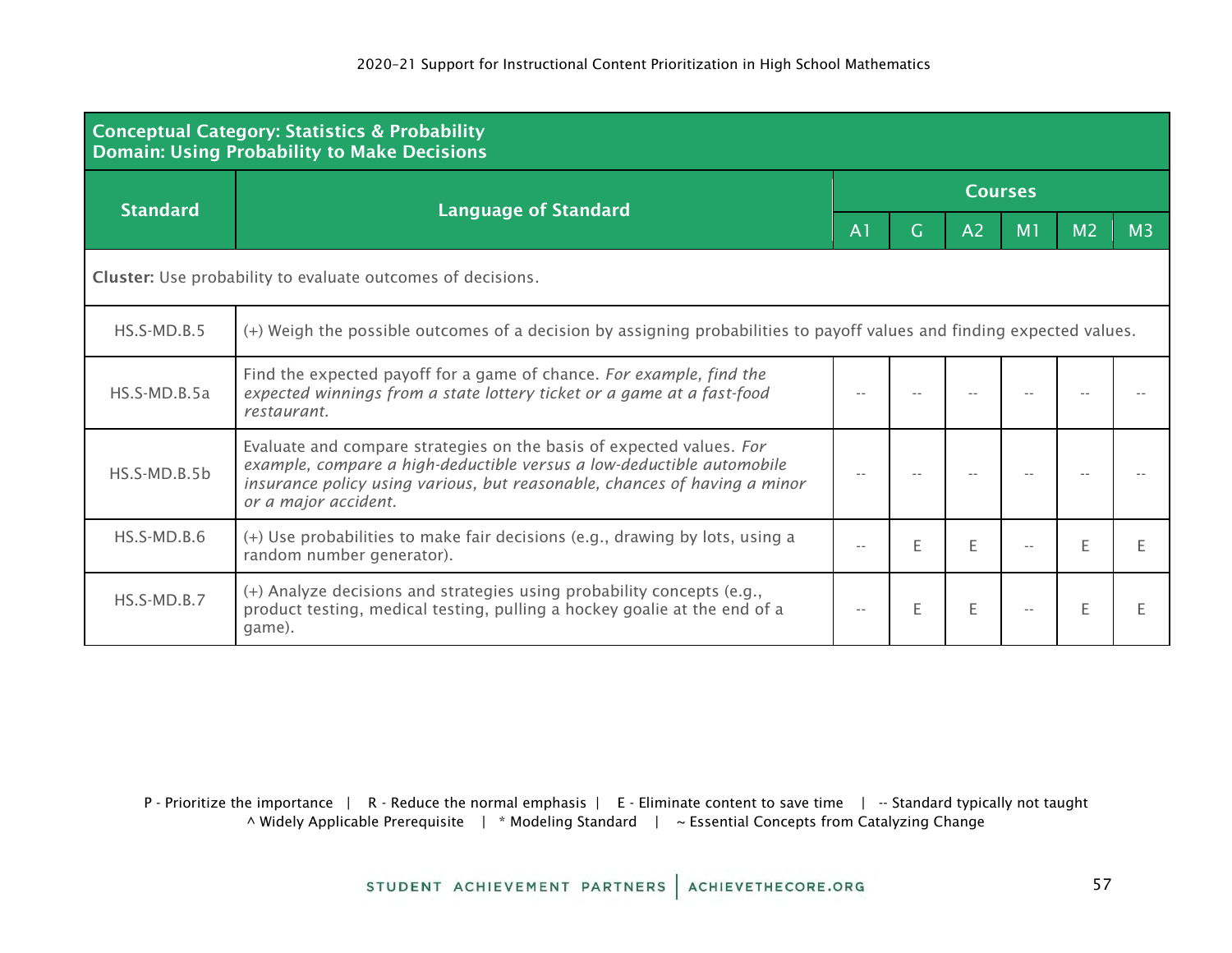| Conceptual Category: Statistics & Probability<br>Domain: Using Probability to Make Decisions | | | | | | | |
|---|---|---|---|---|---|---|---|
| **Standard** | **Language of Standard** | **Courses** | | | | | |
| | | A1 | G | A2 | M1 | M2 | M3 |
| **Cluster:** Use probability to evaluate outcomes of decisions. | | | | | | | |
| HS.S-MD.B.5 | (+) Weigh the possible outcomes of a decision by assigning probabilities to payoff values and finding expected values. | | | | | | |
| HS.S-MD.B.5a | Find the expected payoff for a game of chance. *For example, find the expected winnings from a state lottery ticket or a game at a fast-food restaurant.* | -- | -- | -- | -- | -- | -- |
| HS.S-MD.B.5b | Evaluate and compare strategies on the basis of expected values. *For example, compare a high-deductible versus a low-deductible automobile insurance policy using various, but reasonable, chances of having a minor or a major accident.* | -- | -- | -- | -- | -- | -- |
| HS.S-MD.B.6 | (+) Use probabilities to make fair decisions (e.g., drawing by lots, using a random number generator). | -- | E | E | -- | E | E |
| HS.S-MD.B.7 | (+) Analyze decisions and strategies using probability concepts (e.g., product testing, medical testing, pulling a hockey goalie at the end of a game). | -- | E | E | -- | E | E |

P - Prioritize the importance | R - Reduce the normal emphasis | E - Eliminate content to save time | -- Standard typically not taught
^ Widely Applicable Prerequisite | * Modeling Standard | ~ Essential Concepts from Catalyzing Change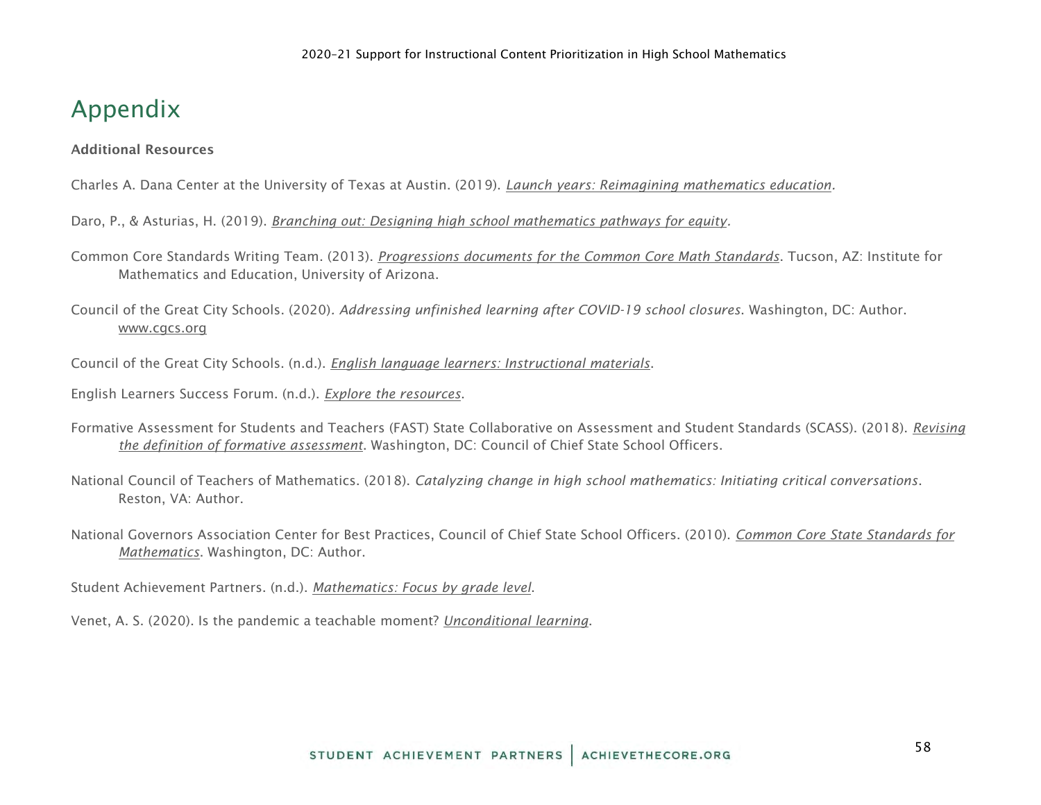# Appendix

**Additional Resources**

Charles A. Dana Center at the University of Texas at Austin. (2019). *Launch years: Reimagining mathematics education*.

Daro, P., & Asturias, H. (2019). *Branching out: Designing high school mathematics pathways for equity*.

Common Core Standards Writing Team. (2013). *Progressions documents for the Common Core Math Standards*. Tucson, AZ: Institute for Mathematics and Education, University of Arizona.

Council of the Great City Schools. (2020). *Addressing unfinished learning after COVID-19 school closures*. Washington, DC: Author. www.cgcs.org

Council of the Great City Schools. (n.d.). *English language learners: Instructional materials*.

English Learners Success Forum. (n.d.). *Explore the resources*.

Formative Assessment for Students and Teachers (FAST) State Collaborative on Assessment and Student Standards (SCASS). (2018). *Revising the definition of formative assessment*. Washington, DC: Council of Chief State School Officers.

National Council of Teachers of Mathematics. (2018). *Catalyzing change in high school mathematics: Initiating critical conversations*. Reston, VA: Author.

National Governors Association Center for Best Practices, Council of Chief State School Officers. (2010). *Common Core State Standards for Mathematics*. Washington, DC: Author.

Student Achievement Partners. (n.d.). *Mathematics: Focus by grade level*.

Venet, A. S. (2020). Is the pandemic a teachable moment? *Unconditional learning*.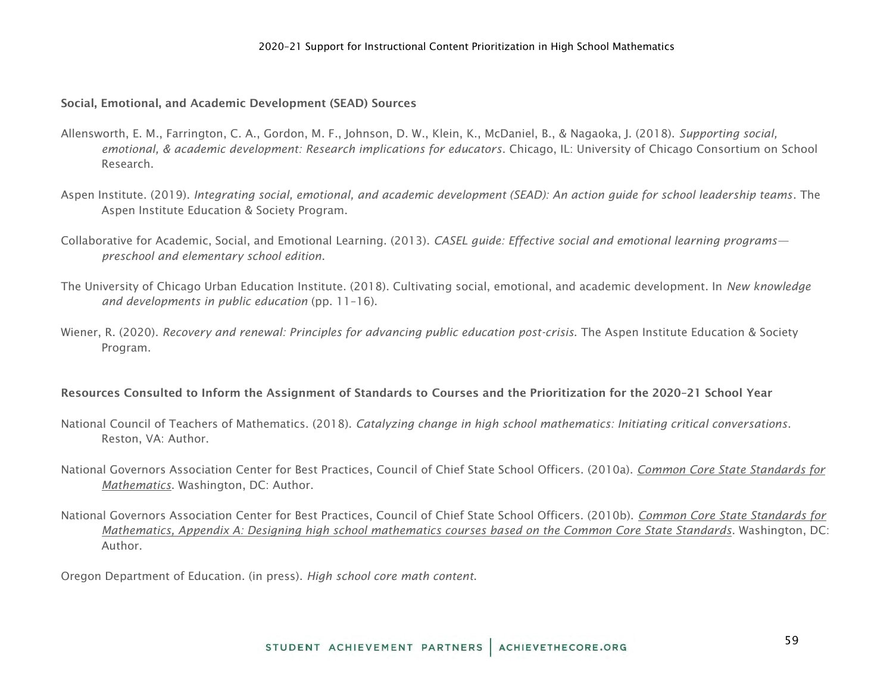**Social, Emotional, and Academic Development (SEAD) Sources**

Allensworth, E. M., Farrington, C. A., Gordon, M. F., Johnson, D. W., Klein, K., McDaniel, B., & Nagaoka, J. (2018). *Supporting social, emotional, & academic development: Research implications for educators*. Chicago, IL: University of Chicago Consortium on School Research.

Aspen Institute. (2019). *Integrating social, emotional, and academic development (SEAD): An action guide for school leadership teams*. The Aspen Institute Education & Society Program.

Collaborative for Academic, Social, and Emotional Learning. (2013). *CASEL guide: Effective social and emotional learning programs—preschool and elementary school edition*.

The University of Chicago Urban Education Institute. (2018). Cultivating social, emotional, and academic development. In *New knowledge and developments in public education* (pp. 11–16).

Wiener, R. (2020). *Recovery and renewal: Principles for advancing public education post-crisis*. The Aspen Institute Education & Society Program.

**Resources Consulted to Inform the Assignment of Standards to Courses and the Prioritization for the 2020–21 School Year**

National Council of Teachers of Mathematics. (2018). *Catalyzing change in high school mathematics: Initiating critical conversations*. Reston, VA: Author.

National Governors Association Center for Best Practices, Council of Chief State School Officers. (2010a). *Common Core State Standards for Mathematics*. Washington, DC: Author.

National Governors Association Center for Best Practices, Council of Chief State School Officers. (2010b). *Common Core State Standards for Mathematics, Appendix A: Designing high school mathematics courses based on the Common Core State Standards*. Washington, DC: Author.

Oregon Department of Education. (in press). *High school core math content*.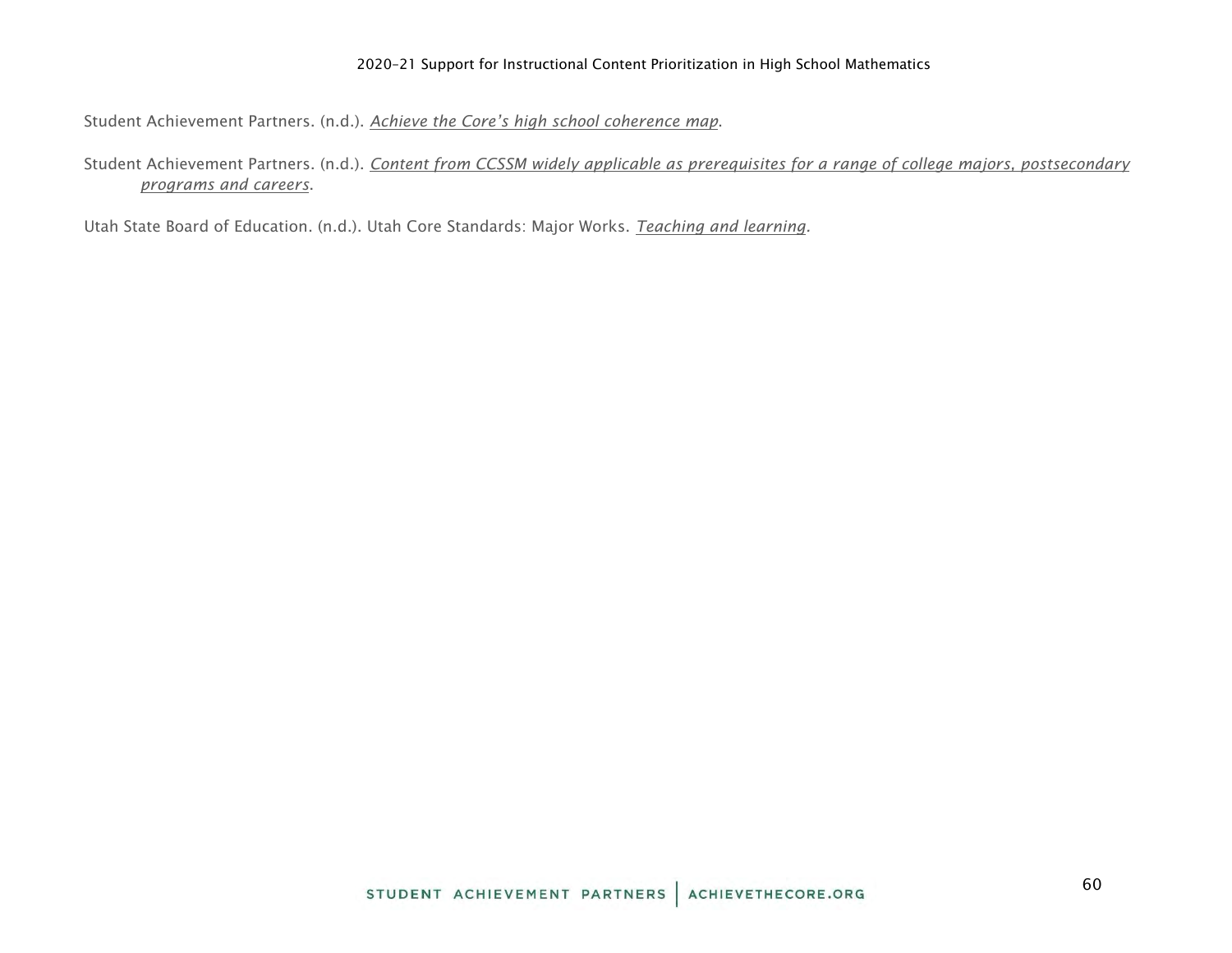Student Achievement Partners. (n.d.). *Achieve the Core's high school coherence map*.

Student Achievement Partners. (n.d.). *Content from CCSSM widely applicable as prerequisites for a range of college majors, postsecondary programs and careers*.

Utah State Board of Education. (n.d.). Utah Core Standards: Major Works. *Teaching and learning*.